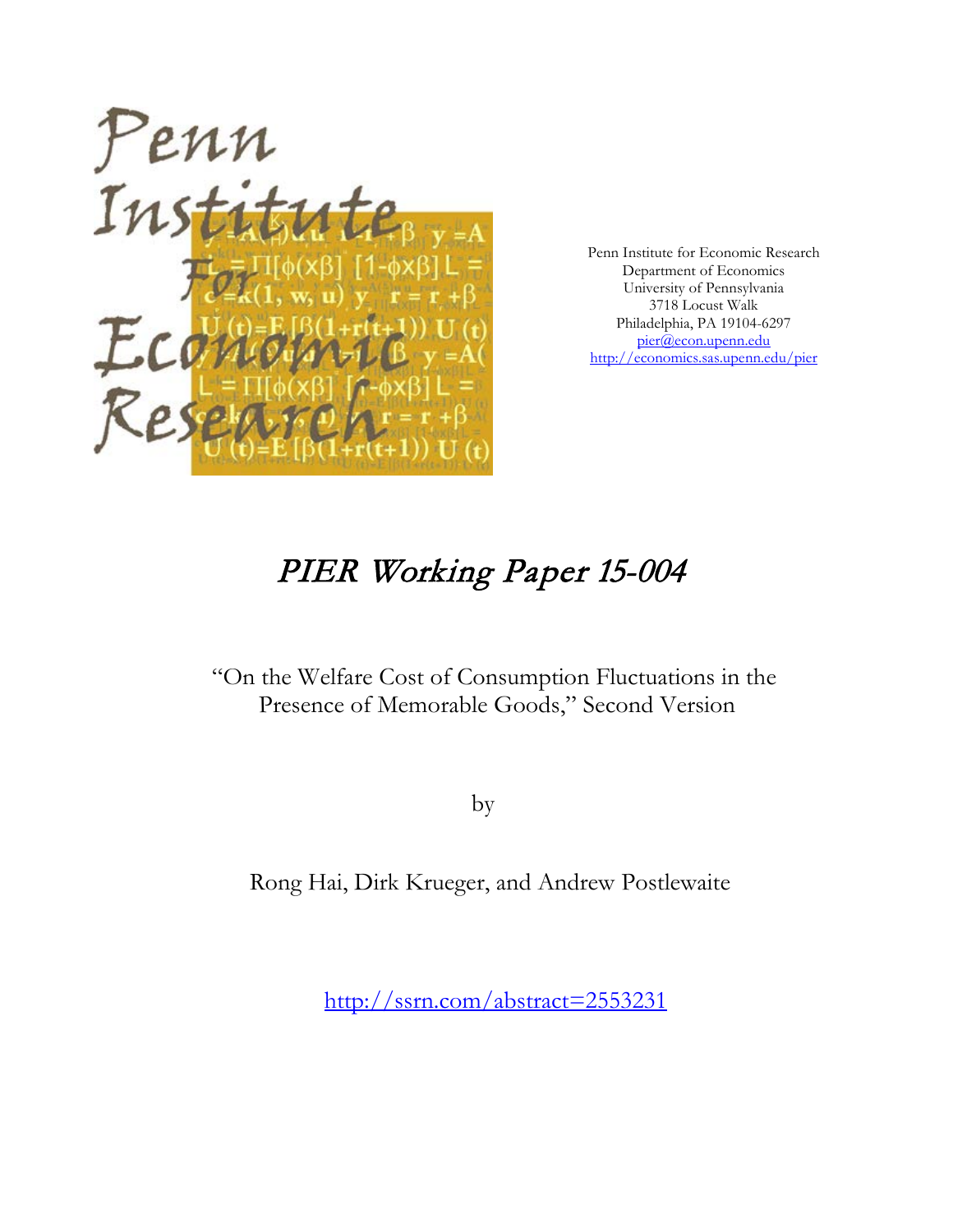Penn Institute for Economic Research
Department of Economics
University of Pennsylvania
3718 Locust Walk
Philadelphia, PA 19104-6297
pier@econ.upenn.edu
http://economics.sas.upenn.edu/pier

# *PIER Working Paper 15-004*

## "On the Welfare Cost of Consumption Fluctuations in the Presence of Memorable Goods," Second Version

by

Rong Hai, Dirk Krueger, and Andrew Postlewaite

http://ssrn.com/abstract=2553231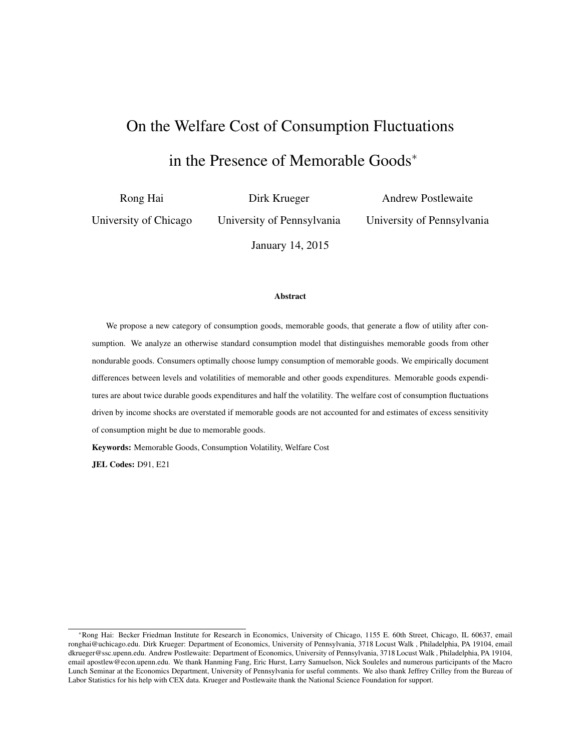# On the Welfare Cost of Consumption Fluctuations in the Presence of Memorable Goods[*]

Rong Hai
University of Chicago

Dirk Krueger
University of Pennsylvania

Andrew Postlewaite
University of Pennsylvania

January 14, 2015

### Abstract

We propose a new category of consumption goods, memorable goods, that generate a flow of utility after consumption. We analyze an otherwise standard consumption model that distinguishes memorable goods from other nondurable goods. Consumers optimally choose lumpy consumption of memorable goods. We empirically document differences between levels and volatilities of memorable and other goods expenditures. Memorable goods expenditures are about twice durable goods expenditures and half the volatility. The welfare cost of consumption fluctuations driven by income shocks are overstated if memorable goods are not accounted for and estimates of excess sensitivity of consumption might be due to memorable goods.

**Keywords:** Memorable Goods, Consumption Volatility, Welfare Cost

**JEL Codes:** D91, E21

[*] Rong Hai: Becker Friedman Institute for Research in Economics, University of Chicago, 1155 E. 60th Street, Chicago, IL 60637, email ronghai@uchicago.edu. Dirk Krueger: Department of Economics, University of Pennsylvania, 3718 Locust Walk , Philadelphia, PA 19104, email dkrueger@ssc.upenn.edu. Andrew Postlewaite: Department of Economics, University of Pennsylvania, 3718 Locust Walk , Philadelphia, PA 19104, email apostlew@econ.upenn.edu. We thank Hanming Fang, Eric Hurst, Larry Samuelson, Nick Souleles and numerous participants of the Macro Lunch Seminar at the Economics Department, University of Pennsylvania for useful comments. We also thank Jeffrey Crilley from the Bureau of Labor Statistics for his help with CEX data. Krueger and Postlewaite thank the National Science Foundation for support.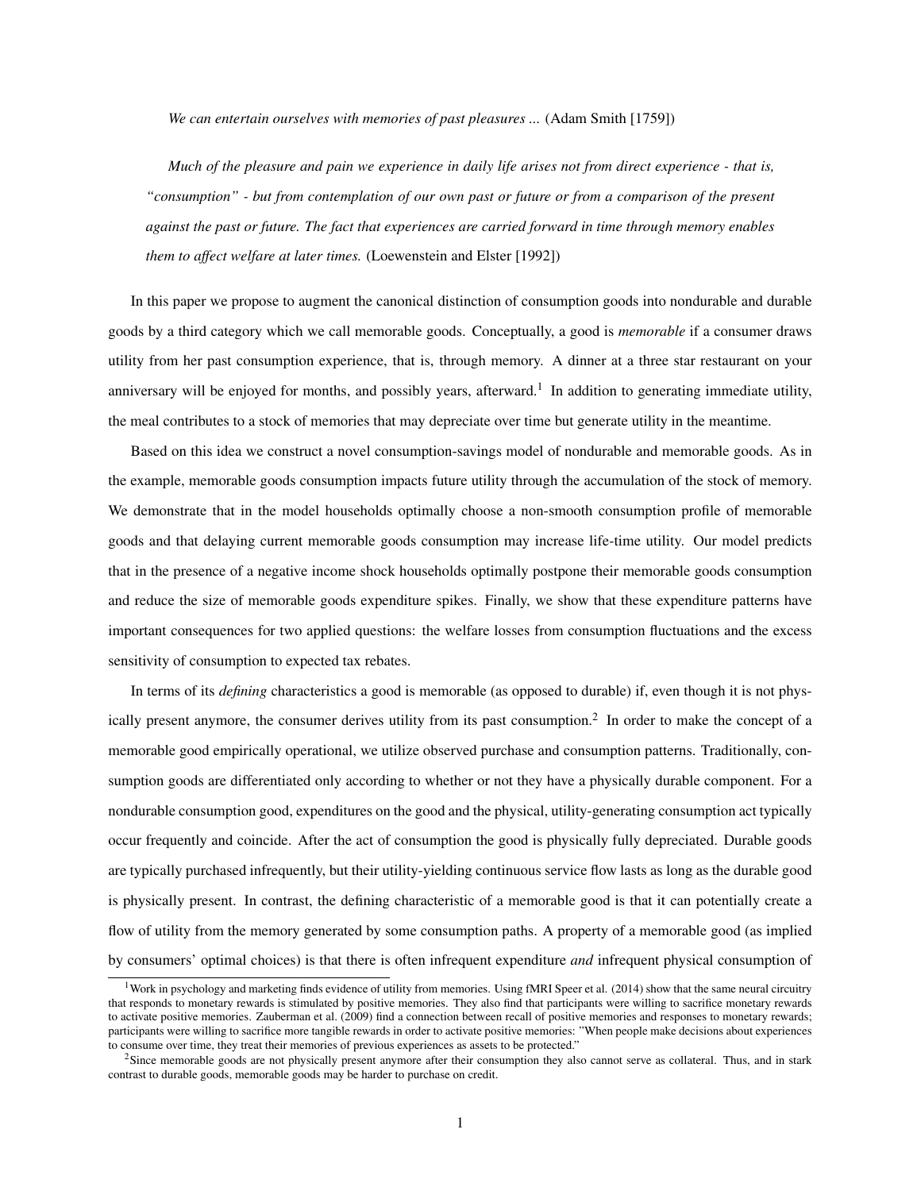*We can entertain ourselves with memories of past pleasures ...* (Adam Smith [1759])

*Much of the pleasure and pain we experience in daily life arises not from direct experience - that is, "consumption" - but from contemplation of our own past or future or from a comparison of the present against the past or future. The fact that experiences are carried forward in time through memory enables them to affect welfare at later times.* (Loewenstein and Elster [1992])

In this paper we propose to augment the canonical distinction of consumption goods into nondurable and durable goods by a third category which we call memorable goods. Conceptually, a good is *memorable* if a consumer draws utility from her past consumption experience, that is, through memory. A dinner at a three star restaurant on your anniversary will be enjoyed for months, and possibly years, afterward.[1] In addition to generating immediate utility, the meal contributes to a stock of memories that may depreciate over time but generate utility in the meantime.

Based on this idea we construct a novel consumption-savings model of nondurable and memorable goods. As in the example, memorable goods consumption impacts future utility through the accumulation of the stock of memory. We demonstrate that in the model households optimally choose a non-smooth consumption profile of memorable goods and that delaying current memorable goods consumption may increase life-time utility. Our model predicts that in the presence of a negative income shock households optimally postpone their memorable goods consumption and reduce the size of memorable goods expenditure spikes. Finally, we show that these expenditure patterns have important consequences for two applied questions: the welfare losses from consumption fluctuations and the excess sensitivity of consumption to expected tax rebates.

In terms of its *defining* characteristics a good is memorable (as opposed to durable) if, even though it is not physically present anymore, the consumer derives utility from its past consumption.[2] In order to make the concept of a memorable good empirically operational, we utilize observed purchase and consumption patterns. Traditionally, consumption goods are differentiated only according to whether or not they have a physically durable component. For a nondurable consumption good, expenditures on the good and the physical, utility-generating consumption act typically occur frequently and coincide. After the act of consumption the good is physically fully depreciated. Durable goods are typically purchased infrequently, but their utility-yielding continuous service flow lasts as long as the durable good is physically present. In contrast, the defining characteristic of a memorable good is that it can potentially create a flow of utility from the memory generated by some consumption paths. A property of a memorable good (as implied by consumers' optimal choices) is that there is often infrequent expenditure *and* infrequent physical consumption of

[1] Work in psychology and marketing finds evidence of utility from memories. Using fMRI Speer et al. (2014) show that the same neural circuitry that responds to monetary rewards is stimulated by positive memories. They also find that participants were willing to sacrifice monetary rewards to activate positive memories. Zauberman et al. (2009) find a connection between recall of positive memories and responses to monetary rewards; participants were willing to sacrifice more tangible rewards in order to activate positive memories: "When people make decisions about experiences to consume over time, they treat their memories of previous experiences as assets to be protected."

[2] Since memorable goods are not physically present anymore after their consumption they also cannot serve as collateral. Thus, and in stark contrast to durable goods, memorable goods may be harder to purchase on credit.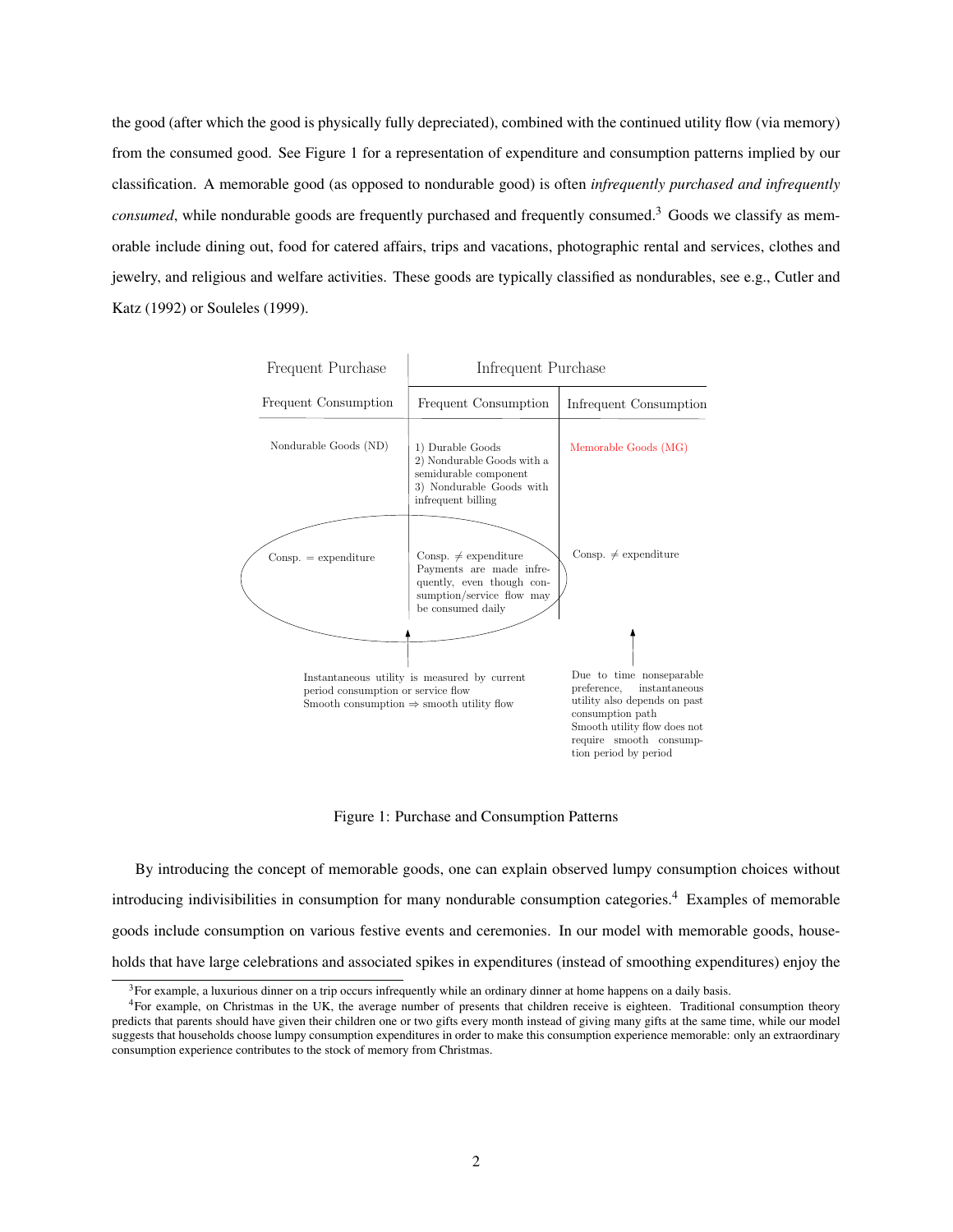the good (after which the good is physically fully depreciated), combined with the continued utility flow (via memory) from the consumed good. See Figure 1 for a representation of expenditure and consumption patterns implied by our classification. A memorable good (as opposed to nondurable good) is often *infrequently purchased and infrequently consumed*, while nondurable goods are frequently purchased and frequently consumed.[3] Goods we classify as memorable include dining out, food for catered affairs, trips and vacations, photographic rental and services, clothes and jewelry, and religious and welfare activities. These goods are typically classified as nondurables, see e.g., Cutler and Katz (1992) or Souleles (1999).

| Frequent Purchase | Infrequent Purchase | |
|---|---|---|
| Frequent Consumption | Frequent Consumption | Infrequent Consumption |
| Nondurable Goods (ND) | 1) Durable Goods 2) Nondurable Goods with a semidurable component 3) Nondurable Goods with infrequent billing | Memorable Goods (MG) |
| Consp. = expenditure | Consp. ≠ expenditure Payments are made infrequently, even though consumption/service flow may be consumed daily | Consp. ≠ expenditure |
| Instantaneous utility is measured by current period consumption or service flow Smooth consumption ⇒ smooth utility flow | | Due to time nonseparable preference, instantaneous utility also depends on past consumption path Smooth utility flow does not require smooth consumption period by period |

Figure 1: Purchase and Consumption Patterns

By introducing the concept of memorable goods, one can explain observed lumpy consumption choices without introducing indivisibilities in consumption for many nondurable consumption categories.[4] Examples of memorable goods include consumption on various festive events and ceremonies. In our model with memorable goods, households that have large celebrations and associated spikes in expenditures (instead of smoothing expenditures) enjoy the

[3] For example, a luxurious dinner on a trip occurs infrequently while an ordinary dinner at home happens on a daily basis.

[4] For example, on Christmas in the UK, the average number of presents that children receive is eighteen. Traditional consumption theory predicts that parents should have given their children one or two gifts every month instead of giving many gifts at the same time, while our model suggests that households choose lumpy consumption expenditures in order to make this consumption experience memorable: only an extraordinary consumption experience contributes to the stock of memory from Christmas.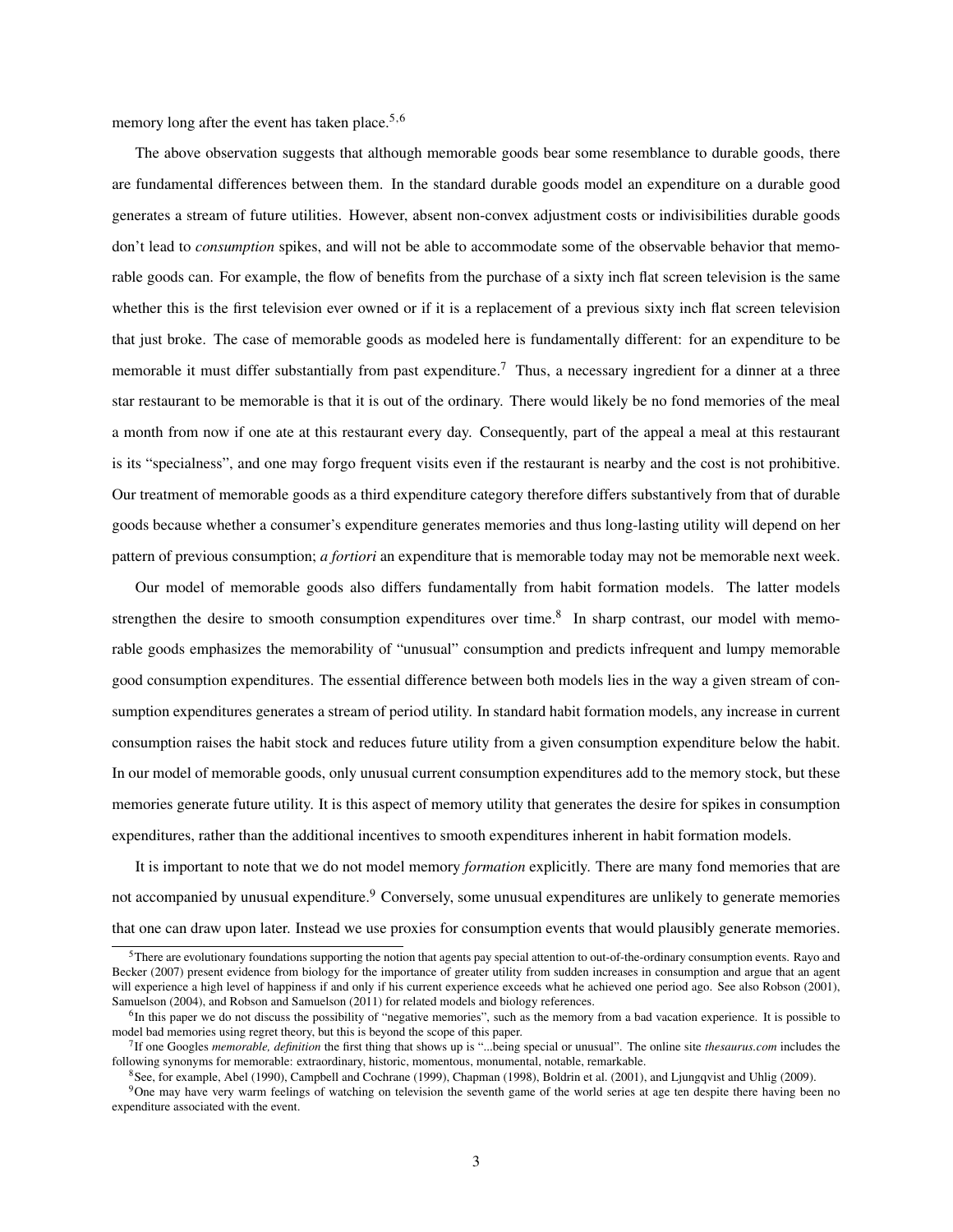memory long after the event has taken place.[5,6]

The above observation suggests that although memorable goods bear some resemblance to durable goods, there are fundamental differences between them. In the standard durable goods model an expenditure on a durable good generates a stream of future utilities. However, absent non-convex adjustment costs or indivisibilities durable goods don't lead to *consumption* spikes, and will not be able to accommodate some of the observable behavior that memorable goods can. For example, the flow of benefits from the purchase of a sixty inch flat screen television is the same whether this is the first television ever owned or if it is a replacement of a previous sixty inch flat screen television that just broke. The case of memorable goods as modeled here is fundamentally different: for an expenditure to be memorable it must differ substantially from past expenditure.[7] Thus, a necessary ingredient for a dinner at a three star restaurant to be memorable is that it is out of the ordinary. There would likely be no fond memories of the meal a month from now if one ate at this restaurant every day. Consequently, part of the appeal a meal at this restaurant is its "specialness", and one may forgo frequent visits even if the restaurant is nearby and the cost is not prohibitive. Our treatment of memorable goods as a third expenditure category therefore differs substantively from that of durable goods because whether a consumer's expenditure generates memories and thus long-lasting utility will depend on her pattern of previous consumption; *a fortiori* an expenditure that is memorable today may not be memorable next week.

Our model of memorable goods also differs fundamentally from habit formation models. The latter models strengthen the desire to smooth consumption expenditures over time.[8] In sharp contrast, our model with memorable goods emphasizes the memorability of "unusual" consumption and predicts infrequent and lumpy memorable good consumption expenditures. The essential difference between both models lies in the way a given stream of consumption expenditures generates a stream of period utility. In standard habit formation models, any increase in current consumption raises the habit stock and reduces future utility from a given consumption expenditure below the habit. In our model of memorable goods, only unusual current consumption expenditures add to the memory stock, but these memories generate future utility. It is this aspect of memory utility that generates the desire for spikes in consumption expenditures, rather than the additional incentives to smooth expenditures inherent in habit formation models.

It is important to note that we do not model memory *formation* explicitly. There are many fond memories that are not accompanied by unusual expenditure.[9] Conversely, some unusual expenditures are unlikely to generate memories that one can draw upon later. Instead we use proxies for consumption events that would plausibly generate memories.

[5] There are evolutionary foundations supporting the notion that agents pay special attention to out-of-the-ordinary consumption events. Rayo and Becker (2007) present evidence from biology for the importance of greater utility from sudden increases in consumption and argue that an agent will experience a high level of happiness if and only if his current experience exceeds what he achieved one period ago. See also Robson (2001), Samuelson (2004), and Robson and Samuelson (2011) for related models and biology references.

[6] In this paper we do not discuss the possibility of "negative memories", such as the memory from a bad vacation experience. It is possible to model bad memories using regret theory, but this is beyond the scope of this paper.

[7] If one Googles *memorable, definition* the first thing that shows up is "...being special or unusual". The online site *thesaurus.com* includes the following synonyms for memorable: extraordinary, historic, momentous, monumental, notable, remarkable.

[8] See, for example, Abel (1990), Campbell and Cochrane (1999), Chapman (1998), Boldrin et al. (2001), and Ljungqvist and Uhlig (2009).

[9] One may have very warm feelings of watching on television the seventh game of the world series at age ten despite there having been no expenditure associated with the event.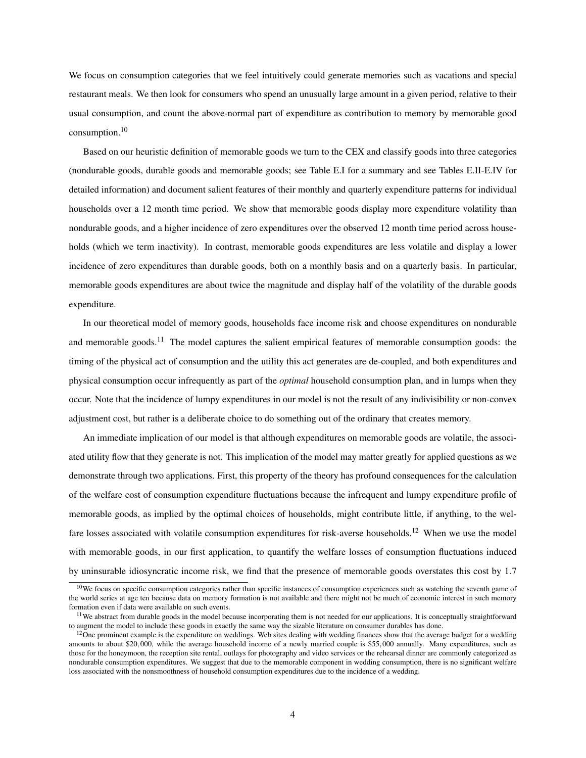We focus on consumption categories that we feel intuitively could generate memories such as vacations and special restaurant meals. We then look for consumers who spend an unusually large amount in a given period, relative to their usual consumption, and count the above-normal part of expenditure as contribution to memory by memorable good consumption.[10]

Based on our heuristic definition of memorable goods we turn to the CEX and classify goods into three categories (nondurable goods, durable goods and memorable goods; see Table E.I for a summary and see Tables E.II-E.IV for detailed information) and document salient features of their monthly and quarterly expenditure patterns for individual households over a 12 month time period. We show that memorable goods display more expenditure volatility than nondurable goods, and a higher incidence of zero expenditures over the observed 12 month time period across households (which we term inactivity). In contrast, memorable goods expenditures are less volatile and display a lower incidence of zero expenditures than durable goods, both on a monthly basis and on a quarterly basis. In particular, memorable goods expenditures are about twice the magnitude and display half of the volatility of the durable goods expenditure.

In our theoretical model of memory goods, households face income risk and choose expenditures on nondurable and memorable goods.[11] The model captures the salient empirical features of memorable consumption goods: the timing of the physical act of consumption and the utility this act generates are de-coupled, and both expenditures and physical consumption occur infrequently as part of the *optimal* household consumption plan, and in lumps when they occur. Note that the incidence of lumpy expenditures in our model is not the result of any indivisibility or non-convex adjustment cost, but rather is a deliberate choice to do something out of the ordinary that creates memory.

An immediate implication of our model is that although expenditures on memorable goods are volatile, the associated utility flow that they generate is not. This implication of the model may matter greatly for applied questions as we demonstrate through two applications. First, this property of the theory has profound consequences for the calculation of the welfare cost of consumption expenditure fluctuations because the infrequent and lumpy expenditure profile of memorable goods, as implied by the optimal choices of households, might contribute little, if anything, to the welfare losses associated with volatile consumption expenditures for risk-averse households.[12] When we use the model with memorable goods, in our first application, to quantify the welfare losses of consumption fluctuations induced by uninsurable idiosyncratic income risk, we find that the presence of memorable goods overstates this cost by 1.7

[10]We focus on specific consumption categories rather than specific instances of consumption experiences such as watching the seventh game of the world series at age ten because data on memory formation is not available and there might not be much of economic interest in such memory formation even if data were available on such events.

[11]We abstract from durable goods in the model because incorporating them is not needed for our applications. It is conceptually straightforward to augment the model to include these goods in exactly the same way the sizable literature on consumer durables has done.

[12]One prominent example is the expenditure on weddings. Web sites dealing with wedding finances show that the average budget for a wedding amounts to about \$20,000, while the average household income of a newly married couple is \$55,000 annually. Many expenditures, such as those for the honeymoon, the reception site rental, outlays for photography and video services or the rehearsal dinner are commonly categorized as nondurable consumption expenditures. We suggest that due to the memorable component in wedding consumption, there is no significant welfare loss associated with the nonsmoothness of household consumption expenditures due to the incidence of a wedding.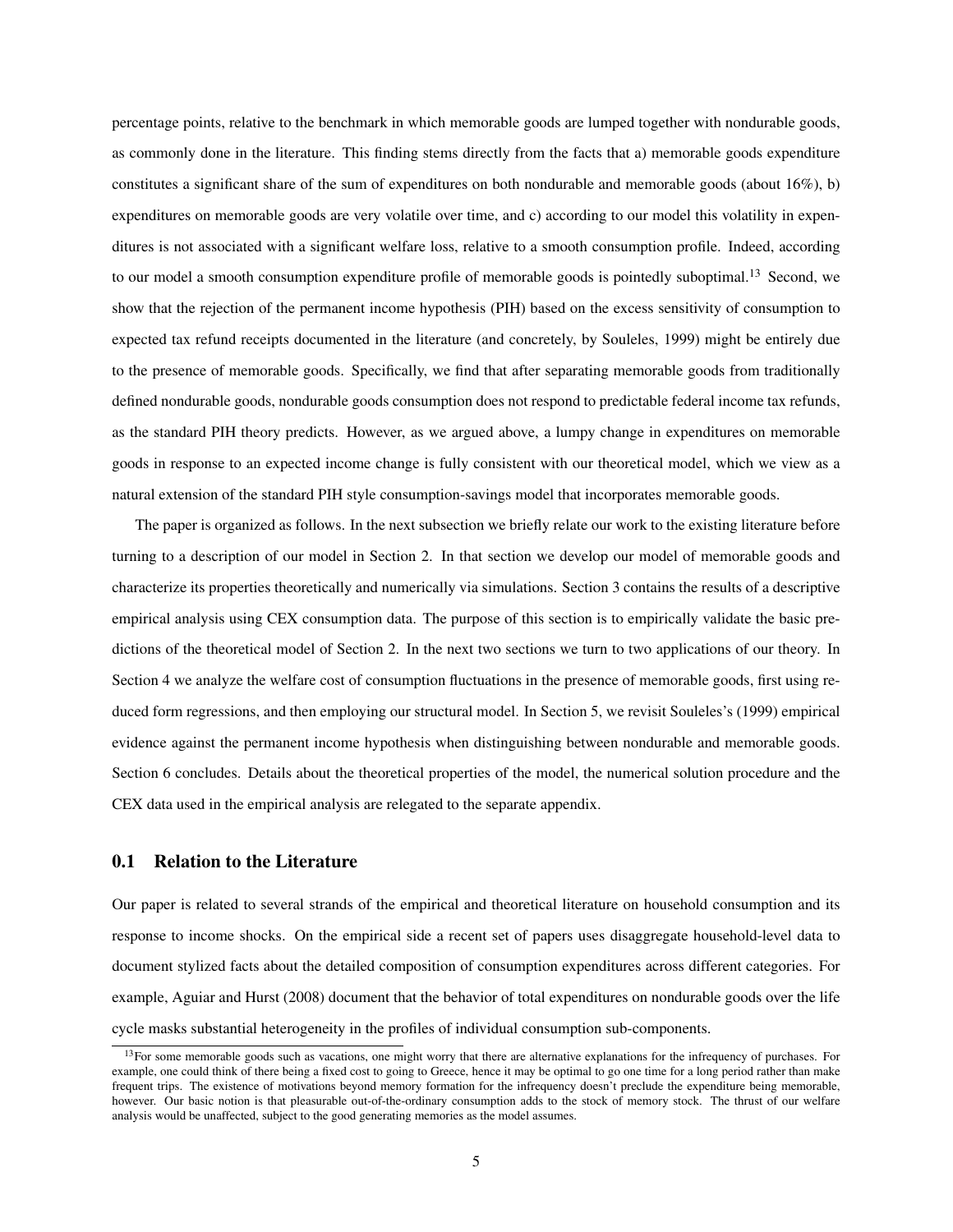percentage points, relative to the benchmark in which memorable goods are lumped together with nondurable goods, as commonly done in the literature. This finding stems directly from the facts that a) memorable goods expenditure constitutes a significant share of the sum of expenditures on both nondurable and memorable goods (about 16%), b) expenditures on memorable goods are very volatile over time, and c) according to our model this volatility in expenditures is not associated with a significant welfare loss, relative to a smooth consumption profile. Indeed, according to our model a smooth consumption expenditure profile of memorable goods is pointedly suboptimal.[13] Second, we show that the rejection of the permanent income hypothesis (PIH) based on the excess sensitivity of consumption to expected tax refund receipts documented in the literature (and concretely, by Souleles, 1999) might be entirely due to the presence of memorable goods. Specifically, we find that after separating memorable goods from traditionally defined nondurable goods, nondurable goods consumption does not respond to predictable federal income tax refunds, as the standard PIH theory predicts. However, as we argued above, a lumpy change in expenditures on memorable goods in response to an expected income change is fully consistent with our theoretical model, which we view as a natural extension of the standard PIH style consumption-savings model that incorporates memorable goods.

The paper is organized as follows. In the next subsection we briefly relate our work to the existing literature before turning to a description of our model in Section 2. In that section we develop our model of memorable goods and characterize its properties theoretically and numerically via simulations. Section 3 contains the results of a descriptive empirical analysis using CEX consumption data. The purpose of this section is to empirically validate the basic predictions of the theoretical model of Section 2. In the next two sections we turn to two applications of our theory. In Section 4 we analyze the welfare cost of consumption fluctuations in the presence of memorable goods, first using reduced form regressions, and then employing our structural model. In Section 5, we revisit Souleles's (1999) empirical evidence against the permanent income hypothesis when distinguishing between nondurable and memorable goods. Section 6 concludes. Details about the theoretical properties of the model, the numerical solution procedure and the CEX data used in the empirical analysis are relegated to the separate appendix.

## 0.1 Relation to the Literature

Our paper is related to several strands of the empirical and theoretical literature on household consumption and its response to income shocks. On the empirical side a recent set of papers uses disaggregate household-level data to document stylized facts about the detailed composition of consumption expenditures across different categories. For example, Aguiar and Hurst (2008) document that the behavior of total expenditures on nondurable goods over the life cycle masks substantial heterogeneity in the profiles of individual consumption sub-components.

[13] For some memorable goods such as vacations, one might worry that there are alternative explanations for the infrequency of purchases. For example, one could think of there being a fixed cost to going to Greece, hence it may be optimal to go one time for a long period rather than make frequent trips. The existence of motivations beyond memory formation for the infrequency doesn't preclude the expenditure being memorable, however. Our basic notion is that pleasurable out-of-the-ordinary consumption adds to the stock of memory stock. The thrust of our welfare analysis would be unaffected, subject to the good generating memories as the model assumes.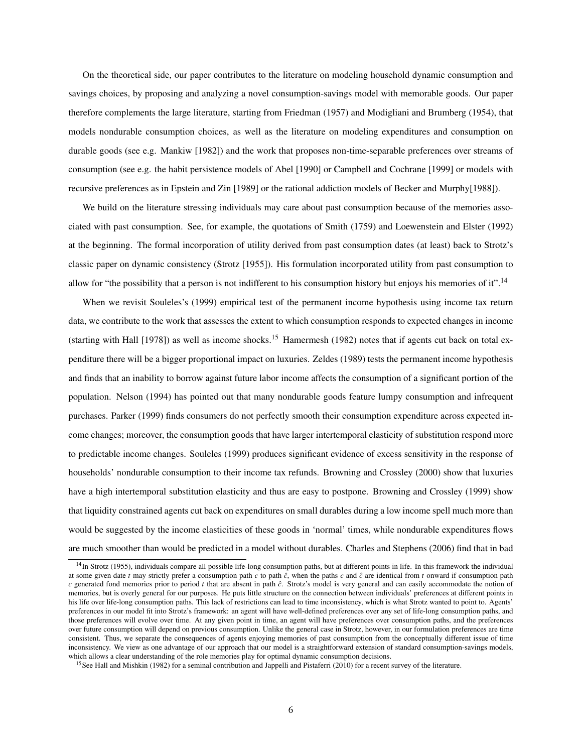On the theoretical side, our paper contributes to the literature on modeling household dynamic consumption and savings choices, by proposing and analyzing a novel consumption-savings model with memorable goods. Our paper therefore complements the large literature, starting from Friedman (1957) and Modigliani and Brumberg (1954), that models nondurable consumption choices, as well as the literature on modeling expenditures and consumption on durable goods (see e.g. Mankiw [1982]) and the work that proposes non-time-separable preferences over streams of consumption (see e.g. the habit persistence models of Abel [1990] or Campbell and Cochrane [1999] or models with recursive preferences as in Epstein and Zin [1989] or the rational addiction models of Becker and Murphy[1988]).

We build on the literature stressing individuals may care about past consumption because of the memories associated with past consumption. See, for example, the quotations of Smith (1759) and Loewenstein and Elster (1992) at the beginning. The formal incorporation of utility derived from past consumption dates (at least) back to Strotz's classic paper on dynamic consistency (Strotz [1955]). His formulation incorporated utility from past consumption to allow for "the possibility that a person is not indifferent to his consumption history but enjoys his memories of it".[14]

When we revisit Souleles's (1999) empirical test of the permanent income hypothesis using income tax return data, we contribute to the work that assesses the extent to which consumption responds to expected changes in income (starting with Hall [1978]) as well as income shocks.[15] Hamermesh (1982) notes that if agents cut back on total expenditure there will be a bigger proportional impact on luxuries. Zeldes (1989) tests the permanent income hypothesis and finds that an inability to borrow against future labor income affects the consumption of a significant portion of the population. Nelson (1994) has pointed out that many nondurable goods feature lumpy consumption and infrequent purchases. Parker (1999) finds consumers do not perfectly smooth their consumption expenditure across expected income changes; moreover, the consumption goods that have larger intertemporal elasticity of substitution respond more to predictable income changes. Souleles (1999) produces significant evidence of excess sensitivity in the response of households' nondurable consumption to their income tax refunds. Browning and Crossley (2000) show that luxuries have a high intertemporal substitution elasticity and thus are easy to postpone. Browning and Crossley (1999) show that liquidity constrained agents cut back on expenditures on small durables during a low income spell much more than would be suggested by the income elasticities of these goods in 'normal' times, while nondurable expenditures flows are much smoother than would be predicted in a model without durables. Charles and Stephens (2006) find that in bad

[14] In Strotz (1955), individuals compare all possible life-long consumption paths, but at different points in life. In this framework the individual at some given date $t$ may strictly prefer a consumption path $c$ to path $\hat{c}$, when the paths $c$ and $\hat{c}$ are identical from $t$ onward if consumption path $c$ generated fond memories prior to period $t$ that are absent in path $\hat{c}$. Strotz's model is very general and can easily accommodate the notion of memories, but is overly general for our purposes. He puts little structure on the connection between individuals' preferences at different points in his life over life-long consumption paths. This lack of restrictions can lead to time inconsistency, which is what Strotz wanted to point to. Agents' preferences in our model fit into Strotz's framework: an agent will have well-defined preferences over any set of life-long consumption paths, and those preferences will evolve over time. At any given point in time, an agent will have preferences over consumption paths, and the preferences over future consumption will depend on previous consumption. Unlike the general case in Strotz, however, in our formulation preferences are time consistent. Thus, we separate the consequences of agents enjoying memories of past consumption from the conceptually different issue of time inconsistency. We view as one advantage of our approach that our model is a straightforward extension of standard consumption-savings models, which allows a clear understanding of the role memories play for optimal dynamic consumption decisions.

[15] See Hall and Mishkin (1982) for a seminal contribution and Jappelli and Pistaferri (2010) for a recent survey of the literature.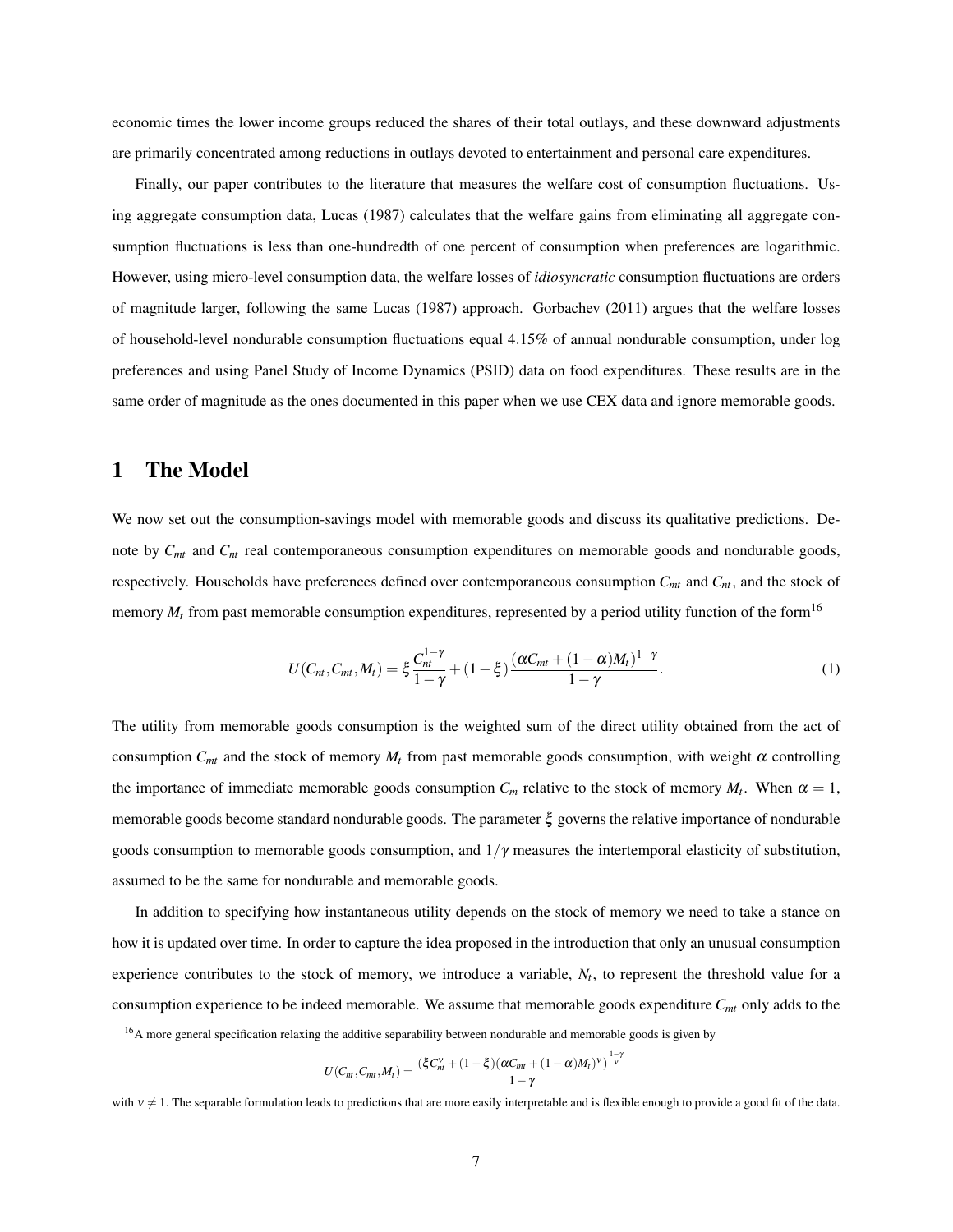economic times the lower income groups reduced the shares of their total outlays, and these downward adjustments are primarily concentrated among reductions in outlays devoted to entertainment and personal care expenditures.

Finally, our paper contributes to the literature that measures the welfare cost of consumption fluctuations. Using aggregate consumption data, Lucas (1987) calculates that the welfare gains from eliminating all aggregate consumption fluctuations is less than one-hundredth of one percent of consumption when preferences are logarithmic. However, using micro-level consumption data, the welfare losses of *idiosyncratic* consumption fluctuations are orders of magnitude larger, following the same Lucas (1987) approach. Gorbachev (2011) argues that the welfare losses of household-level nondurable consumption fluctuations equal 4.15% of annual nondurable consumption, under log preferences and using Panel Study of Income Dynamics (PSID) data on food expenditures. These results are in the same order of magnitude as the ones documented in this paper when we use CEX data and ignore memorable goods.

# 1 The Model

We now set out the consumption-savings model with memorable goods and discuss its qualitative predictions. Denote by $C_{mt}$ and $C_{nt}$ real contemporaneous consumption expenditures on memorable goods and nondurable goods, respectively. Households have preferences defined over contemporaneous consumption $C_{mt}$ and $C_{nt}$, and the stock of memory $M_t$ from past memorable consumption expenditures, represented by a period utility function of the form[16]

$$U(C_{nt}, C_{mt}, M_t) = \xi \frac{C_{nt}^{1-\gamma}}{1-\gamma} + (1-\xi) \frac{(\alpha C_{mt} + (1-\alpha) M_t)^{1-\gamma}}{1-\gamma}. \tag{1}$$

The utility from memorable goods consumption is the weighted sum of the direct utility obtained from the act of consumption $C_{mt}$ and the stock of memory $M_t$ from past memorable goods consumption, with weight $\alpha$ controlling the importance of immediate memorable goods consumption $C_m$ relative to the stock of memory $M_t$. When $\alpha = 1$, memorable goods become standard nondurable goods. The parameter $\xi$ governs the relative importance of nondurable goods consumption to memorable goods consumption, and $1/\gamma$ measures the intertemporal elasticity of substitution, assumed to be the same for nondurable and memorable goods.

In addition to specifying how instantaneous utility depends on the stock of memory we need to take a stance on how it is updated over time. In order to capture the idea proposed in the introduction that only an unusual consumption experience contributes to the stock of memory, we introduce a variable, $N_t$, to represent the threshold value for a consumption experience to be indeed memorable. We assume that memorable goods expenditure $C_{mt}$ only adds to the

[16] A more general specification relaxing the additive separability between nondurable and memorable goods is given by

$$U(C_{nt}, C_{mt}, M_t) = \frac{(\xi C_{nt}^{\nu} + (1-\xi)(\alpha C_{mt} + (1-\alpha) M_t)^{\nu})^{\frac{1-\gamma}{\nu}}}{1-\gamma}$$

with $\nu \neq 1$. The separable formulation leads to predictions that are more easily interpretable and is flexible enough to provide a good fit of the data.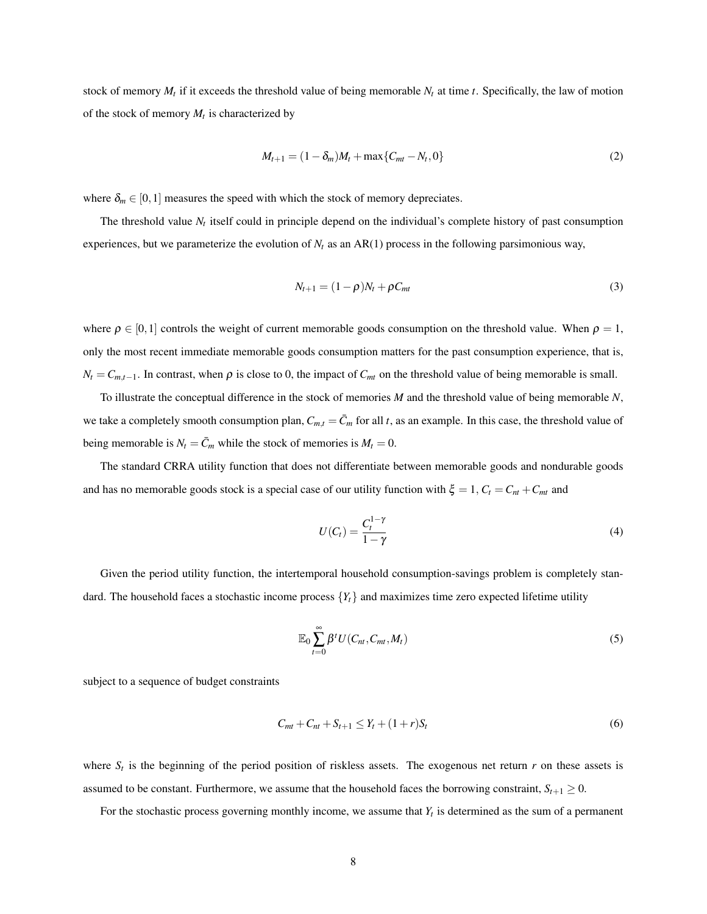stock of memory $M_t$ if it exceeds the threshold value of being memorable $N_t$ at time $t$. Specifically, the law of motion of the stock of memory $M_t$ is characterized by

$$M_{t+1} = (1-\delta_m)M_t + \max\{C_{mt} - N_t, 0\} \tag{2}$$

where $\delta_m \in [0,1]$ measures the speed with which the stock of memory depreciates.

The threshold value $N_t$ itself could in principle depend on the individual's complete history of past consumption experiences, but we parameterize the evolution of $N_t$ as an AR(1) process in the following parsimonious way,

$$N_{t+1} = (1-\rho)N_t + \rho C_{mt} \tag{3}$$

where $\rho \in [0,1]$ controls the weight of current memorable goods consumption on the threshold value. When $\rho = 1$, only the most recent immediate memorable goods consumption matters for the past consumption experience, that is, $N_t = C_{m,t-1}$. In contrast, when $\rho$ is close to 0, the impact of $C_{mt}$ on the threshold value of being memorable is small.

To illustrate the conceptual difference in the stock of memories $M$ and the threshold value of being memorable $N$, we take a completely smooth consumption plan, $C_{m,t} = \bar{C}_m$ for all $t$, as an example. In this case, the threshold value of being memorable is $N_t = \bar{C}_m$ while the stock of memories is $M_t = 0$.

The standard CRRA utility function that does not differentiate between memorable goods and nondurable goods and has no memorable goods stock is a special case of our utility function with $\xi = 1$, $C_t = C_{nt} + C_{mt}$ and

$$U(C_t) = \frac{C_t^{1-\gamma}}{1-\gamma} \tag{4}$$

Given the period utility function, the intertemporal household consumption-savings problem is completely standard. The household faces a stochastic income process $\{Y_t\}$ and maximizes time zero expected lifetime utility

$$\mathbb{E}_0 \sum_{t=0}^{\infty} \beta^t U(C_{nt}, C_{mt}, M_t) \tag{5}$$

subject to a sequence of budget constraints

$$C_{mt} + C_{nt} + S_{t+1} \leq Y_t + (1+r)S_t \tag{6}$$

where $S_t$ is the beginning of the period position of riskless assets. The exogenous net return $r$ on these assets is assumed to be constant. Furthermore, we assume that the household faces the borrowing constraint, $S_{t+1} \geq 0$.

For the stochastic process governing monthly income, we assume that $Y_t$ is determined as the sum of a permanent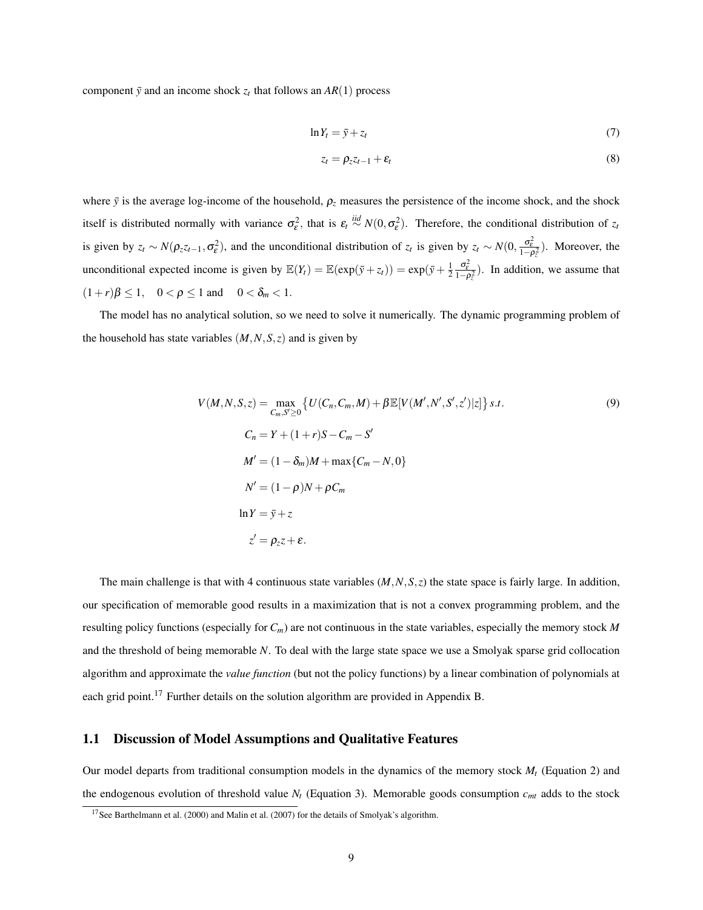component $\bar{y}$ and an income shock $z_t$ that follows an $AR(1)$ process

$$\ln Y_t = \bar{y} + z_t \tag{7}$$

$$z_t = \rho_z z_{t-1} + \varepsilon_t \tag{8}$$

where $\bar{y}$ is the average log-income of the household, $\rho_z$ measures the persistence of the income shock, and the shock itself is distributed normally with variance $\sigma_\varepsilon^2$, that is $\varepsilon_t \overset{iid}{\sim} N(0, \sigma_\varepsilon^2)$. Therefore, the conditional distribution of $z_t$ is given by $z_t \sim N(\rho_z z_{t-1}, \sigma_\varepsilon^2)$, and the unconditional distribution of $z_t$ is given by $z_t \sim N(0, \frac{\sigma_\varepsilon^2}{1-\rho_z^2})$. Moreover, the unconditional expected income is given by $\mathbb{E}(Y_t) = \mathbb{E}(\exp(\bar{y} + z_t)) = \exp(\bar{y} + \frac{1}{2}\frac{\sigma_\varepsilon^2}{1-\rho_z^2})$. In addition, we assume that $(1+r)\beta \leq 1, \quad 0 < \rho \leq 1$ and $\quad 0 < \delta_m < 1$.

The model has no analytical solution, so we need to solve it numerically. The dynamic programming problem of the household has state variables $(M, N, S, z)$ and is given by

$$
\begin{aligned}
V(M,N,S,z) = \max_{C_m, S' \geq 0} & \left\{ U(C_n, C_m, M) + \beta \mathbb{E}[V(M', N', S', z')|z] \right\} s.t. \\
C_n &= Y + (1+r)S - C_m - S' \\
M' &= (1-\delta_m)M + \max\{C_m - N, 0\} \\
N' &= (1-\rho)N + \rho C_m \\
\ln Y &= \bar{y} + z \\
z' &= \rho_z z + \varepsilon.
\end{aligned}
\tag{9}
$$

The main challenge is that with 4 continuous state variables $(M, N, S, z)$ the state space is fairly large. In addition, our specification of memorable good results in a maximization that is not a convex programming problem, and the resulting policy functions (especially for $C_m$) are not continuous in the state variables, especially the memory stock $M$ and the threshold of being memorable $N$. To deal with the large state space we use a Smolyak sparse grid collocation algorithm and approximate the *value function* (but not the policy functions) by a linear combination of polynomials at each grid point.[17] Further details on the solution algorithm are provided in Appendix B.

## 1.1 Discussion of Model Assumptions and Qualitative Features

Our model departs from traditional consumption models in the dynamics of the memory stock $M_t$ (Equation 2) and the endogenous evolution of threshold value $N_t$ (Equation 3). Memorable goods consumption $c_{mt}$ adds to the stock

[17] See Barthelmann et al. (2000) and Malin et al. (2007) for the details of Smolyak's algorithm.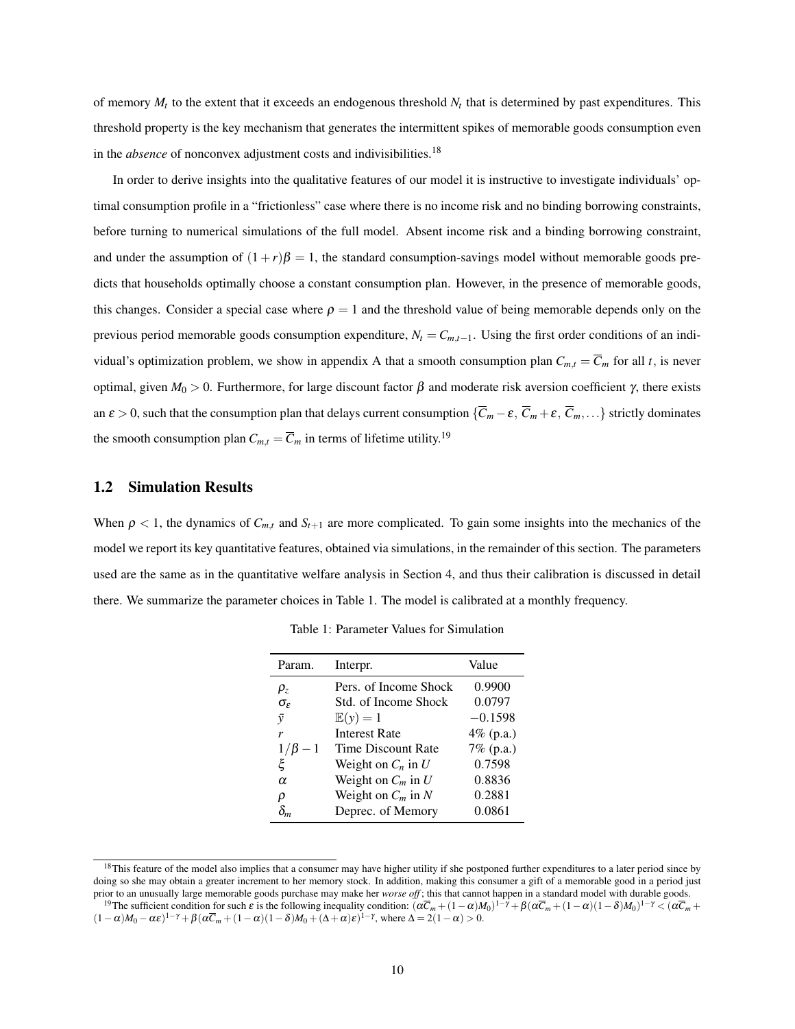of memory $M_t$ to the extent that it exceeds an endogenous threshold $N_t$ that is determined by past expenditures. This threshold property is the key mechanism that generates the intermittent spikes of memorable goods consumption even in the *absence* of nonconvex adjustment costs and indivisibilities.[18]

In order to derive insights into the qualitative features of our model it is instructive to investigate individuals' optimal consumption profile in a "frictionless" case where there is no income risk and no binding borrowing constraints, before turning to numerical simulations of the full model. Absent income risk and a binding borrowing constraint, and under the assumption of $(1+r)\beta = 1$, the standard consumption-savings model without memorable goods predicts that households optimally choose a constant consumption plan. However, in the presence of memorable goods, this changes. Consider a special case where $\rho = 1$ and the threshold value of being memorable depends only on the previous period memorable goods consumption expenditure, $N_t = C_{m,t-1}$. Using the first order conditions of an individual's optimization problem, we show in appendix A that a smooth consumption plan $C_{m,t} = \overline{C}_m$ for all $t$, is never optimal, given $M_0 > 0$. Furthermore, for large discount factor $\beta$ and moderate risk aversion coefficient $\gamma$, there exists an $\varepsilon > 0$, such that the consumption plan that delays current consumption $\{\overline{C}_m - \varepsilon, \overline{C}_m + \varepsilon, \overline{C}_m, \ldots\}$ strictly dominates the smooth consumption plan $C_{m,t} = \overline{C}_m$ in terms of lifetime utility.[19]

## 1.2 Simulation Results

When $\rho < 1$, the dynamics of $C_{m,t}$ and $S_{t+1}$ are more complicated. To gain some insights into the mechanics of the model we report its key quantitative features, obtained via simulations, in the remainder of this section. The parameters used are the same as in the quantitative welfare analysis in Section 4, and thus their calibration is discussed in detail there. We summarize the parameter choices in Table 1. The model is calibrated at a monthly frequency.

Table 1: Parameter Values for Simulation

| Param. | Interpr. | Value |
|---|---|---|
| $\rho_z$ | Pers. of Income Shock | 0.9900 |
| $\sigma_\varepsilon$ | Std. of Income Shock | 0.0797 |
| $\bar{y}$ | $\mathbb{E}(y) = 1$ | $-0.1598$ |
| $r$ | Interest Rate | 4% (p.a.) |
| $1/\beta - 1$ | Time Discount Rate | 7% (p.a.) |
| $\xi$ | Weight on $C_n$ in $U$ | 0.7598 |
| $\alpha$ | Weight on $C_m$ in $U$ | 0.8836 |
| $\rho$ | Weight on $C_m$ in $N$ | 0.2881 |
| $\delta_m$ | Deprec. of Memory | 0.0861 |

[18] This feature of the model also implies that a consumer may have higher utility if she postponed further expenditures to a later period since by doing so she may obtain a greater increment to her memory stock. In addition, making this consumer a gift of a memorable good in a period just prior to an unusually large memorable goods purchase may make her *worse off*; this that cannot happen in a standard model with durable goods.

[19] The sufficient condition for such $\varepsilon$ is the following inequality condition: $(\alpha\overline{C}_m + (1-\alpha)M_0)^{1-\gamma} + \beta(\alpha\overline{C}_m + (1-\alpha)(1-\delta)M_0)^{1-\gamma} < (\alpha\overline{C}_m + (1-\alpha)M_0 - \alpha\varepsilon)^{1-\gamma} + \beta(\alpha\overline{C}_m + (1-\alpha)(1-\delta)M_0 + (\Delta+\alpha)\varepsilon)^{1-\gamma}$, where $\Delta = 2(1-\alpha) > 0$.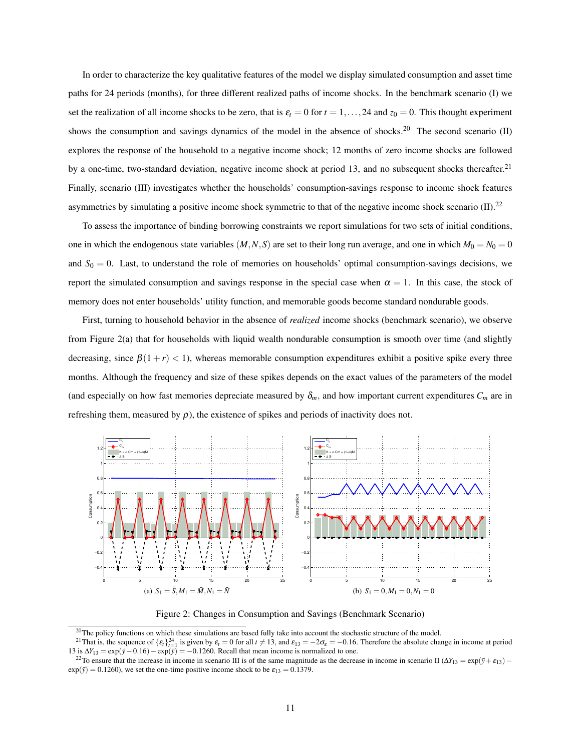In order to characterize the key qualitative features of the model we display simulated consumption and asset time paths for 24 periods (months), for three different realized paths of income shocks. In the benchmark scenario (I) we set the realization of all income shocks to be zero, that is $\varepsilon_t = 0$ for $t = 1,\ldots,24$ and $z_0 = 0$. This thought experiment shows the consumption and savings dynamics of the model in the absence of shocks.[20] The second scenario (II) explores the response of the household to a negative income shock; 12 months of zero income shocks are followed by a one-time, two-standard deviation, negative income shock at period 13, and no subsequent shocks thereafter.[21] Finally, scenario (III) investigates whether the households' consumption-savings response to income shock features asymmetries by simulating a positive income shock symmetric to that of the negative income shock scenario (II).[22]

To assess the importance of binding borrowing constraints we report simulations for two sets of initial conditions, one in which the endogenous state variables $(M,N,S)$ are set to their long run average, and one in which $M_0 = N_0 = 0$ and $S_0 = 0$. Last, to understand the role of memories on households' optimal consumption-savings decisions, we report the simulated consumption and savings response in the special case when $\alpha = 1$. In this case, the stock of memory does not enter households' utility function, and memorable goods become standard nondurable goods.

First, turning to household behavior in the absence of *realized* income shocks (benchmark scenario), we observe from Figure 2(a) that for households with liquid wealth nondurable consumption is smooth over time (and slightly decreasing, since $\beta(1+r) < 1$), whereas memorable consumption expenditures exhibit a positive spike every three months. Although the frequency and size of these spikes depends on the exact values of the parameters of the model (and especially on how fast memories depreciate measured by $\delta_m$, and how important current expenditures $C_m$ are in refreshing them, measured by $\rho$), the existence of spikes and periods of inactivity does not.

(a) $S_1 = \bar{S}, M_1 = \bar{M}, N_1 = \bar{N}$

(b) $S_1 = 0, M_1 = 0, N_1 = 0$

Figure 2: Changes in Consumption and Savings (Benchmark Scenario)

[20] The policy functions on which these simulations are based fully take into account the stochastic structure of the model.

[21] That is, the sequence of $\{\varepsilon_t\}_{t=1}^{24}$ is given by $\varepsilon_t = 0$ for all $t \neq 13$, and $\varepsilon_{13} = -2\sigma_\varepsilon = -0.16$. Therefore the absolute change in income at period 13 is $\Delta Y_{13} = \exp(\bar{y} - 0.16) - \exp(\bar{y}) = -0.1260$. Recall that mean income is normalized to one.

[22] To ensure that the increase in income in scenario III is of the same magnitude as the decrease in income in scenario II ($\Delta Y_{13} = \exp(\bar{y} + \varepsilon_{13}) - \exp(\bar{y}) = 0.1260$), we set the one-time positive income shock to be $\varepsilon_{13} = 0.1379$.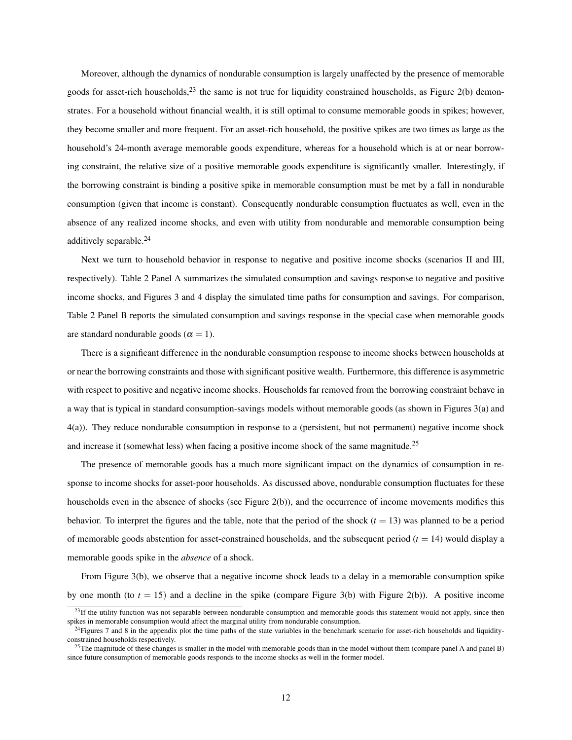Moreover, although the dynamics of nondurable consumption is largely unaffected by the presence of memorable goods for asset-rich households,[23] the same is not true for liquidity constrained households, as Figure 2(b) demonstrates. For a household without financial wealth, it is still optimal to consume memorable goods in spikes; however, they become smaller and more frequent. For an asset-rich household, the positive spikes are two times as large as the household's 24-month average memorable goods expenditure, whereas for a household which is at or near borrowing constraint, the relative size of a positive memorable goods expenditure is significantly smaller. Interestingly, if the borrowing constraint is binding a positive spike in memorable consumption must be met by a fall in nondurable consumption (given that income is constant). Consequently nondurable consumption fluctuates as well, even in the absence of any realized income shocks, and even with utility from nondurable and memorable consumption being additively separable.[24]

Next we turn to household behavior in response to negative and positive income shocks (scenarios II and III, respectively). Table 2 Panel A summarizes the simulated consumption and savings response to negative and positive income shocks, and Figures 3 and 4 display the simulated time paths for consumption and savings. For comparison, Table 2 Panel B reports the simulated consumption and savings response in the special case when memorable goods are standard nondurable goods ($\alpha = 1$).

There is a significant difference in the nondurable consumption response to income shocks between households at or near the borrowing constraints and those with significant positive wealth. Furthermore, this difference is asymmetric with respect to positive and negative income shocks. Households far removed from the borrowing constraint behave in a way that is typical in standard consumption-savings models without memorable goods (as shown in Figures 3(a) and 4(a)). They reduce nondurable consumption in response to a (persistent, but not permanent) negative income shock and increase it (somewhat less) when facing a positive income shock of the same magnitude.[25]

The presence of memorable goods has a much more significant impact on the dynamics of consumption in response to income shocks for asset-poor households. As discussed above, nondurable consumption fluctuates for these households even in the absence of shocks (see Figure 2(b)), and the occurrence of income movements modifies this behavior. To interpret the figures and the table, note that the period of the shock ($t = 13$) was planned to be a period of memorable goods abstention for asset-constrained households, and the subsequent period ($t = 14$) would display a memorable goods spike in the *absence* of a shock.

From Figure 3(b), we observe that a negative income shock leads to a delay in a memorable consumption spike by one month (to $t = 15$) and a decline in the spike (compare Figure 3(b) with Figure 2(b)). A positive income

[23] If the utility function was not separable between nondurable consumption and memorable goods this statement would not apply, since then spikes in memorable consumption would affect the marginal utility from nondurable consumption.

[24] Figures 7 and 8 in the appendix plot the time paths of the state variables in the benchmark scenario for asset-rich households and liquidity-constrained households respectively.

[25] The magnitude of these changes is smaller in the model with memorable goods than in the model without them (compare panel A and panel B) since future consumption of memorable goods responds to the income shocks as well in the former model.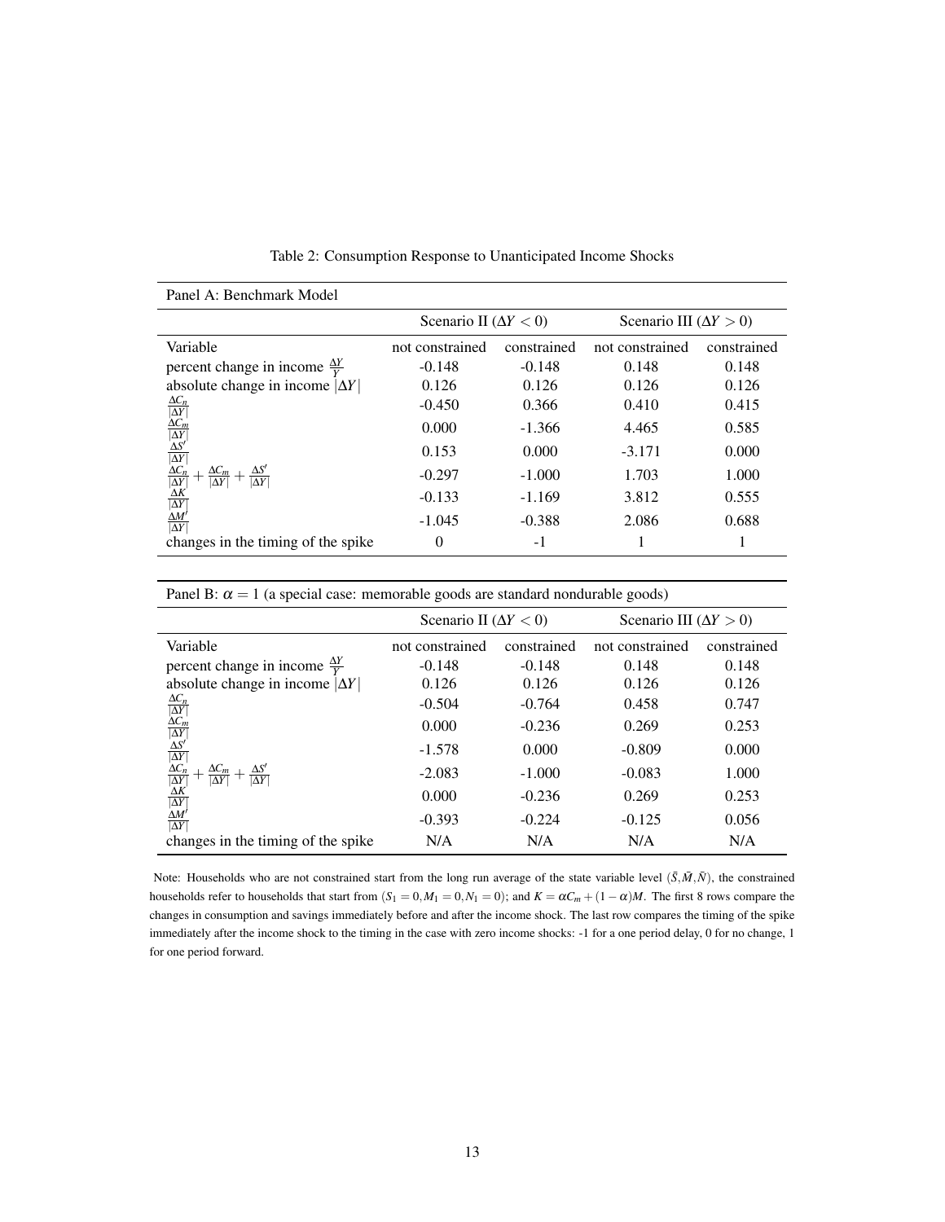Table 2: Consumption Response to Unanticipated Income Shocks

| Panel A: Benchmark Model | | | | |
|---|---|---|---|---|
| | Scenario II ($\Delta Y < 0$) | | Scenario III ($\Delta Y > 0$) | |
| Variable | not constrained | constrained | not constrained | constrained |
| percent change in income $\frac{\Delta Y}{Y}$ | -0.148 | -0.148 | 0.148 | 0.148 |
| absolute change in income $\|\Delta Y\|$ | 0.126 | 0.126 | 0.126 | 0.126 |
| $\frac{\Delta C_n}{\|\Delta Y\|}$ | -0.450 | 0.366 | 0.410 | 0.415 |
| $\frac{\Delta C_m}{\|\Delta Y\|}$ | 0.000 | -1.366 | 4.465 | 0.585 |
| $\frac{\Delta S'}{\|\Delta Y\|}$ | 0.153 | 0.000 | -3.171 | 0.000 |
| $\frac{\Delta C_n}{\|\Delta Y\|} + \frac{\Delta C_m}{\|\Delta Y\|} + \frac{\Delta S'}{\|\Delta Y\|}$ | -0.297 | -1.000 | 1.703 | 1.000 |
| $\frac{\Delta K}{\|\Delta Y\|}$ | -0.133 | -1.169 | 3.812 | 0.555 |
| $\frac{\Delta M'}{\|\Delta Y\|}$ | -1.045 | -0.388 | 2.086 | 0.688 |
| changes in the timing of the spike | 0 | -1 | 1 | 1 |

| Panel B: $\alpha = 1$ (a special case: memorable goods are standard nondurable goods) | | | | |
|---|---|---|---|---|
| | Scenario II ($\Delta Y < 0$) | | Scenario III ($\Delta Y > 0$) | |
| Variable | not constrained | constrained | not constrained | constrained |
| percent change in income $\frac{\Delta Y}{Y}$ | -0.148 | -0.148 | 0.148 | 0.148 |
| absolute change in income $\|\Delta Y\|$ | 0.126 | 0.126 | 0.126 | 0.126 |
| $\frac{\Delta C_n}{\|\Delta Y\|}$ | -0.504 | -0.764 | 0.458 | 0.747 |
| $\frac{\Delta C_m}{\|\Delta Y\|}$ | 0.000 | -0.236 | 0.269 | 0.253 |
| $\frac{\Delta S'}{\|\Delta Y\|}$ | -1.578 | 0.000 | -0.809 | 0.000 |
| $\frac{\Delta C_n}{\|\Delta Y\|} + \frac{\Delta C_m}{\|\Delta Y\|} + \frac{\Delta S'}{\|\Delta Y\|}$ | -2.083 | -1.000 | -0.083 | 1.000 |
| $\frac{\Delta K}{\|\Delta Y\|}$ | 0.000 | -0.236 | 0.269 | 0.253 |
| $\frac{\Delta M'}{\|\Delta Y\|}$ | -0.393 | -0.224 | -0.125 | 0.056 |
| changes in the timing of the spike | N/A | N/A | N/A | N/A |

Note: Households who are not constrained start from the long run average of the state variable level $(\bar{S}, \bar{M}, \bar{N})$, the constrained households refer to households that start from $(S_1 = 0, M_1 = 0, N_1 = 0)$; and $K = \alpha C_m + (1 - \alpha)M$. The first 8 rows compare the changes in consumption and savings immediately before and after the income shock. The last row compares the timing of the spike immediately after the income shock to the timing in the case with zero income shocks: -1 for a one period delay, 0 for no change, 1 for one period forward.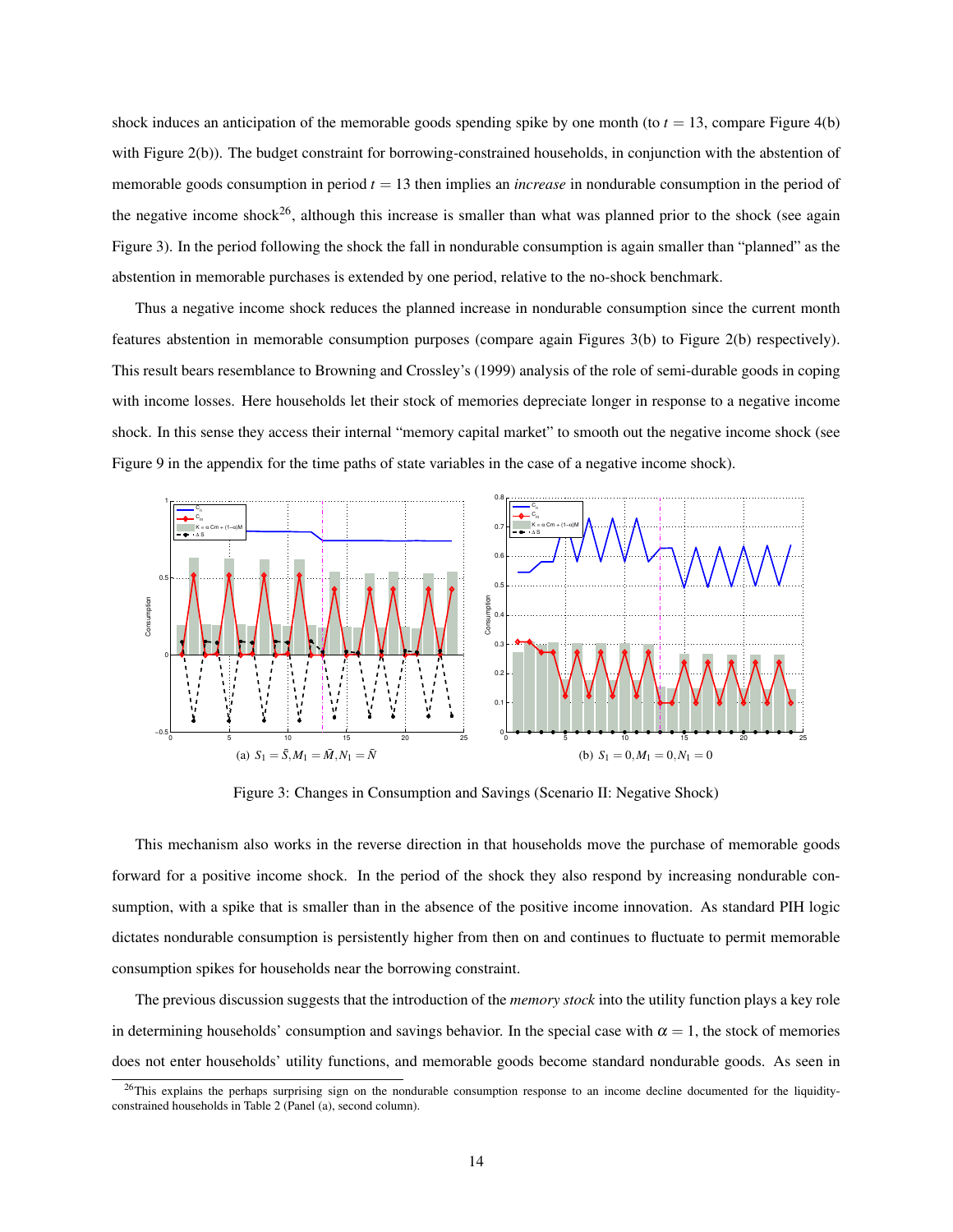shock induces an anticipation of the memorable goods spending spike by one month (to $t = 13$, compare Figure 4(b) with Figure 2(b)). The budget constraint for borrowing-constrained households, in conjunction with the abstention of memorable goods consumption in period $t = 13$ then implies an *increase* in nondurable consumption in the period of the negative income shock[26], although this increase is smaller than what was planned prior to the shock (see again Figure 3). In the period following the shock the fall in nondurable consumption is again smaller than "planned" as the abstention in memorable purchases is extended by one period, relative to the no-shock benchmark.

Thus a negative income shock reduces the planned increase in nondurable consumption since the current month features abstention in memorable consumption purposes (compare again Figures 3(b) to Figure 2(b) respectively). This result bears resemblance to Browning and Crossley's (1999) analysis of the role of semi-durable goods in coping with income losses. Here households let their stock of memories depreciate longer in response to a negative income shock. In this sense they access their internal "memory capital market" to smooth out the negative income shock (see Figure 9 in the appendix for the time paths of state variables in the case of a negative income shock).

(a) $S_1 = \bar{S}, M_1 = \bar{M}, N_1 = \bar{N}$

(b) $S_1 = 0, M_1 = 0, N_1 = 0$

Figure 3: Changes in Consumption and Savings (Scenario II: Negative Shock)

This mechanism also works in the reverse direction in that households move the purchase of memorable goods forward for a positive income shock. In the period of the shock they also respond by increasing nondurable consumption, with a spike that is smaller than in the absence of the positive income innovation. As standard PIH logic dictates nondurable consumption is persistently higher from then on and continues to fluctuate to permit memorable consumption spikes for households near the borrowing constraint.

The previous discussion suggests that the introduction of the *memory stock* into the utility function plays a key role in determining households' consumption and savings behavior. In the special case with $\alpha = 1$, the stock of memories does not enter households' utility functions, and memorable goods become standard nondurable goods. As seen in

[26] This explains the perhaps surprising sign on the nondurable consumption response to an income decline documented for the liquidity-constrained households in Table 2 (Panel (a), second column).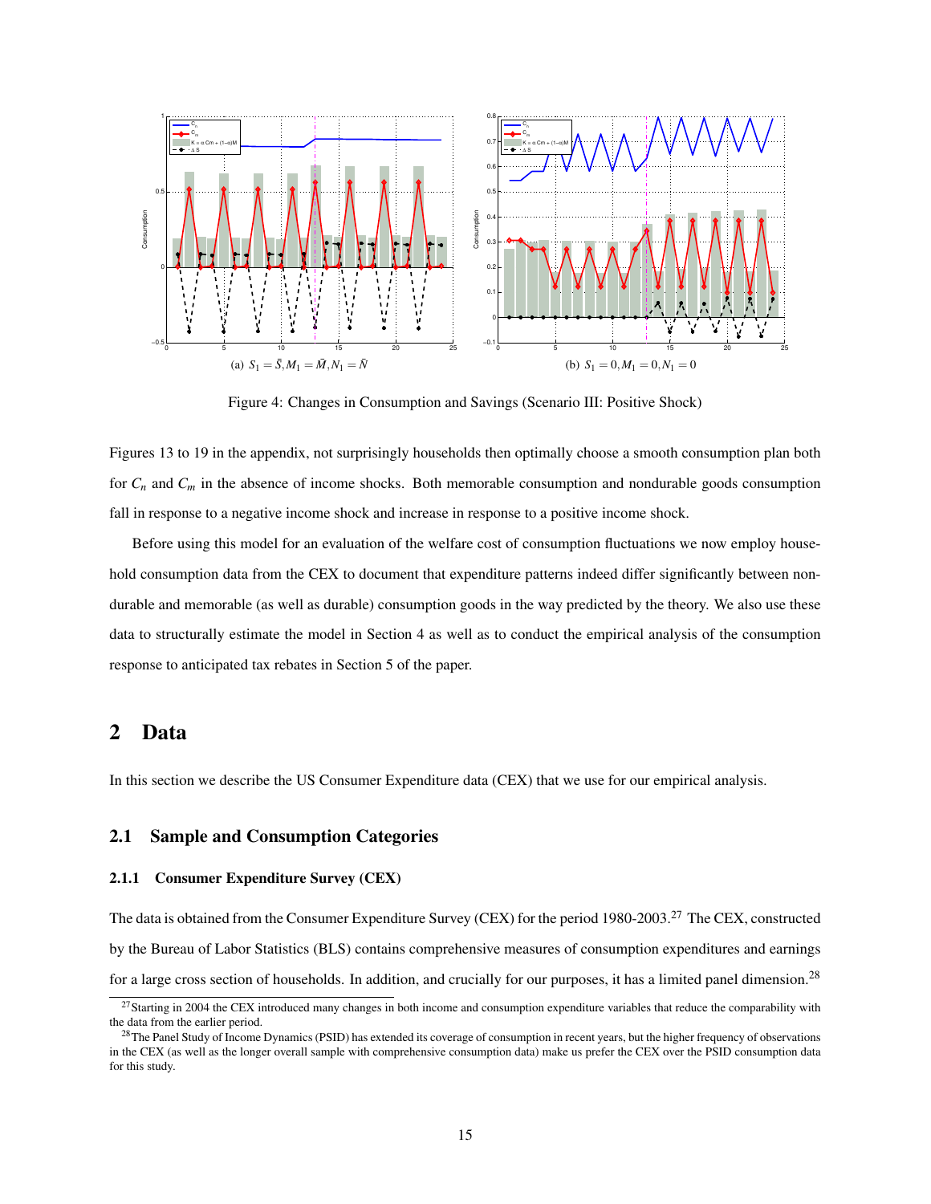(a) $S_1 = \bar{S}, M_1 = \bar{M}, N_1 = \bar{N}$

(b) $S_1 = 0, M_1 = 0, N_1 = 0$

Figure 4: Changes in Consumption and Savings (Scenario III: Positive Shock)

Figures 13 to 19 in the appendix, not surprisingly households then optimally choose a smooth consumption plan both for $C_n$ and $C_m$ in the absence of income shocks. Both memorable consumption and nondurable goods consumption fall in response to a negative income shock and increase in response to a positive income shock.

Before using this model for an evaluation of the welfare cost of consumption fluctuations we now employ household consumption data from the CEX to document that expenditure patterns indeed differ significantly between nondurable and memorable (as well as durable) consumption goods in the way predicted by the theory. We also use these data to structurally estimate the model in Section 4 as well as to conduct the empirical analysis of the consumption response to anticipated tax rebates in Section 5 of the paper.

## 2 Data

In this section we describe the US Consumer Expenditure data (CEX) that we use for our empirical analysis.

### 2.1 Sample and Consumption Categories

#### 2.1.1 Consumer Expenditure Survey (CEX)

The data is obtained from the Consumer Expenditure Survey (CEX) for the period 1980-2003.[27] The CEX, constructed by the Bureau of Labor Statistics (BLS) contains comprehensive measures of consumption expenditures and earnings for a large cross section of households. In addition, and crucially for our purposes, it has a limited panel dimension.[28]

[27] Starting in 2004 the CEX introduced many changes in both income and consumption expenditure variables that reduce the comparability with the data from the earlier period.

[28] The Panel Study of Income Dynamics (PSID) has extended its coverage of consumption in recent years, but the higher frequency of observations in the CEX (as well as the longer overall sample with comprehensive consumption data) make us prefer the CEX over the PSID consumption data for this study.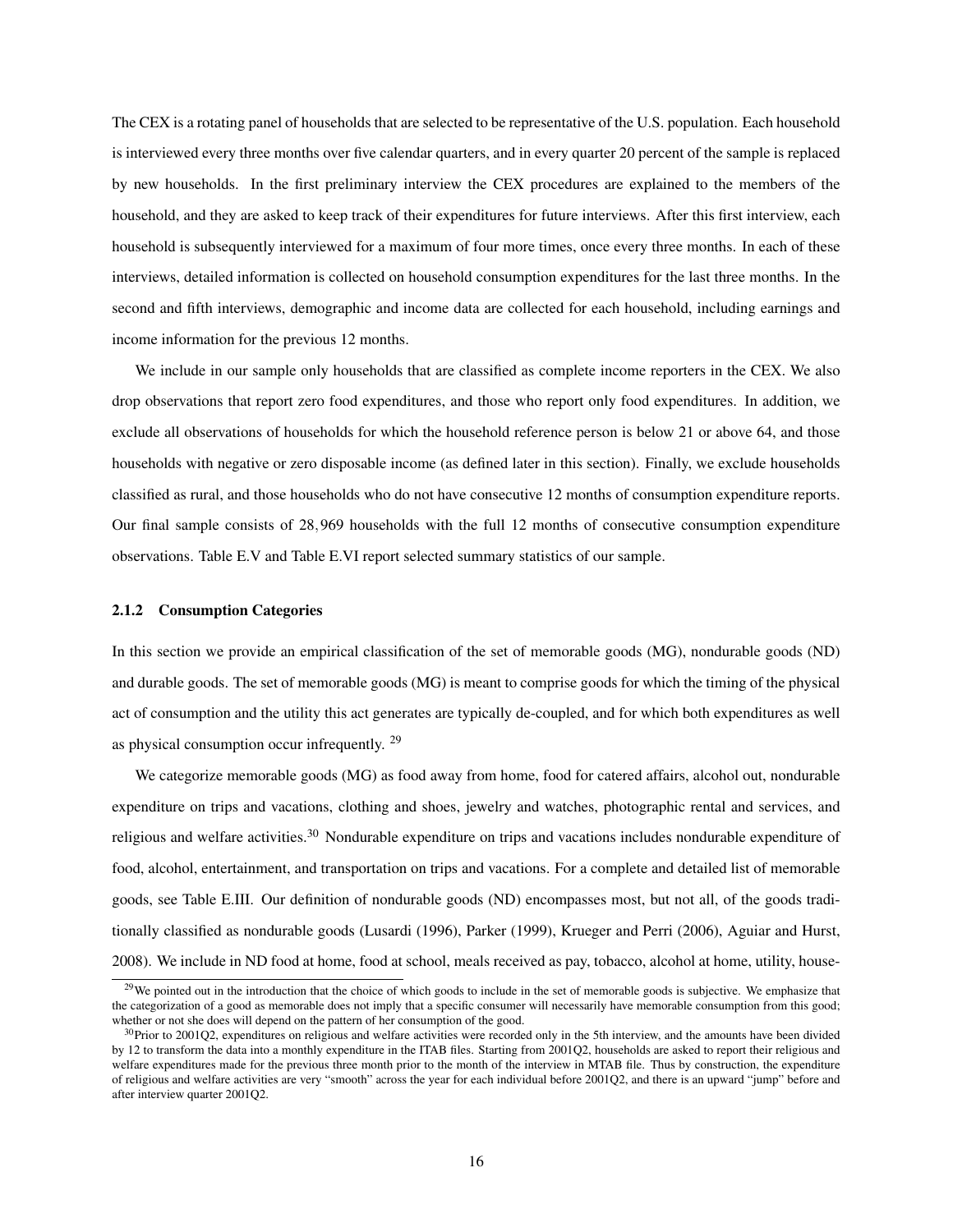The CEX is a rotating panel of households that are selected to be representative of the U.S. population. Each household is interviewed every three months over five calendar quarters, and in every quarter 20 percent of the sample is replaced by new households. In the first preliminary interview the CEX procedures are explained to the members of the household, and they are asked to keep track of their expenditures for future interviews. After this first interview, each household is subsequently interviewed for a maximum of four more times, once every three months. In each of these interviews, detailed information is collected on household consumption expenditures for the last three months. In the second and fifth interviews, demographic and income data are collected for each household, including earnings and income information for the previous 12 months.

We include in our sample only households that are classified as complete income reporters in the CEX. We also drop observations that report zero food expenditures, and those who report only food expenditures. In addition, we exclude all observations of households for which the household reference person is below 21 or above 64, and those households with negative or zero disposable income (as defined later in this section). Finally, we exclude households classified as rural, and those households who do not have consecutive 12 months of consumption expenditure reports. Our final sample consists of $28,969$ households with the full 12 months of consecutive consumption expenditure observations. Table E.V and Table E.VI report selected summary statistics of our sample.

### 2.1.2 Consumption Categories

In this section we provide an empirical classification of the set of memorable goods (MG), nondurable goods (ND) and durable goods. The set of memorable goods (MG) is meant to comprise goods for which the timing of the physical act of consumption and the utility this act generates are typically de-coupled, and for which both expenditures as well as physical consumption occur infrequently. [29]

We categorize memorable goods (MG) as food away from home, food for catered affairs, alcohol out, nondurable expenditure on trips and vacations, clothing and shoes, jewelry and watches, photographic rental and services, and religious and welfare activities.[30] Nondurable expenditure on trips and vacations includes nondurable expenditure of food, alcohol, entertainment, and transportation on trips and vacations. For a complete and detailed list of memorable goods, see Table E.III. Our definition of nondurable goods (ND) encompasses most, but not all, of the goods traditionally classified as nondurable goods (Lusardi (1996), Parker (1999), Krueger and Perri (2006), Aguiar and Hurst, 2008). We include in ND food at home, food at school, meals received as pay, tobacco, alcohol at home, utility, house-

[29] We pointed out in the introduction that the choice of which goods to include in the set of memorable goods is subjective. We emphasize that the categorization of a good as memorable does not imply that a specific consumer will necessarily have memorable consumption from this good; whether or not she does will depend on the pattern of her consumption of the good.

[30] Prior to 2001Q2, expenditures on religious and welfare activities were recorded only in the 5th interview, and the amounts have been divided by 12 to transform the data into a monthly expenditure in the ITAB files. Starting from 2001Q2, households are asked to report their religious and welfare expenditures made for the previous three month prior to the month of the interview in MTAB file. Thus by construction, the expenditure of religious and welfare activities are very "smooth" across the year for each individual before 2001Q2, and there is an upward "jump" before and after interview quarter 2001Q2.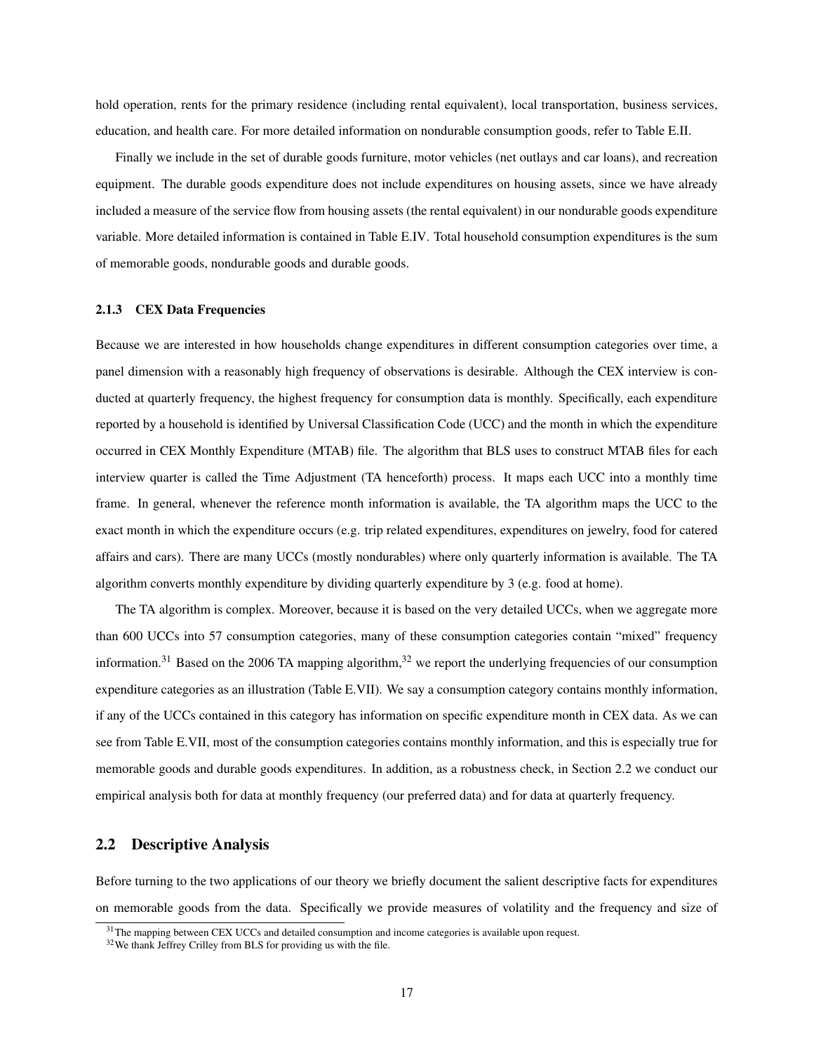hold operation, rents for the primary residence (including rental equivalent), local transportation, business services, education, and health care. For more detailed information on nondurable consumption goods, refer to Table E.II.

Finally we include in the set of durable goods furniture, motor vehicles (net outlays and car loans), and recreation equipment. The durable goods expenditure does not include expenditures on housing assets, since we have already included a measure of the service flow from housing assets (the rental equivalent) in our nondurable goods expenditure variable. More detailed information is contained in Table E.IV. Total household consumption expenditures is the sum of memorable goods, nondurable goods and durable goods.

#### 2.1.3 CEX Data Frequencies

Because we are interested in how households change expenditures in different consumption categories over time, a panel dimension with a reasonably high frequency of observations is desirable. Although the CEX interview is conducted at quarterly frequency, the highest frequency for consumption data is monthly. Specifically, each expenditure reported by a household is identified by Universal Classification Code (UCC) and the month in which the expenditure occurred in CEX Monthly Expenditure (MTAB) file. The algorithm that BLS uses to construct MTAB files for each interview quarter is called the Time Adjustment (TA henceforth) process. It maps each UCC into a monthly time frame. In general, whenever the reference month information is available, the TA algorithm maps the UCC to the exact month in which the expenditure occurs (e.g. trip related expenditures, expenditures on jewelry, food for catered affairs and cars). There are many UCCs (mostly nondurables) where only quarterly information is available. The TA algorithm converts monthly expenditure by dividing quarterly expenditure by 3 (e.g. food at home).

The TA algorithm is complex. Moreover, because it is based on the very detailed UCCs, when we aggregate more than 600 UCCs into 57 consumption categories, many of these consumption categories contain "mixed" frequency information.[31] Based on the 2006 TA mapping algorithm,[32] we report the underlying frequencies of our consumption expenditure categories as an illustration (Table E.VII). We say a consumption category contains monthly information, if any of the UCCs contained in this category has information on specific expenditure month in CEX data. As we can see from Table E.VII, most of the consumption categories contains monthly information, and this is especially true for memorable goods and durable goods expenditures. In addition, as a robustness check, in Section 2.2 we conduct our empirical analysis both for data at monthly frequency (our preferred data) and for data at quarterly frequency.

### 2.2 Descriptive Analysis

Before turning to the two applications of our theory we briefly document the salient descriptive facts for expenditures on memorable goods from the data. Specifically we provide measures of volatility and the frequency and size of

[31] The mapping between CEX UCCs and detailed consumption and income categories is available upon request.

[32] We thank Jeffrey Crilley from BLS for providing us with the file.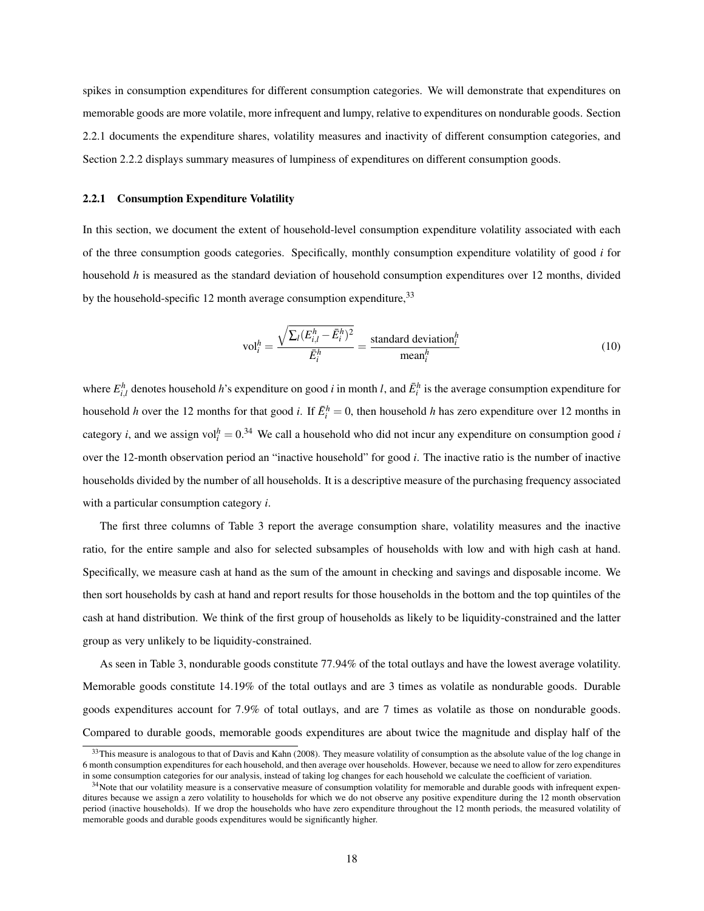spikes in consumption expenditures for different consumption categories. We will demonstrate that expenditures on memorable goods are more volatile, more infrequent and lumpy, relative to expenditures on nondurable goods. Section 2.2.1 documents the expenditure shares, volatility measures and inactivity of different consumption categories, and Section 2.2.2 displays summary measures of lumpiness of expenditures on different consumption goods.

### 2.2.1 Consumption Expenditure Volatility

In this section, we document the extent of household-level consumption expenditure volatility associated with each of the three consumption goods categories. Specifically, monthly consumption expenditure volatility of good $i$ for household $h$ is measured as the standard deviation of household consumption expenditures over 12 months, divided by the household-specific 12 month average consumption expenditure,[33]

$$\text{vol}_i^h = \frac{\sqrt{\sum_l (E_{i,l}^h - \bar{E}_i^h)^2}}{\bar{E}_i^h} = \frac{\text{standard deviation}_i^h}{\text{mean}_i^h} \tag{10}$$

where $E_{i,l}^h$ denotes household $h$'s expenditure on good $i$ in month $l$, and $\bar{E}_i^h$ is the average consumption expenditure for household $h$ over the 12 months for that good $i$. If $\bar{E}_i^h = 0$, then household $h$ has zero expenditure over 12 months in category $i$, and we assign $\text{vol}_i^h = 0$.[34] We call a household who did not incur any expenditure on consumption good $i$ over the 12-month observation period an "inactive household" for good $i$. The inactive ratio is the number of inactive households divided by the number of all households. It is a descriptive measure of the purchasing frequency associated with a particular consumption category $i$.

The first three columns of Table 3 report the average consumption share, volatility measures and the inactive ratio, for the entire sample and also for selected subsamples of households with low and with high cash at hand. Specifically, we measure cash at hand as the sum of the amount in checking and savings and disposable income. We then sort households by cash at hand and report results for those households in the bottom and the top quintiles of the cash at hand distribution. We think of the first group of households as likely to be liquidity-constrained and the latter group as very unlikely to be liquidity-constrained.

As seen in Table 3, nondurable goods constitute 77.94% of the total outlays and have the lowest average volatility. Memorable goods constitute 14.19% of the total outlays and are 3 times as volatile as nondurable goods. Durable goods expenditures account for 7.9% of total outlays, and are 7 times as volatile as those on nondurable goods. Compared to durable goods, memorable goods expenditures are about twice the magnitude and display half of the

[33] This measure is analogous to that of Davis and Kahn (2008). They measure volatility of consumption as the absolute value of the log change in 6 month consumption expenditures for each household, and then average over households. However, because we need to allow for zero expenditures in some consumption categories for our analysis, instead of taking log changes for each household we calculate the coefficient of variation.

[34] Note that our volatility measure is a conservative measure of consumption volatility for memorable and durable goods with infrequent expenditures because we assign a zero volatility to households for which we do not observe any positive expenditure during the 12 month observation period (inactive households). If we drop the households who have zero expenditure throughout the 12 month periods, the measured volatility of memorable goods and durable goods expenditures would be significantly higher.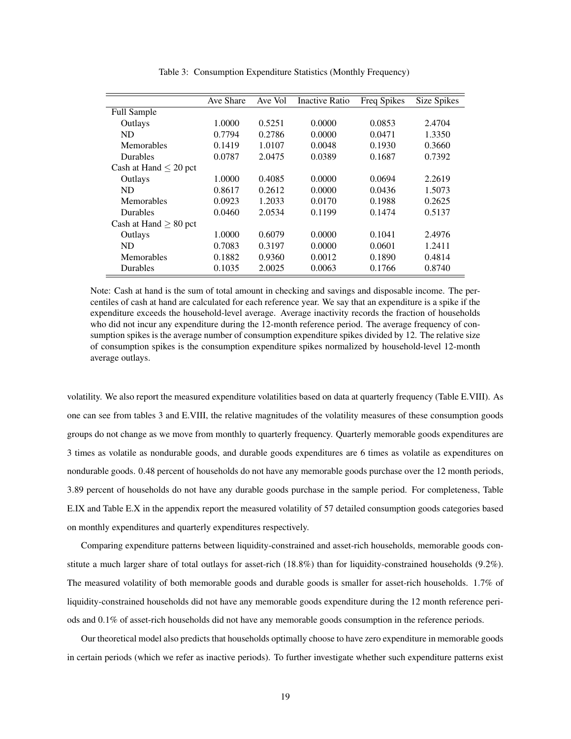Table 3: Consumption Expenditure Statistics (Monthly Frequency)

| | Ave Share | Ave Vol | Inactive Ratio | Freq Spikes | Size Spikes |
|---|---|---|---|---|---|
| Full Sample | | | | | |
| Outlays | 1.0000 | 0.5251 | 0.0000 | 0.0853 | 2.4704 |
| ND | 0.7794 | 0.2786 | 0.0000 | 0.0471 | 1.3350 |
| Memorables | 0.1419 | 1.0107 | 0.0048 | 0.1930 | 0.3660 |
| Durables | 0.0787 | 2.0475 | 0.0389 | 0.1687 | 0.7392 |
| Cash at Hand $\leq$ 20 pct | | | | | |
| Outlays | 1.0000 | 0.4085 | 0.0000 | 0.0694 | 2.2619 |
| ND | 0.8617 | 0.2612 | 0.0000 | 0.0436 | 1.5073 |
| Memorables | 0.0923 | 1.2033 | 0.0170 | 0.1988 | 0.2625 |
| Durables | 0.0460 | 2.0534 | 0.1199 | 0.1474 | 0.5137 |
| Cash at Hand $\geq$ 80 pct | | | | | |
| Outlays | 1.0000 | 0.6079 | 0.0000 | 0.1041 | 2.4976 |
| ND | 0.7083 | 0.3197 | 0.0000 | 0.0601 | 1.2411 |
| Memorables | 0.1882 | 0.9360 | 0.0012 | 0.1890 | 0.4814 |
| Durables | 0.1035 | 2.0025 | 0.0063 | 0.1766 | 0.8740 |

Note: Cash at hand is the sum of total amount in checking and savings and disposable income. The percentiles of cash at hand are calculated for each reference year. We say that an expenditure is a spike if the expenditure exceeds the household-level average. Average inactivity records the fraction of households who did not incur any expenditure during the 12-month reference period. The average frequency of consumption spikes is the average number of consumption expenditure spikes divided by 12. The relative size of consumption spikes is the consumption expenditure spikes normalized by household-level 12-month average outlays.

volatility. We also report the measured expenditure volatilities based on data at quarterly frequency (Table E.VIII). As one can see from tables 3 and E.VIII, the relative magnitudes of the volatility measures of these consumption goods groups do not change as we move from monthly to quarterly frequency. Quarterly memorable goods expenditures are 3 times as volatile as nondurable goods, and durable goods expenditures are 6 times as volatile as expenditures on nondurable goods. 0.48 percent of households do not have any memorable goods purchase over the 12 month periods, 3.89 percent of households do not have any durable goods purchase in the sample period. For completeness, Table E.IX and Table E.X in the appendix report the measured volatility of 57 detailed consumption goods categories based on monthly expenditures and quarterly expenditures respectively.

Comparing expenditure patterns between liquidity-constrained and asset-rich households, memorable goods constitute a much larger share of total outlays for asset-rich (18.8%) than for liquidity-constrained households (9.2%). The measured volatility of both memorable goods and durable goods is smaller for asset-rich households. 1.7% of liquidity-constrained households did not have any memorable goods expenditure during the 12 month reference periods and 0.1% of asset-rich households did not have any memorable goods consumption in the reference periods.

Our theoretical model also predicts that households optimally choose to have zero expenditure in memorable goods in certain periods (which we refer as inactive periods). To further investigate whether such expenditure patterns exist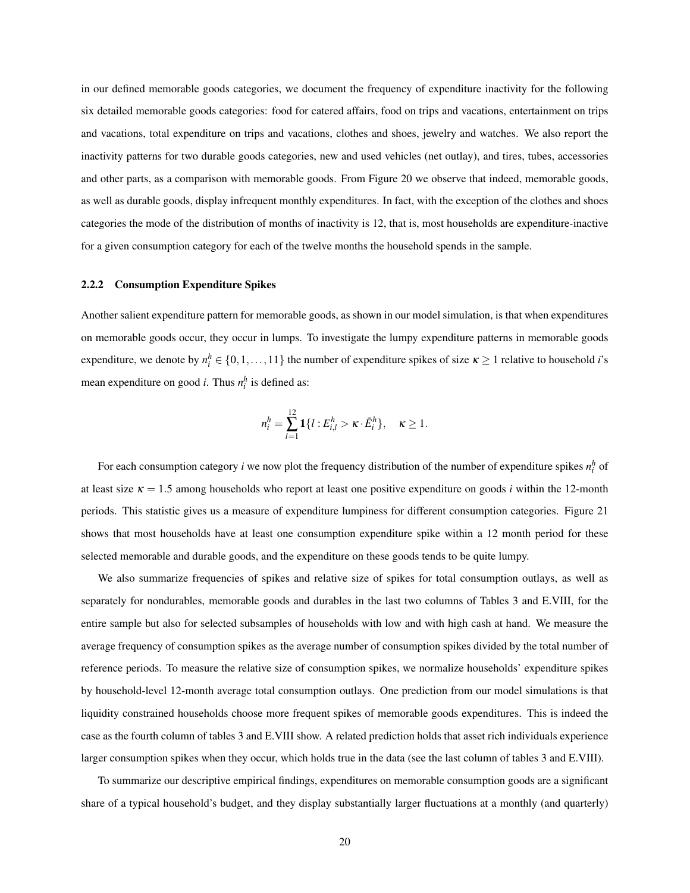in our defined memorable goods categories, we document the frequency of expenditure inactivity for the following six detailed memorable goods categories: food for catered affairs, food on trips and vacations, entertainment on trips and vacations, total expenditure on trips and vacations, clothes and shoes, jewelry and watches. We also report the inactivity patterns for two durable goods categories, new and used vehicles (net outlay), and tires, tubes, accessories and other parts, as a comparison with memorable goods. From Figure 20 we observe that indeed, memorable goods, as well as durable goods, display infrequent monthly expenditures. In fact, with the exception of the clothes and shoes categories the mode of the distribution of months of inactivity is 12, that is, most households are expenditure-inactive for a given consumption category for each of the twelve months the household spends in the sample.

### 2.2.2 Consumption Expenditure Spikes

Another salient expenditure pattern for memorable goods, as shown in our model simulation, is that when expenditures on memorable goods occur, they occur in lumps. To investigate the lumpy expenditure patterns in memorable goods expenditure, we denote by $n_i^h \in \{0, 1, \ldots, 11\}$ the number of expenditure spikes of size $\kappa \geq 1$ relative to household $i$'s mean expenditure on good $i$. Thus $n_i^h$ is defined as:

$$n_i^h = \sum_{l=1}^{12} \mathbf{1}\{l : E_{i,l}^h > \kappa \cdot \bar{E}_i^h\}, \quad \kappa \geq 1.$$

For each consumption category $i$ we now plot the frequency distribution of the number of expenditure spikes $n_i^h$ of at least size $\kappa = 1.5$ among households who report at least one positive expenditure on goods $i$ within the 12-month periods. This statistic gives us a measure of expenditure lumpiness for different consumption categories. Figure 21 shows that most households have at least one consumption expenditure spike within a 12 month period for these selected memorable and durable goods, and the expenditure on these goods tends to be quite lumpy.

We also summarize frequencies of spikes and relative size of spikes for total consumption outlays, as well as separately for nondurables, memorable goods and durables in the last two columns of Tables 3 and E.VIII, for the entire sample but also for selected subsamples of households with low and with high cash at hand. We measure the average frequency of consumption spikes as the average number of consumption spikes divided by the total number of reference periods. To measure the relative size of consumption spikes, we normalize households' expenditure spikes by household-level 12-month average total consumption outlays. One prediction from our model simulations is that liquidity constrained households choose more frequent spikes of memorable goods expenditures. This is indeed the case as the fourth column of tables 3 and E.VIII show. A related prediction holds that asset rich individuals experience larger consumption spikes when they occur, which holds true in the data (see the last column of tables 3 and E.VIII).

To summarize our descriptive empirical findings, expenditures on memorable consumption goods are a significant share of a typical household's budget, and they display substantially larger fluctuations at a monthly (and quarterly)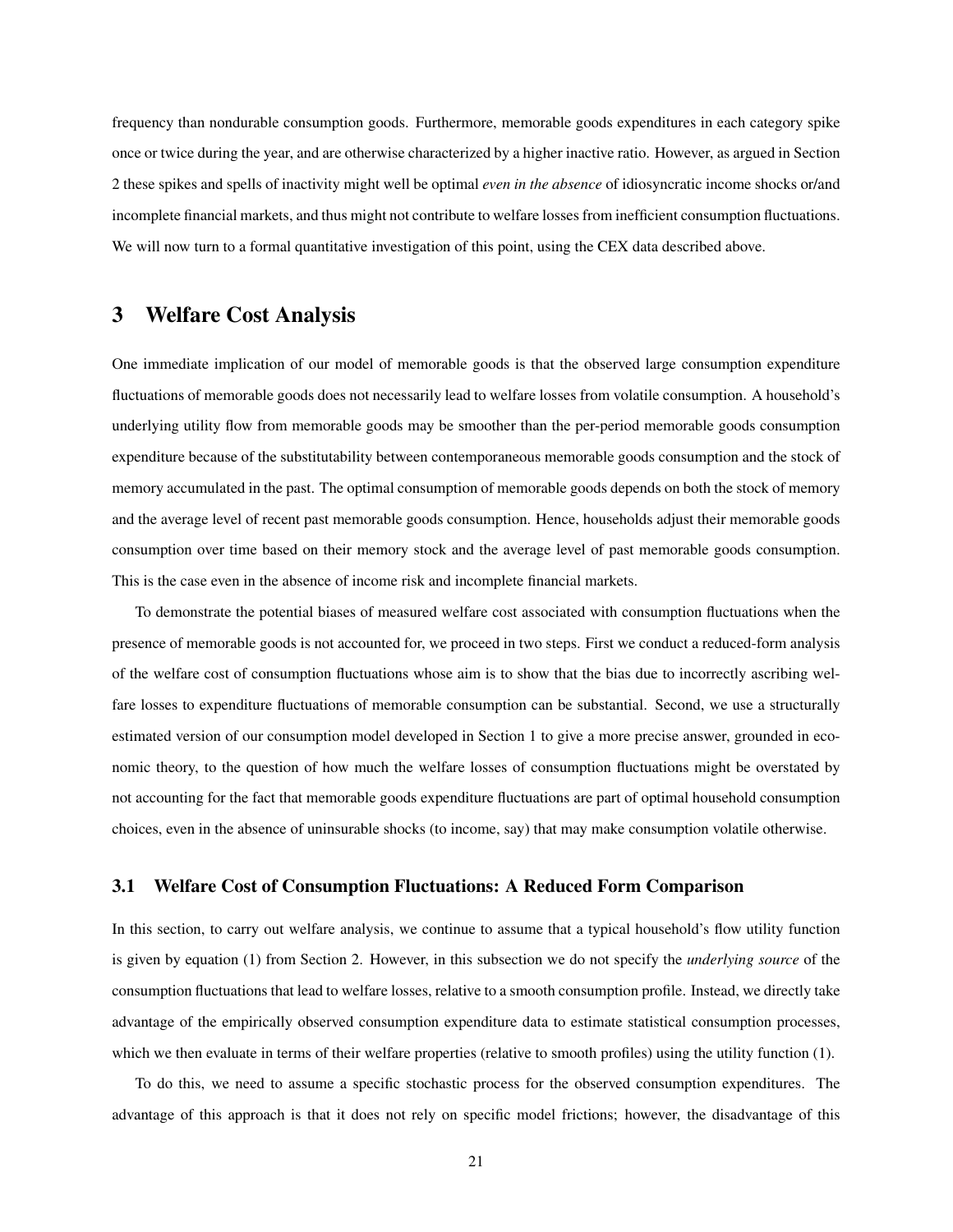frequency than nondurable consumption goods. Furthermore, memorable goods expenditures in each category spike once or twice during the year, and are otherwise characterized by a higher inactive ratio. However, as argued in Section 2 these spikes and spells of inactivity might well be optimal *even in the absence* of idiosyncratic income shocks or/and incomplete financial markets, and thus might not contribute to welfare losses from inefficient consumption fluctuations. We will now turn to a formal quantitative investigation of this point, using the CEX data described above.

# 3 Welfare Cost Analysis

One immediate implication of our model of memorable goods is that the observed large consumption expenditure fluctuations of memorable goods does not necessarily lead to welfare losses from volatile consumption. A household's underlying utility flow from memorable goods may be smoother than the per-period memorable goods consumption expenditure because of the substitutability between contemporaneous memorable goods consumption and the stock of memory accumulated in the past. The optimal consumption of memorable goods depends on both the stock of memory and the average level of recent past memorable goods consumption. Hence, households adjust their memorable goods consumption over time based on their memory stock and the average level of past memorable goods consumption. This is the case even in the absence of income risk and incomplete financial markets.

To demonstrate the potential biases of measured welfare cost associated with consumption fluctuations when the presence of memorable goods is not accounted for, we proceed in two steps. First we conduct a reduced-form analysis of the welfare cost of consumption fluctuations whose aim is to show that the bias due to incorrectly ascribing welfare losses to expenditure fluctuations of memorable consumption can be substantial. Second, we use a structurally estimated version of our consumption model developed in Section 1 to give a more precise answer, grounded in economic theory, to the question of how much the welfare losses of consumption fluctuations might be overstated by not accounting for the fact that memorable goods expenditure fluctuations are part of optimal household consumption choices, even in the absence of uninsurable shocks (to income, say) that may make consumption volatile otherwise.

## 3.1 Welfare Cost of Consumption Fluctuations: A Reduced Form Comparison

In this section, to carry out welfare analysis, we continue to assume that a typical household's flow utility function is given by equation (1) from Section 2. However, in this subsection we do not specify the *underlying source* of the consumption fluctuations that lead to welfare losses, relative to a smooth consumption profile. Instead, we directly take advantage of the empirically observed consumption expenditure data to estimate statistical consumption processes, which we then evaluate in terms of their welfare properties (relative to smooth profiles) using the utility function (1).

To do this, we need to assume a specific stochastic process for the observed consumption expenditures. The advantage of this approach is that it does not rely on specific model frictions; however, the disadvantage of this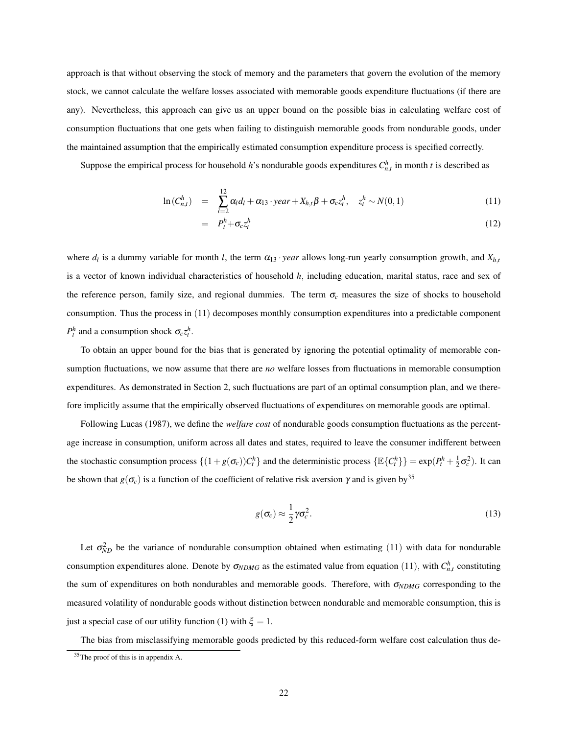approach is that without observing the stock of memory and the parameters that govern the evolution of the memory stock, we cannot calculate the welfare losses associated with memorable goods expenditure fluctuations (if there are any). Nevertheless, this approach can give us an upper bound on the possible bias in calculating welfare cost of consumption fluctuations that one gets when failing to distinguish memorable goods from nondurable goods, under the maintained assumption that the empirically estimated consumption expenditure process is specified correctly.

Suppose the empirical process for household $h$'s nondurable goods expenditures $C_{n,t}^h$ in month $t$ is described as

$$\ln(C_{n,t}^h) = \sum_{l=2}^{12} \alpha_l d_l + \alpha_{13} \cdot year + X_{h,t}\beta + \sigma_c z_t^h, \quad z_t^h \sim N(0,1) \tag{11}$$

$$= P_t^h + \sigma_c z_t^h \tag{12}$$

where $d_l$ is a dummy variable for month $l$, the term $\alpha_{13} \cdot year$ allows long-run yearly consumption growth, and $X_{h,t}$ is a vector of known individual characteristics of household $h$, including education, marital status, race and sex of the reference person, family size, and regional dummies. The term $\sigma_c$ measures the size of shocks to household consumption. Thus the process in (11) decomposes monthly consumption expenditures into a predictable component $P_t^h$ and a consumption shock $\sigma_c z_t^h$.

To obtain an upper bound for the bias that is generated by ignoring the potential optimality of memorable consumption fluctuations, we now assume that there are *no* welfare losses from fluctuations in memorable consumption expenditures. As demonstrated in Section 2, such fluctuations are part of an optimal consumption plan, and we therefore implicitly assume that the empirically observed fluctuations of expenditures on memorable goods are optimal.

Following Lucas (1987), we define the *welfare cost* of nondurable goods consumption fluctuations as the percentage increase in consumption, uniform across all dates and states, required to leave the consumer indifferent between the stochastic consumption process $\{(1+g(\sigma_c))C_t^h\}$ and the deterministic process $\{\mathbb{E}\{C_t^h\}\} = \exp(P_t^h + \frac{1}{2}\sigma_c^2)$. It can be shown that $g(\sigma_c)$ is a function of the coefficient of relative risk aversion $\gamma$ and is given by[35]

$$g(\sigma_c) \approx \frac{1}{2}\gamma\sigma_c^2. \tag{13}$$

Let $\sigma_{ND}^2$ be the variance of nondurable consumption obtained when estimating (11) with data for nondurable consumption expenditures alone. Denote by $\sigma_{NDMG}$ as the estimated value from equation (11), with $C_{n,t}^h$ constituting the sum of expenditures on both nondurables and memorable goods. Therefore, with $\sigma_{NDMG}$ corresponding to the measured volatility of nondurable goods without distinction between nondurable and memorable consumption, this is just a special case of our utility function (1) with $\xi = 1$.

The bias from misclassifying memorable goods predicted by this reduced-form welfare cost calculation thus de-

[35] The proof of this is in appendix A.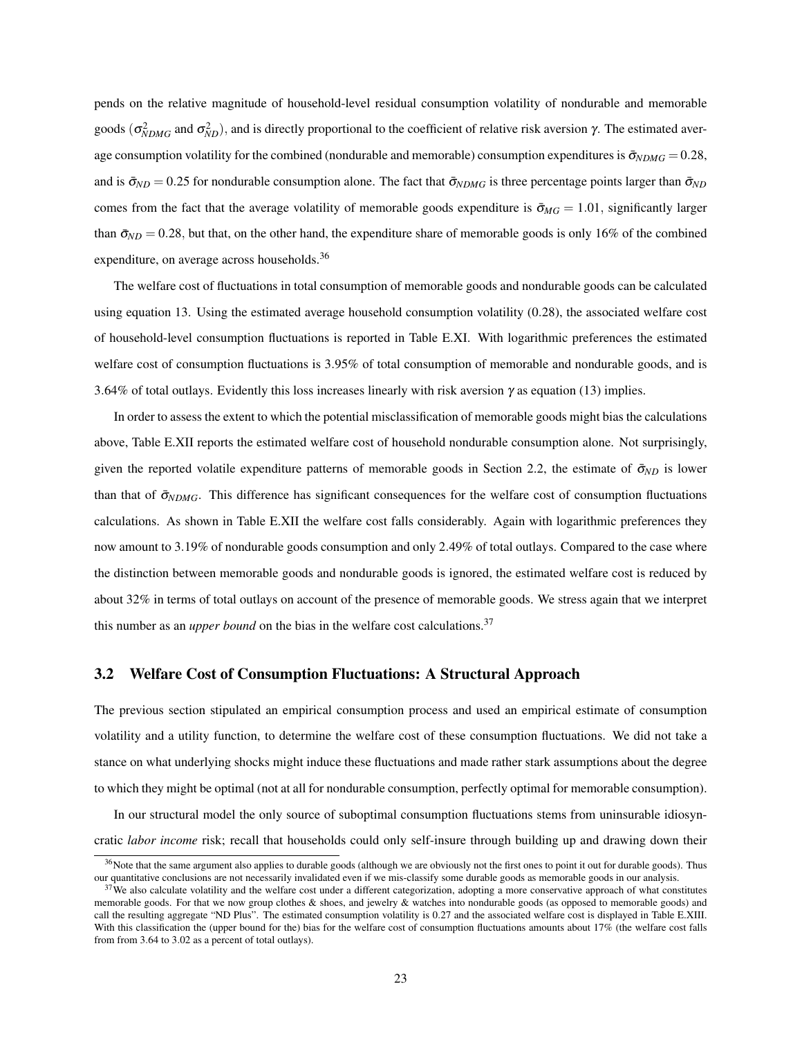pends on the relative magnitude of household-level residual consumption volatility of nondurable and memorable goods ($\sigma^2_{NDMG}$ and $\sigma^2_{ND}$), and is directly proportional to the coefficient of relative risk aversion $\gamma$. The estimated average consumption volatility for the combined (nondurable and memorable) consumption expenditures is $\bar{\sigma}_{NDMG} = 0.28$, and is $\bar{\sigma}_{ND} = 0.25$ for nondurable consumption alone. The fact that $\bar{\sigma}_{NDMG}$ is three percentage points larger than $\bar{\sigma}_{ND}$ comes from the fact that the average volatility of memorable goods expenditure is $\bar{\sigma}_{MG} = 1.01$, significantly larger than $\bar{\sigma}_{ND} = 0.28$, but that, on the other hand, the expenditure share of memorable goods is only 16% of the combined expenditure, on average across households.[36]

The welfare cost of fluctuations in total consumption of memorable goods and nondurable goods can be calculated using equation 13. Using the estimated average household consumption volatility (0.28), the associated welfare cost of household-level consumption fluctuations is reported in Table E.XI. With logarithmic preferences the estimated welfare cost of consumption fluctuations is 3.95% of total consumption of memorable and nondurable goods, and is 3.64% of total outlays. Evidently this loss increases linearly with risk aversion $\gamma$ as equation (13) implies.

In order to assess the extent to which the potential misclassification of memorable goods might bias the calculations above, Table E.XII reports the estimated welfare cost of household nondurable consumption alone. Not surprisingly, given the reported volatile expenditure patterns of memorable goods in Section 2.2, the estimate of $\bar{\sigma}_{ND}$ is lower than that of $\bar{\sigma}_{NDMG}$. This difference has significant consequences for the welfare cost of consumption fluctuations calculations. As shown in Table E.XII the welfare cost falls considerably. Again with logarithmic preferences they now amount to 3.19% of nondurable goods consumption and only 2.49% of total outlays. Compared to the case where the distinction between memorable goods and nondurable goods is ignored, the estimated welfare cost is reduced by about 32% in terms of total outlays on account of the presence of memorable goods. We stress again that we interpret this number as an *upper bound* on the bias in the welfare cost calculations.[37]

## 3.2 Welfare Cost of Consumption Fluctuations: A Structural Approach

The previous section stipulated an empirical consumption process and used an empirical estimate of consumption volatility and a utility function, to determine the welfare cost of these consumption fluctuations. We did not take a stance on what underlying shocks might induce these fluctuations and made rather stark assumptions about the degree to which they might be optimal (not at all for nondurable consumption, perfectly optimal for memorable consumption).

In our structural model the only source of suboptimal consumption fluctuations stems from uninsurable idiosyncratic *labor income* risk; recall that households could only self-insure through building up and drawing down their

[36] Note that the same argument also applies to durable goods (although we are obviously not the first ones to point it out for durable goods). Thus our quantitative conclusions are not necessarily invalidated even if we mis-classify some durable goods as memorable goods in our analysis.

[37] We also calculate volatility and the welfare cost under a different categorization, adopting a more conservative approach of what constitutes memorable goods. For that we now group clothes & shoes, and jewelry & watches into nondurable goods (as opposed to memorable goods) and call the resulting aggregate "ND Plus". The estimated consumption volatility is 0.27 and the associated welfare cost is displayed in Table E.XIII. With this classification the (upper bound for the) bias for the welfare cost of consumption fluctuations amounts about 17% (the welfare cost falls from from 3.64 to 3.02 as a percent of total outlays).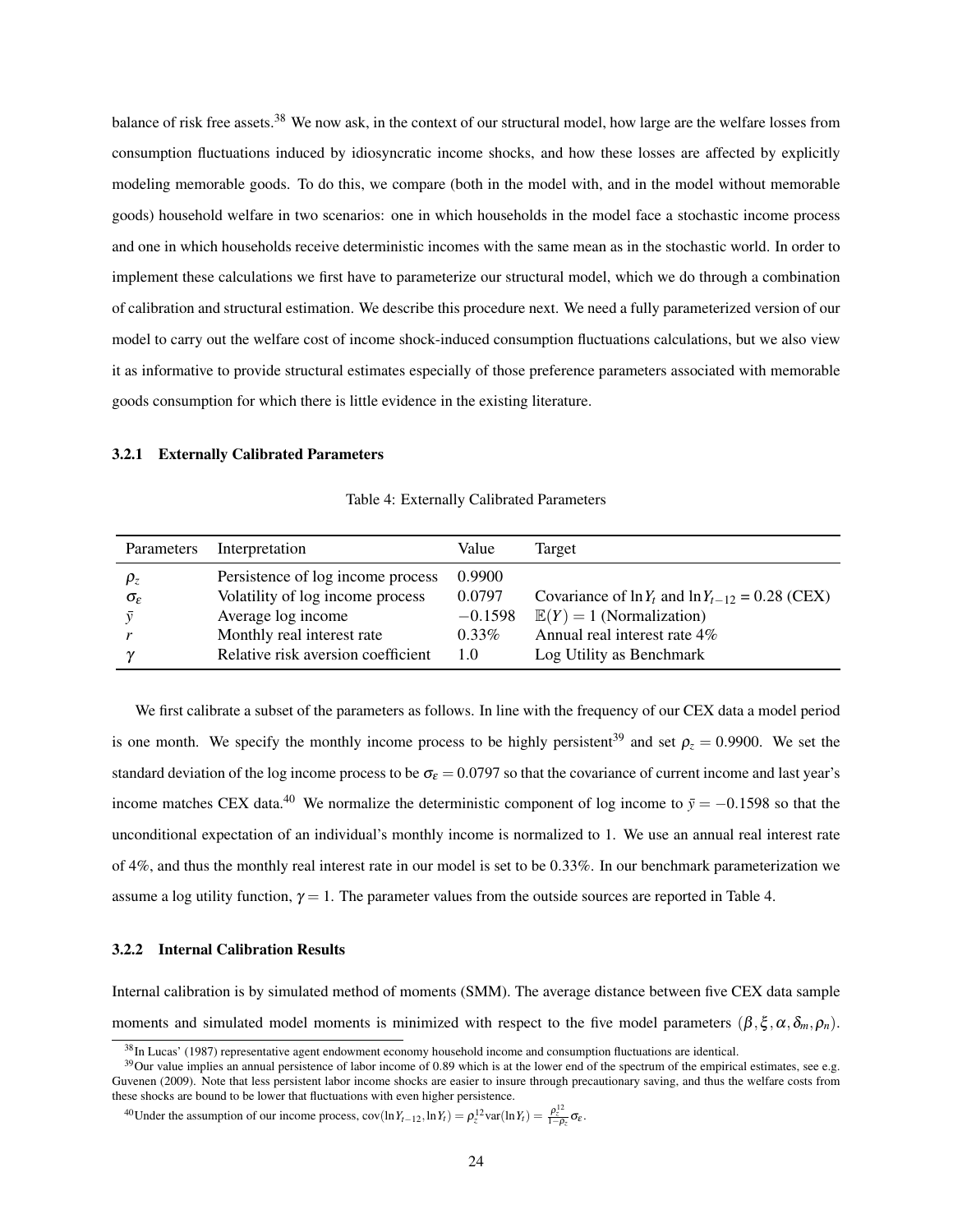balance of risk free assets.[38] We now ask, in the context of our structural model, how large are the welfare losses from consumption fluctuations induced by idiosyncratic income shocks, and how these losses are affected by explicitly modeling memorable goods. To do this, we compare (both in the model with, and in the model without memorable goods) household welfare in two scenarios: one in which households in the model face a stochastic income process and one in which households receive deterministic incomes with the same mean as in the stochastic world. In order to implement these calculations we first have to parameterize our structural model, which we do through a combination of calibration and structural estimation. We describe this procedure next. We need a fully parameterized version of our model to carry out the welfare cost of income shock-induced consumption fluctuations calculations, but we also view it as informative to provide structural estimates especially of those preference parameters associated with memorable goods consumption for which there is little evidence in the existing literature.

### 3.2.1 Externally Calibrated Parameters

Table 4: Externally Calibrated Parameters

| Parameters | Interpretation | Value | Target |
|---|---|---|---|
| $\rho_z$ | Persistence of log income process | 0.9900 | |
| $\sigma_\varepsilon$ | Volatility of log income process | 0.0797 | Covariance of $\ln Y_t$ and $\ln Y_{t-12}$ = 0.28 (CEX) |
| $\bar{y}$ | Average log income | $-0.1598$ | $\mathbb{E}(Y) = 1$ (Normalization) |
| $r$ | Monthly real interest rate | 0.33% | Annual real interest rate 4% |
| $\gamma$ | Relative risk aversion coefficient | 1.0 | Log Utility as Benchmark |

We first calibrate a subset of the parameters as follows. In line with the frequency of our CEX data a model period is one month. We specify the monthly income process to be highly persistent[39] and set $\rho_z = 0.9900$. We set the standard deviation of the log income process to be $\sigma_\varepsilon = 0.0797$ so that the covariance of current income and last year's income matches CEX data.[40] We normalize the deterministic component of log income to $\bar{y} = -0.1598$ so that the unconditional expectation of an individual's monthly income is normalized to 1. We use an annual real interest rate of 4%, and thus the monthly real interest rate in our model is set to be 0.33%. In our benchmark parameterization we assume a log utility function, $\gamma = 1$. The parameter values from the outside sources are reported in Table 4.

### 3.2.2 Internal Calibration Results

Internal calibration is by simulated method of moments (SMM). The average distance between five CEX data sample moments and simulated model moments is minimized with respect to the five model parameters $(\beta, \xi, \alpha, \delta_m, \rho_n)$.

[38] In Lucas' (1987) representative agent endowment economy household income and consumption fluctuations are identical.

[39] Our value implies an annual persistence of labor income of 0.89 which is at the lower end of the spectrum of the empirical estimates, see e.g. Guvenen (2009). Note that less persistent labor income shocks are easier to insure through precautionary saving, and thus the welfare costs from these shocks are bound to be lower that fluctuations with even higher persistence.

[40] Under the assumption of our income process, $\text{cov}(\ln Y_{t-12}, \ln Y_t) = \rho_z^{12} \text{var}(\ln Y_t) = \frac{\rho_z^{12}}{1-\rho_z}\sigma_\varepsilon$.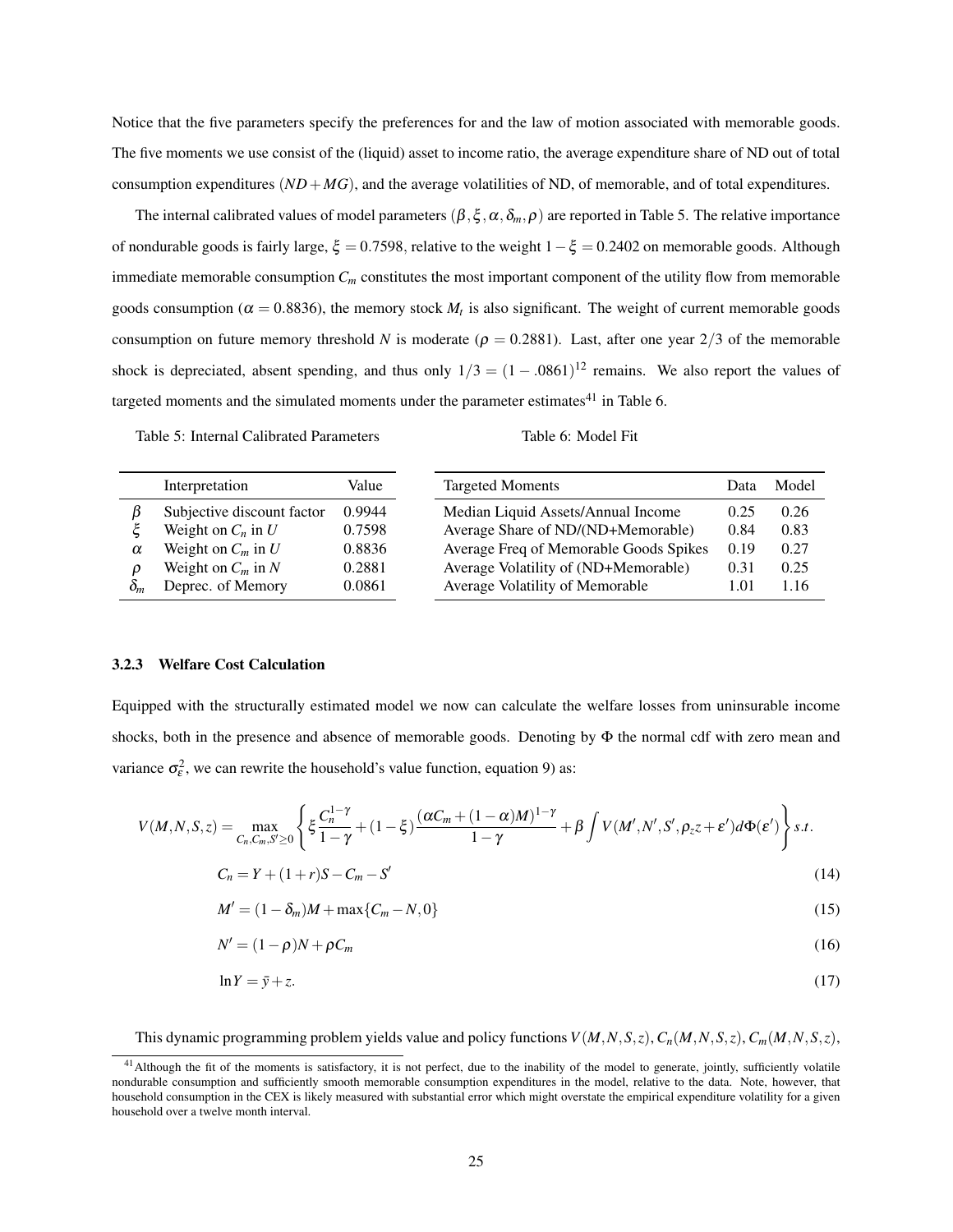Notice that the five parameters specify the preferences for and the law of motion associated with memorable goods. The five moments we use consist of the (liquid) asset to income ratio, the average expenditure share of ND out of total consumption expenditures ($ND+MG$), and the average volatilities of ND, of memorable, and of total expenditures.

The internal calibrated values of model parameters $(\beta, \xi, \alpha, \delta_m, \rho)$ are reported in Table 5. The relative importance of nondurable goods is fairly large, $\xi = 0.7598$, relative to the weight $1-\xi = 0.2402$ on memorable goods. Although immediate memorable consumption $C_m$ constitutes the most important component of the utility flow from memorable goods consumption ($\alpha = 0.8836$), the memory stock $M_t$ is also significant. The weight of current memorable goods consumption on future memory threshold $N$ is moderate ($\rho = 0.2881$). Last, after one year $2/3$ of the memorable shock is depreciated, absent spending, and thus only $1/3 = (1-.0861)^{12}$ remains. We also report the values of targeted moments and the simulated moments under the parameter estimates[41] in Table 6.

Table 5: Internal Calibrated Parameters

| | Interpretation | Value |
|---|---|---|
| $\beta$ | Subjective discount factor | 0.9944 |
| $\xi$ | Weight on $C_n$ in $U$ | 0.7598 |
| $\alpha$ | Weight on $C_m$ in $U$ | 0.8836 |
| $\rho$ | Weight on $C_m$ in $N$ | 0.2881 |
| $\delta_m$ | Deprec. of Memory | 0.0861 |

Table 6: Model Fit

| Targeted Moments | Data | Model |
|---|---|---|
| Median Liquid Assets/Annual Income | 0.25 | 0.26 |
| Average Share of ND/(ND+Memorable) | 0.84 | 0.83 |
| Average Freq of Memorable Goods Spikes | 0.19 | 0.27 |
| Average Volatility of (ND+Memorable) | 0.31 | 0.25 |
| Average Volatility of Memorable | 1.01 | 1.16 |

### 3.2.3 Welfare Cost Calculation

Equipped with the structurally estimated model we now can calculate the welfare losses from uninsurable income shocks, both in the presence and absence of memorable goods. Denoting by $\Phi$ the normal cdf with zero mean and variance $\sigma_\varepsilon^2$, we can rewrite the household's value function, equation 9) as:

$$V(M,N,S,z) = \max_{C_n,C_m,S' \geq 0} \left\{ \xi \frac{C_n^{1-\gamma}}{1-\gamma} + (1-\xi)\frac{(\alpha C_m + (1-\alpha)M)^{1-\gamma}}{1-\gamma} + \beta \int V(M',N',S',\rho_z z + \varepsilon')d\Phi(\varepsilon') \right\} s.t.$$

$$C_n = Y + (1+r)S - C_m - S' \tag{14}$$

$$M' = (1-\delta_m)M + \max\{C_m - N, 0\} \tag{15}$$

$$N' = (1-\rho)N + \rho C_m \tag{16}$$

$$\ln Y = \bar{y} + z. \tag{17}$$

This dynamic programming problem yields value and policy functions $V(M,N,S,z)$, $C_n(M,N,S,z)$, $C_m(M,N,S,z)$,

[41] Although the fit of the moments is satisfactory, it is not perfect, due to the inability of the model to generate, jointly, sufficiently volatile nondurable consumption and sufficiently smooth memorable consumption expenditures in the model, relative to the data. Note, however, that household consumption in the CEX is likely measured with substantial error which might overstate the empirical expenditure volatility for a given household over a twelve month interval.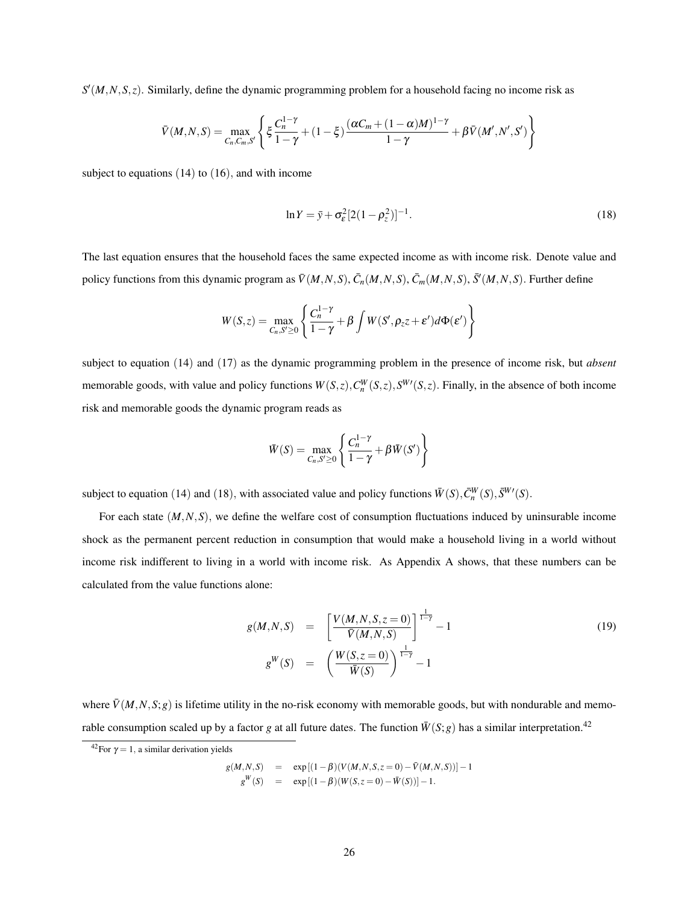$S'(M,N,S,z)$. Similarly, define the dynamic programming problem for a household facing no income risk as

$$\bar{V}(M,N,S) = \max_{C_n, C_m, S'} \left\{ \xi \frac{C_n^{1-\gamma}}{1-\gamma} + (1-\xi) \frac{(\alpha C_m + (1-\alpha)M)^{1-\gamma}}{1-\gamma} + \beta \bar{V}(M', N', S') \right\}$$

subject to equations (14) to (16), and with income

$$\ln Y = \bar{y} + \sigma_\varepsilon^2 [2(1-\rho_z^2)]^{-1}. \tag{18}$$

The last equation ensures that the household faces the same expected income as with income risk. Denote value and policy functions from this dynamic program as $\bar{V}(M,N,S)$, $\bar{C}_n(M,N,S)$, $\bar{C}_m(M,N,S)$, $\bar{S}'(M,N,S)$. Further define

$$W(S,z) = \max_{C_n, S' \geq 0} \left\{ \frac{C_n^{1-\gamma}}{1-\gamma} + \beta \int W(S', \rho_z z + \varepsilon') d\Phi(\varepsilon') \right\}$$

subject to equation (14) and (17) as the dynamic programming problem in the presence of income risk, but *absent* memorable goods, with value and policy functions $W(S,z), C_n^W(S,z), S^{W\prime}(S,z)$. Finally, in the absence of both income risk and memorable goods the dynamic program reads as

$$\bar{W}(S) = \max_{C_n, S' \geq 0} \left\{ \frac{C_n^{1-\gamma}}{1-\gamma} + \beta \bar{W}(S') \right\}$$

subject to equation (14) and (18), with associated value and policy functions $\bar{W}(S), \bar{C}_n^W(S), \bar{S}^{W\prime}(S)$.

For each state $(M,N,S)$, we define the welfare cost of consumption fluctuations induced by uninsurable income shock as the permanent percent reduction in consumption that would make a household living in a world without income risk indifferent to living in a world with income risk. As Appendix A shows, that these numbers can be calculated from the value functions alone:

$$\begin{aligned} g(M,N,S) &= \left[ \frac{V(M,N,S,z=0)}{\bar{V}(M,N,S)} \right]^{\frac{1}{1-\gamma}} - 1 \\ g^W(S) &= \left( \frac{W(S,z=0)}{\bar{W}(S)} \right)^{\frac{1}{1-\gamma}} - 1 \end{aligned} \tag{19}$$

where $\bar{V}(M,N,S;g)$ is lifetime utility in the no-risk economy with memorable goods, but with nondurable and memorable consumption scaled up by a factor $g$ at all future dates. The function $\bar{W}(S;g)$ has a similar interpretation.[42]

[42] For $\gamma = 1$, a similar derivation yields

$$\begin{aligned} g(M,N,S) &= \exp\left[(1-\beta)(V(M,N,S,z=0) - \bar{V}(M,N,S))\right] - 1 \\ g^W(S) &= \exp\left[(1-\beta)(W(S,z=0) - \bar{W}(S))\right] - 1. \end{aligned}$$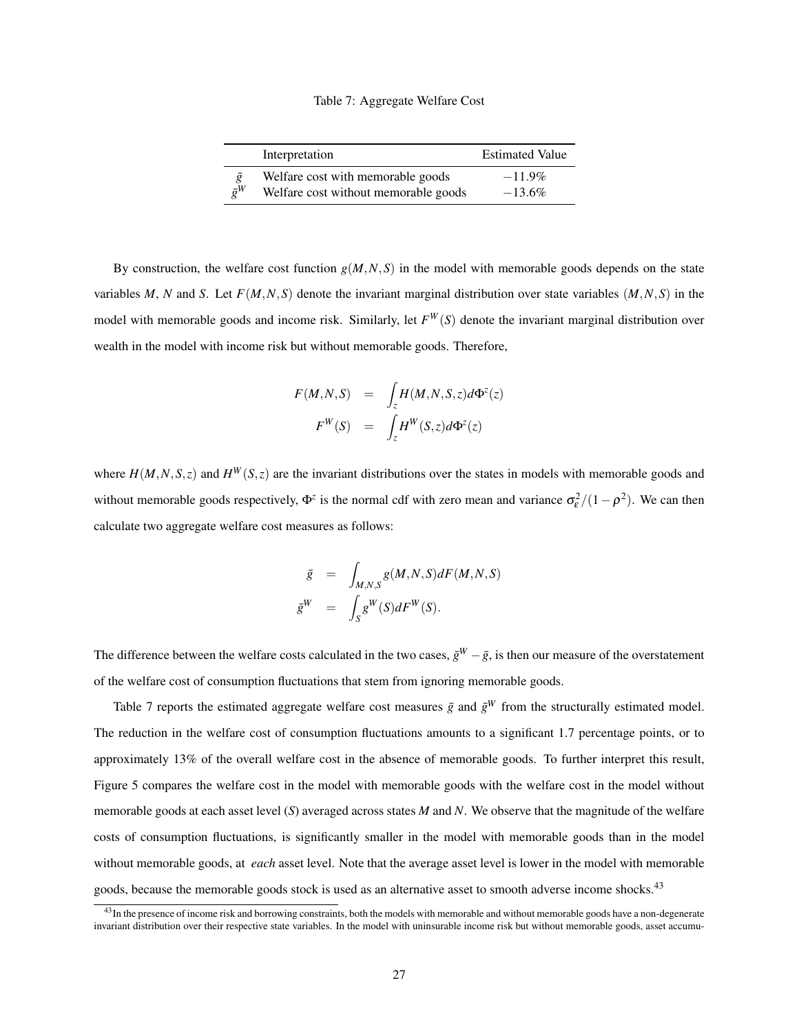Table 7: Aggregate Welfare Cost

| | Interpretation | Estimated Value |
|---|---|---|
| $\bar{g}$ | Welfare cost with memorable goods | $-11.9\%$ |
| $\bar{g}^W$ | Welfare cost without memorable goods | $-13.6\%$ |

By construction, the welfare cost function $g(M,N,S)$ in the model with memorable goods depends on the state variables $M$, $N$ and $S$. Let $F(M,N,S)$ denote the invariant marginal distribution over state variables $(M,N,S)$ in the model with memorable goods and income risk. Similarly, let $F^W(S)$ denote the invariant marginal distribution over wealth in the model with income risk but without memorable goods. Therefore,

$$
\begin{aligned}
F(M,N,S) &= \int_z H(M,N,S,z)d\Phi^z(z) \\
F^W(S) &= \int_z H^W(S,z)d\Phi^z(z)
\end{aligned}
$$

where $H(M,N,S,z)$ and $H^W(S,z)$ are the invariant distributions over the states in models with memorable goods and without memorable goods respectively, $\Phi^z$ is the normal cdf with zero mean and variance $\sigma_\varepsilon^2/(1-\rho^2)$. We can then calculate two aggregate welfare cost measures as follows:

$$
\begin{aligned}
\bar{g} &= \int_{M,N,S} g(M,N,S)dF(M,N,S) \\
\bar{g}^W &= \int_S g^W(S)dF^W(S).
\end{aligned}
$$

The difference between the welfare costs calculated in the two cases, $\bar{g}^W - \bar{g}$, is then our measure of the overstatement of the welfare cost of consumption fluctuations that stem from ignoring memorable goods.

Table 7 reports the estimated aggregate welfare cost measures $\bar{g}$ and $\bar{g}^W$ from the structurally estimated model. The reduction in the welfare cost of consumption fluctuations amounts to a significant 1.7 percentage points, or to approximately 13% of the overall welfare cost in the absence of memorable goods. To further interpret this result, Figure 5 compares the welfare cost in the model with memorable goods with the welfare cost in the model without memorable goods at each asset level ($S$) averaged across states $M$ and $N$. We observe that the magnitude of the welfare costs of consumption fluctuations, is significantly smaller in the model with memorable goods than in the model without memorable goods, at *each* asset level. Note that the average asset level is lower in the model with memorable goods, because the memorable goods stock is used as an alternative asset to smooth adverse income shocks.[43]

[43] In the presence of income risk and borrowing constraints, both the models with memorable and without memorable goods have a non-degenerate invariant distribution over their respective state variables. In the model with uninsurable income risk but without memorable goods, asset accumu-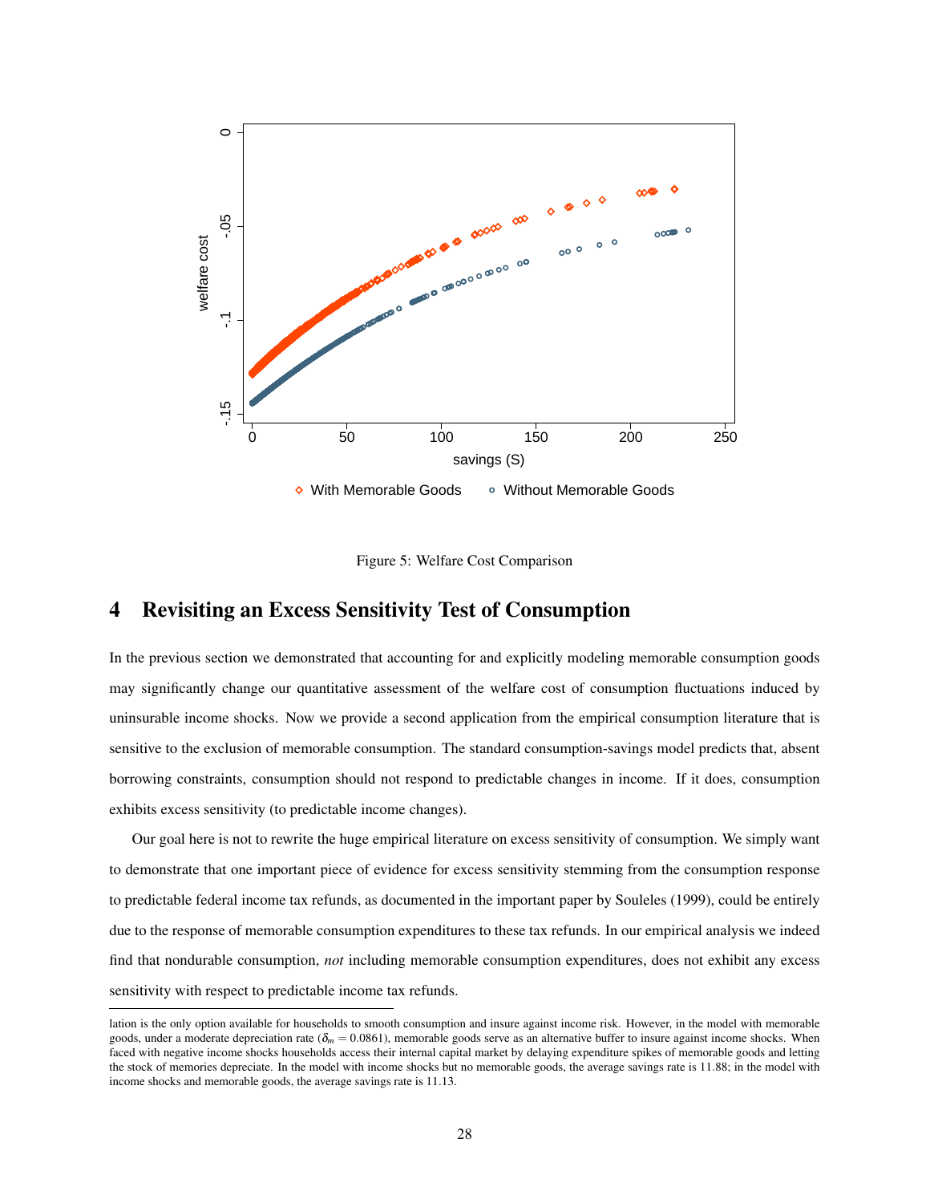Figure 5: Welfare Cost Comparison

# 4 Revisiting an Excess Sensitivity Test of Consumption

In the previous section we demonstrated that accounting for and explicitly modeling memorable consumption goods may significantly change our quantitative assessment of the welfare cost of consumption fluctuations induced by uninsurable income shocks. Now we provide a second application from the empirical consumption literature that is sensitive to the exclusion of memorable consumption. The standard consumption-savings model predicts that, absent borrowing constraints, consumption should not respond to predictable changes in income. If it does, consumption exhibits excess sensitivity (to predictable income changes).

Our goal here is not to rewrite the huge empirical literature on excess sensitivity of consumption. We simply want to demonstrate that one important piece of evidence for excess sensitivity stemming from the consumption response to predictable federal income tax refunds, as documented in the important paper by Souleles (1999), could be entirely due to the response of memorable consumption expenditures to these tax refunds. In our empirical analysis we indeed find that nondurable consumption, *not* including memorable consumption expenditures, does not exhibit any excess sensitivity with respect to predictable income tax refunds.

lation is the only option available for households to smooth consumption and insure against income risk. However, in the model with memorable goods, under a moderate depreciation rate ($\delta_m = 0.0861$), memorable goods serve as an alternative buffer to insure against income shocks. When faced with negative income shocks households access their internal capital market by delaying expenditure spikes of memorable goods and letting the stock of memories depreciate. In the model with income shocks but no memorable goods, the average savings rate is 11.88; in the model with income shocks and memorable goods, the average savings rate is 11.13.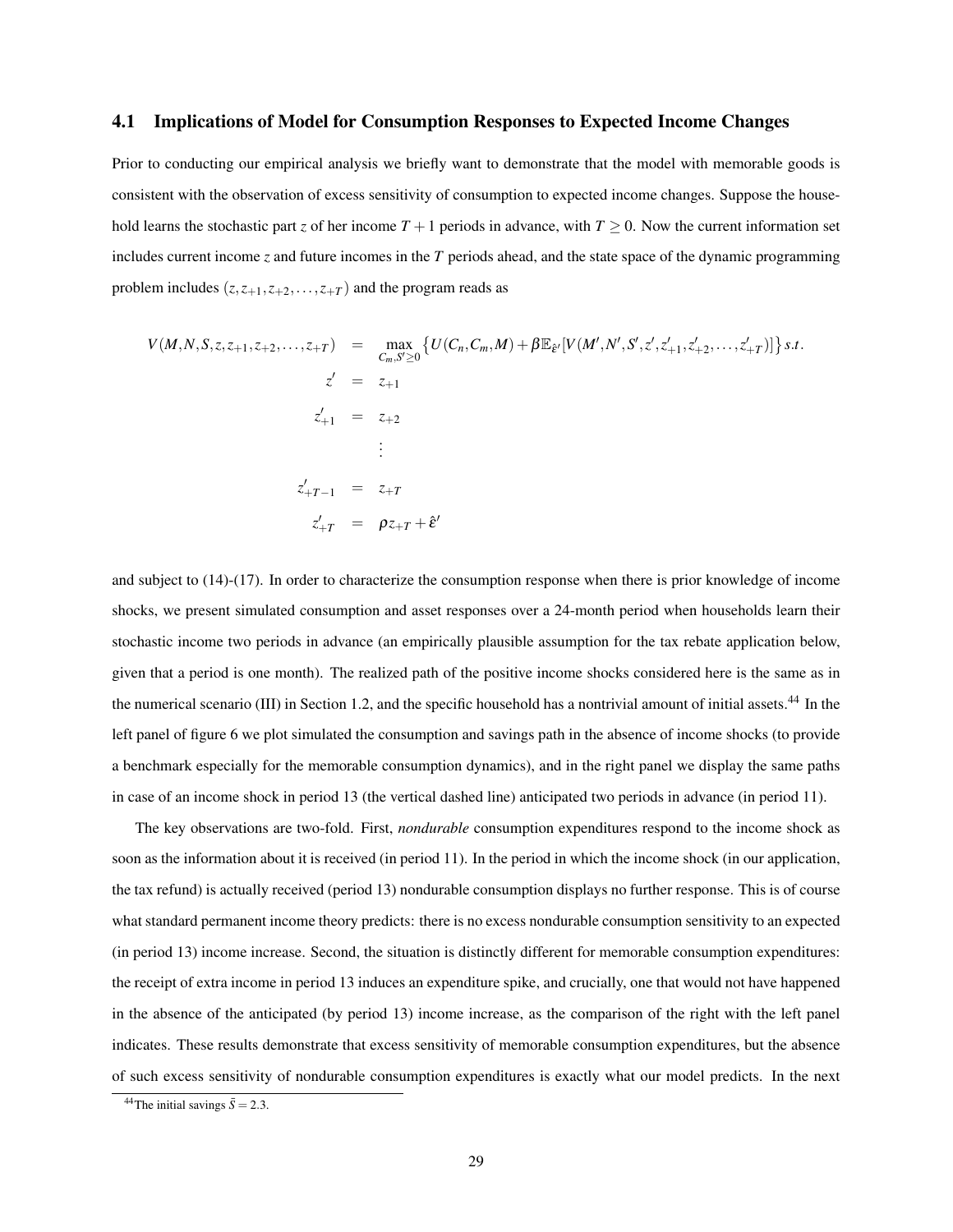### 4.1 Implications of Model for Consumption Responses to Expected Income Changes

Prior to conducting our empirical analysis we briefly want to demonstrate that the model with memorable goods is consistent with the observation of excess sensitivity of consumption to expected income changes. Suppose the household learns the stochastic part $z$ of her income $T+1$ periods in advance, with $T \geq 0$. Now the current information set includes current income $z$ and future incomes in the $T$ periods ahead, and the state space of the dynamic programming problem includes $(z, z_{+1}, z_{+2}, \ldots, z_{+T})$ and the program reads as

$$
\begin{aligned}
V(M,N,S,z,z_{+1},z_{+2},\ldots,z_{+T}) &= \max_{C_m, S' \geq 0} \left\{ U(C_n,C_m,M) + \beta \mathbb{E}_{\hat{\varepsilon}'}[V(M',N',S',z',z'_{+1},z'_{+2},\ldots,z'_{+T})] \right\} s.t. \\
z' &= z_{+1} \\
z'_{+1} &= z_{+2} \\
&\vdots \\
z'_{+T-1} &= z_{+T} \\
z'_{+T} &= \rho z_{+T} + \hat{\varepsilon}'
\end{aligned}
$$

and subject to (14)-(17). In order to characterize the consumption response when there is prior knowledge of income shocks, we present simulated consumption and asset responses over a 24-month period when households learn their stochastic income two periods in advance (an empirically plausible assumption for the tax rebate application below, given that a period is one month). The realized path of the positive income shocks considered here is the same as in the numerical scenario (III) in Section 1.2, and the specific household has a nontrivial amount of initial assets.[44] In the left panel of figure 6 we plot simulated the consumption and savings path in the absence of income shocks (to provide a benchmark especially for the memorable consumption dynamics), and in the right panel we display the same paths in case of an income shock in period 13 (the vertical dashed line) anticipated two periods in advance (in period 11).

The key observations are two-fold. First, *nondurable* consumption expenditures respond to the income shock as soon as the information about it is received (in period 11). In the period in which the income shock (in our application, the tax refund) is actually received (period 13) nondurable consumption displays no further response. This is of course what standard permanent income theory predicts: there is no excess nondurable consumption sensitivity to an expected (in period 13) income increase. Second, the situation is distinctly different for memorable consumption expenditures: the receipt of extra income in period 13 induces an expenditure spike, and crucially, one that would not have happened in the absence of the anticipated (by period 13) income increase, as the comparison of the right with the left panel indicates. These results demonstrate that excess sensitivity of memorable consumption expenditures, but the absence of such excess sensitivity of nondurable consumption expenditures is exactly what our model predicts. In the next

[44] The initial savings $\bar{S} = 2.3$.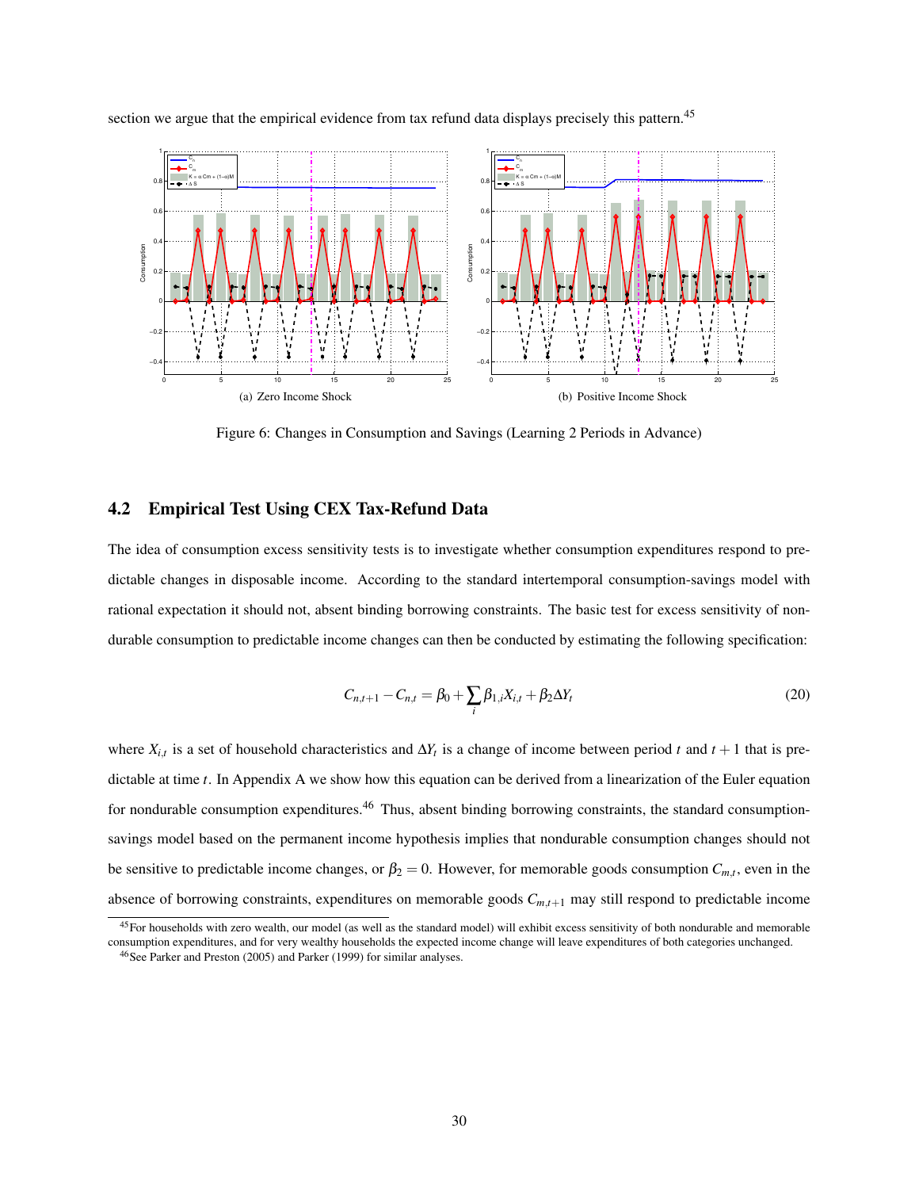section we argue that the empirical evidence from tax refund data displays precisely this pattern.[45]

(a) Zero Income Shock

(b) Positive Income Shock

Figure 6: Changes in Consumption and Savings (Learning 2 Periods in Advance)

## 4.2 Empirical Test Using CEX Tax-Refund Data

The idea of consumption excess sensitivity tests is to investigate whether consumption expenditures respond to predictable changes in disposable income. According to the standard intertemporal consumption-savings model with rational expectation it should not, absent binding borrowing constraints. The basic test for excess sensitivity of nondurable consumption to predictable income changes can then be conducted by estimating the following specification:

$$C_{n,t+1} - C_{n,t} = \beta_0 + \sum_i \beta_{1,i} X_{i,t} + \beta_2 \Delta Y_t \tag{20}$$

where $X_{i,t}$ is a set of household characteristics and $\Delta Y_t$ is a change of income between period $t$ and $t+1$ that is predictable at time $t$. In Appendix A we show how this equation can be derived from a linearization of the Euler equation for nondurable consumption expenditures.[46] Thus, absent binding borrowing constraints, the standard consumption-savings model based on the permanent income hypothesis implies that nondurable consumption changes should not be sensitive to predictable income changes, or $\beta_2 = 0$. However, for memorable goods consumption $C_{m,t}$, even in the absence of borrowing constraints, expenditures on memorable goods $C_{m,t+1}$ may still respond to predictable income

[45] For households with zero wealth, our model (as well as the standard model) will exhibit excess sensitivity of both nondurable and memorable consumption expenditures, and for very wealthy households the expected income change will leave expenditures of both categories unchanged.

[46] See Parker and Preston (2005) and Parker (1999) for similar analyses.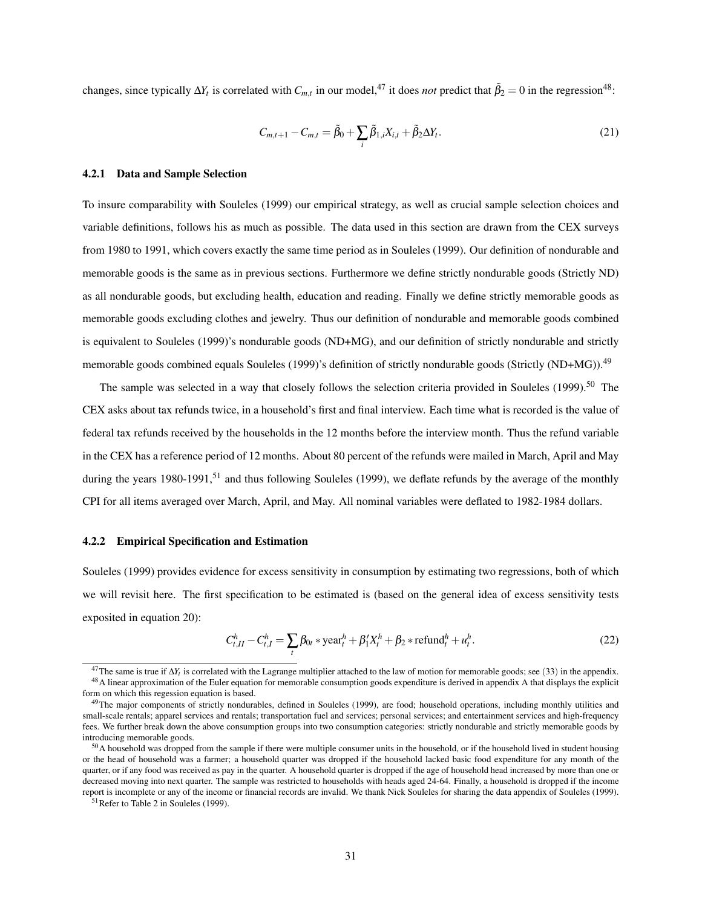changes, since typically $\Delta Y_t$ is correlated with $C_{m,t}$ in our model,[47] it does *not* predict that $\tilde{\beta}_2 = 0$ in the regression[48]:

$$C_{m,t+1} - C_{m,t} = \tilde{\beta}_0 + \sum_i \tilde{\beta}_{1,i} X_{i,t} + \tilde{\beta}_2 \Delta Y_t. \tag{21}$$

### 4.2.1 Data and Sample Selection

To insure comparability with Souleles (1999) our empirical strategy, as well as crucial sample selection choices and variable definitions, follows his as much as possible. The data used in this section are drawn from the CEX surveys from 1980 to 1991, which covers exactly the same time period as in Souleles (1999). Our definition of nondurable and memorable goods is the same as in previous sections. Furthermore we define strictly nondurable goods (Strictly ND) as all nondurable goods, but excluding health, education and reading. Finally we define strictly memorable goods as memorable goods excluding clothes and jewelry. Thus our definition of nondurable and memorable goods combined is equivalent to Souleles (1999)'s nondurable goods (ND+MG), and our definition of strictly nondurable and strictly memorable goods combined equals Souleles (1999)'s definition of strictly nondurable goods (Strictly (ND+MG)).[49]

The sample was selected in a way that closely follows the selection criteria provided in Souleles (1999).[50] The CEX asks about tax refunds twice, in a household's first and final interview. Each time what is recorded is the value of federal tax refunds received by the households in the 12 months before the interview month. Thus the refund variable in the CEX has a reference period of 12 months. About 80 percent of the refunds were mailed in March, April and May during the years 1980-1991,[51] and thus following Souleles (1999), we deflate refunds by the average of the monthly CPI for all items averaged over March, April, and May. All nominal variables were deflated to 1982-1984 dollars.

### 4.2.2 Empirical Specification and Estimation

Souleles (1999) provides evidence for excess sensitivity in consumption by estimating two regressions, both of which we will revisit here. The first specification to be estimated is (based on the general idea of excess sensitivity tests exposited in equation 20):

$$C^h_{t,II} - C^h_{t,I} = \sum_t \beta_{0t} * \text{year}^h_t + \beta_1' X^h_t + \beta_2 * \text{refund}^h_t + u^h_t. \tag{22}$$

---

[47] The same is true if $\Delta Y_t$ is correlated with the Lagrange multiplier attached to the law of motion for memorable goods; see (33) in the appendix.

[48] A linear approximation of the Euler equation for memorable consumption goods expenditure is derived in appendix A that displays the explicit form on which this regession equation is based.

[49] The major components of strictly nondurables, defined in Souleles (1999), are food; household operations, including monthly utilities and small-scale rentals; apparel services and rentals; transportation fuel and services; personal services; and entertainment services and high-frequency fees. We further break down the above consumption groups into two consumption categories: strictly nondurable and strictly memorable goods by introducing memorable goods.

[50] A household was dropped from the sample if there were multiple consumer units in the household, or if the household lived in student housing or the head of household was a farmer; a household quarter was dropped if the household lacked basic food expenditure for any month of the quarter, or if any food was received as pay in the quarter. A household quarter is dropped if the age of household head increased by more than one or decreased moving into next quarter. The sample was restricted to households with heads aged 24-64. Finally, a household is dropped if the income report is incomplete or any of the income or financial records are invalid. We thank Nick Souleles for sharing the data appendix of Souleles (1999).

[51] Refer to Table 2 in Souleles (1999).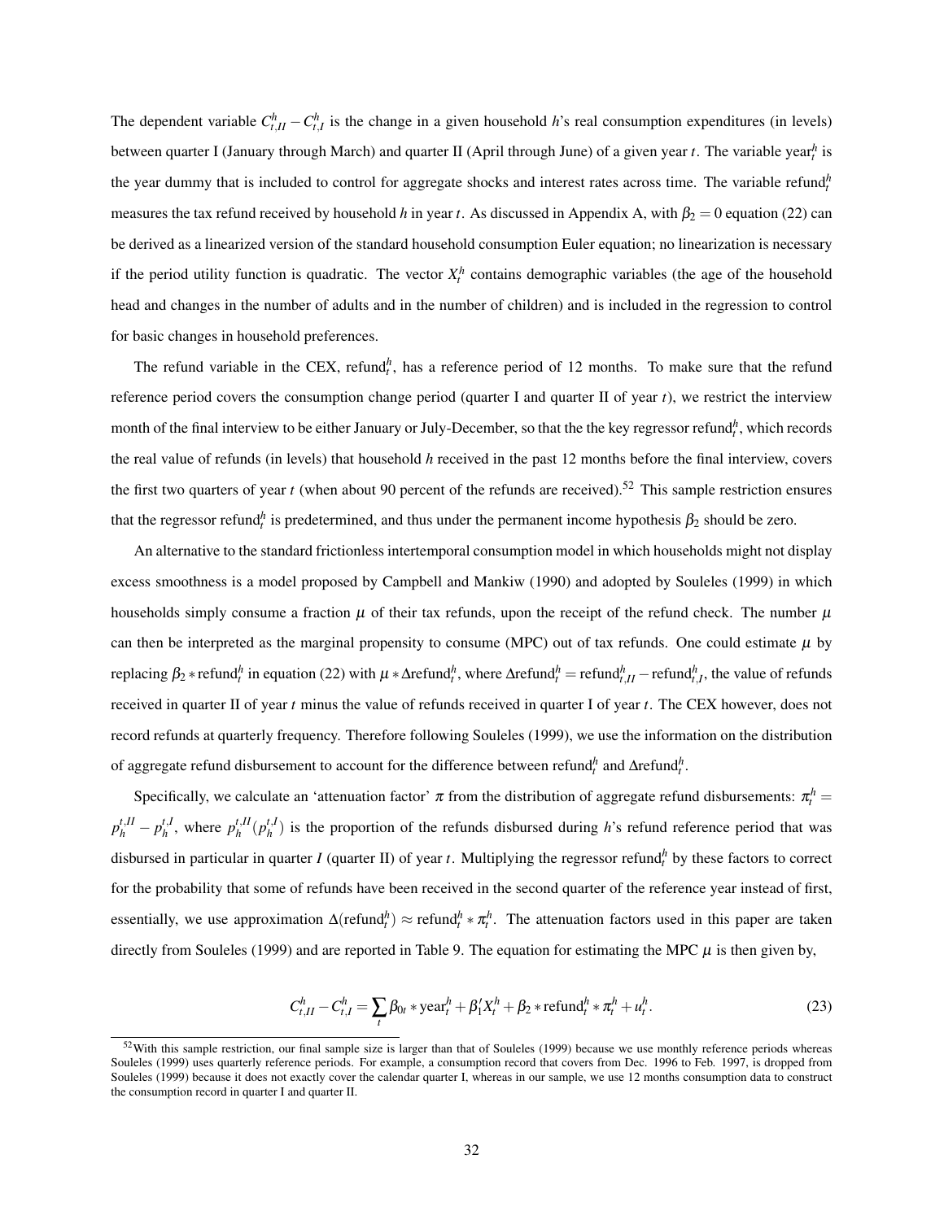The dependent variable $C^h_{t,II} - C^h_{t,I}$ is the change in a given household $h$'s real consumption expenditures (in levels) between quarter I (January through March) and quarter II (April through June) of a given year $t$. The variable $\text{year}^h_t$ is the year dummy that is included to control for aggregate shocks and interest rates across time. The variable $\text{refund}^h_t$ measures the tax refund received by household $h$ in year $t$. As discussed in Appendix A, with $\beta_2 = 0$ equation (22) can be derived as a linearized version of the standard household consumption Euler equation; no linearization is necessary if the period utility function is quadratic. The vector $X^h_t$ contains demographic variables (the age of the household head and changes in the number of adults and in the number of children) and is included in the regression to control for basic changes in household preferences.

The refund variable in the CEX, $\text{refund}^h_t$, has a reference period of 12 months. To make sure that the refund reference period covers the consumption change period (quarter I and quarter II of year $t$), we restrict the interview month of the final interview to be either January or July-December, so that the the key regressor $\text{refund}^h_t$, which records the real value of refunds (in levels) that household $h$ received in the past 12 months before the final interview, covers the first two quarters of year $t$ (when about 90 percent of the refunds are received).[52] This sample restriction ensures that the regressor $\text{refund}^h_t$ is predetermined, and thus under the permanent income hypothesis $\beta_2$ should be zero.

An alternative to the standard frictionless intertemporal consumption model in which households might not display excess smoothness is a model proposed by Campbell and Mankiw (1990) and adopted by Souleles (1999) in which households simply consume a fraction $\mu$ of their tax refunds, upon the receipt of the refund check. The number $\mu$ can then be interpreted as the marginal propensity to consume (MPC) out of tax refunds. One could estimate $\mu$ by replacing $\beta_2 * \text{refund}^h_t$ in equation (22) with $\mu * \Delta\text{refund}^h_t$, where $\Delta\text{refund}^h_t = \text{refund}^h_{t,II} - \text{refund}^h_{t,I}$, the value of refunds received in quarter II of year $t$ minus the value of refunds received in quarter I of year $t$. The CEX however, does not record refunds at quarterly frequency. Therefore following Souleles (1999), we use the information on the distribution of aggregate refund disbursement to account for the difference between $\text{refund}^h_t$ and $\Delta\text{refund}^h_t$.

Specifically, we calculate an 'attenuation factor' $\pi$ from the distribution of aggregate refund disbursements: $\pi^h_t = p^{t,II}_h - p^{t,I}_h$, where $p^{t,II}_h (p^{t,I}_h)$ is the proportion of the refunds disbursed during $h$'s refund reference period that was disbursed in particular in quarter $I$ (quarter II) of year $t$. Multiplying the regressor $\text{refund}^h_t$ by these factors to correct for the probability that some of refunds have been received in the second quarter of the reference year instead of first, essentially, we use approximation $\Delta(\text{refund}^h_t) \approx \text{refund}^h_t * \pi^h_t$. The attenuation factors used in this paper are taken directly from Souleles (1999) and are reported in Table 9. The equation for estimating the MPC $\mu$ is then given by,

$$C^h_{t,II} - C^h_{t,I} = \sum_t \beta_{0t} * \text{year}^h_t + \beta_1' X^h_t + \beta_2 * \text{refund}^h_t * \pi^h_t + u^h_t. \tag{23}$$

[52] With this sample restriction, our final sample size is larger than that of Souleles (1999) because we use monthly reference periods whereas Souleles (1999) uses quarterly reference periods. For example, a consumption record that covers from Dec. 1996 to Feb. 1997, is dropped from Souleles (1999) because it does not exactly cover the calendar quarter I, whereas in our sample, we use 12 months consumption data to construct the consumption record in quarter I and quarter II.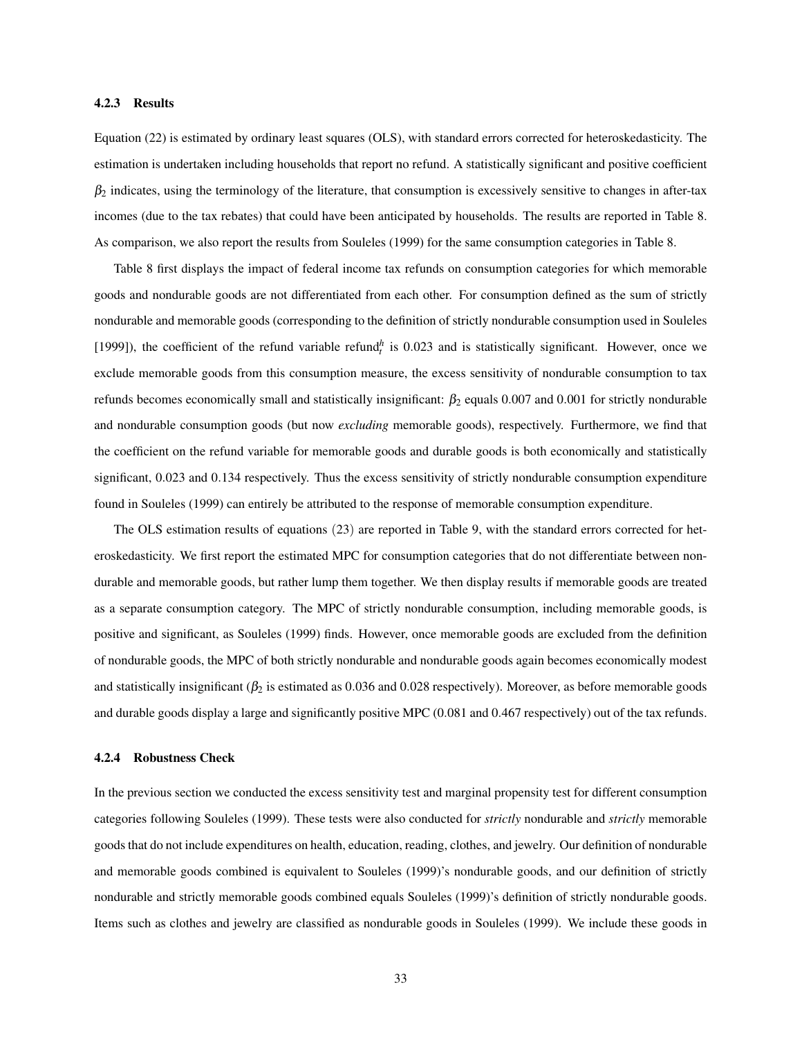### 4.2.3 Results

Equation (22) is estimated by ordinary least squares (OLS), with standard errors corrected for heteroskedasticity. The estimation is undertaken including households that report no refund. A statistically significant and positive coefficient $\beta_2$ indicates, using the terminology of the literature, that consumption is excessively sensitive to changes in after-tax incomes (due to the tax rebates) that could have been anticipated by households. The results are reported in Table 8. As comparison, we also report the results from Souleles (1999) for the same consumption categories in Table 8.

Table 8 first displays the impact of federal income tax refunds on consumption categories for which memorable goods and nondurable goods are not differentiated from each other. For consumption defined as the sum of strictly nondurable and memorable goods (corresponding to the definition of strictly nondurable consumption used in Souleles [1999]), the coefficient of the refund variable $\text{refund}_t^h$ is 0.023 and is statistically significant. However, once we exclude memorable goods from this consumption measure, the excess sensitivity of nondurable consumption to tax refunds becomes economically small and statistically insignificant: $\beta_2$ equals 0.007 and 0.001 for strictly nondurable and nondurable consumption goods (but now *excluding* memorable goods), respectively. Furthermore, we find that the coefficient on the refund variable for memorable goods and durable goods is both economically and statistically significant, 0.023 and 0.134 respectively. Thus the excess sensitivity of strictly nondurable consumption expenditure found in Souleles (1999) can entirely be attributed to the response of memorable consumption expenditure.

The OLS estimation results of equations (23) are reported in Table 9, with the standard errors corrected for heteroskedasticity. We first report the estimated MPC for consumption categories that do not differentiate between nondurable and memorable goods, but rather lump them together. We then display results if memorable goods are treated as a separate consumption category. The MPC of strictly nondurable consumption, including memorable goods, is positive and significant, as Souleles (1999) finds. However, once memorable goods are excluded from the definition of nondurable goods, the MPC of both strictly nondurable and nondurable goods again becomes economically modest and statistically insignificant ($\beta_2$ is estimated as 0.036 and 0.028 respectively). Moreover, as before memorable goods and durable goods display a large and significantly positive MPC (0.081 and 0.467 respectively) out of the tax refunds.

### 4.2.4 Robustness Check

In the previous section we conducted the excess sensitivity test and marginal propensity test for different consumption categories following Souleles (1999). These tests were also conducted for *strictly* nondurable and *strictly* memorable goods that do not include expenditures on health, education, reading, clothes, and jewelry. Our definition of nondurable and memorable goods combined is equivalent to Souleles (1999)'s nondurable goods, and our definition of strictly nondurable and strictly memorable goods combined equals Souleles (1999)'s definition of strictly nondurable goods. Items such as clothes and jewelry are classified as nondurable goods in Souleles (1999). We include these goods in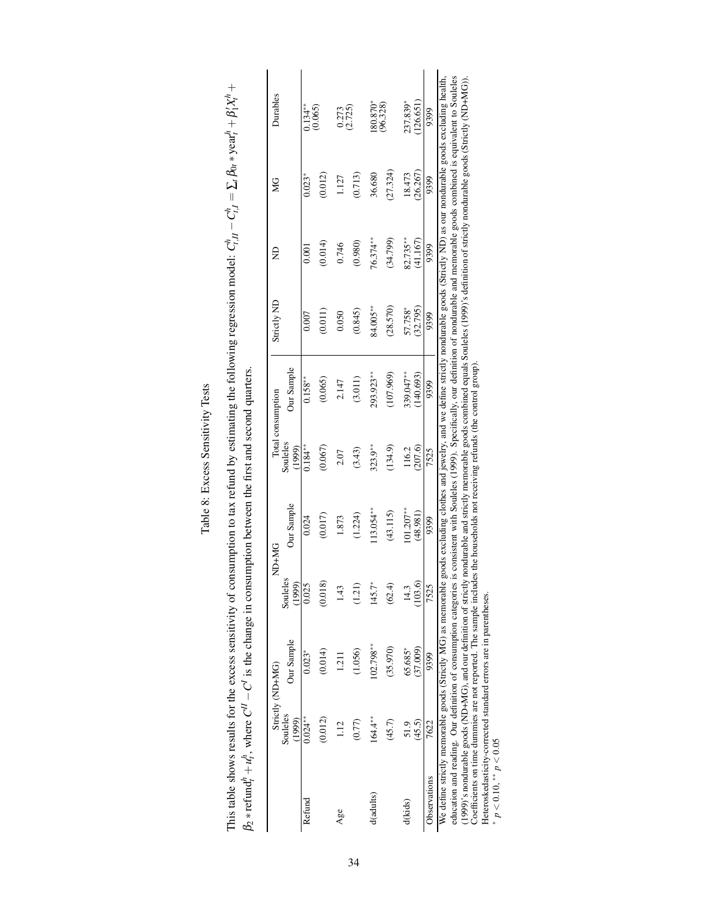# Table 8: Excess Sensitivity Tests

This table shows results for the excess sensitivity of consumption to tax refund by estimating the following regression model: $C^h_{t,II} - C^h_{t,I} = \sum_t \beta_{0t} * \text{year}^h_t + \beta'_1 X^h_t + \beta_2 * \text{refund}^h_t + u^h_t$, where $C^{II} - C^I$ is the change in consumption between the first and second quarters.

| | Strictly (ND+MG) | | ND+MG | | Total consumption | | Strictly ND | ND | MG | Durables |
|---|---|---|---|---|---|---|---|---|---|---|
| | Souleles (1999) | Our Sample | Souleles (1999) | Our Sample | Souleles (1999) | Our Sample | | | | |
| Refund | 0.024** | 0.023* | 0.025 | 0.024 | 0.184** | 0.158** | 0.007 | 0.001 | 0.023* | 0.134** |
| | (0.012) | (0.014) | (0.018) | (0.017) | (0.067) | (0.065) | (0.011) | (0.014) | (0.012) | (0.065) |
| Age | 1.12 | 1.211 | 1.43 | 1.873 | 2.07 | 2.147 | 0.050 | 0.746 | 1.127 | 0.273 |
| | (0.77) | (1.056) | (1.21) | (1.224) | (3.43) | (3.011) | (0.845) | (0.980) | (0.713) | (2.725) |
| d(adults) | 164.4** | 102.798** | 145.7* | 113.054** | 323.9** | 293.923** | 84.005** | 76.374** | 36.680 | 180.870* |
| | (45.7) | (35.970) | (62.4) | (43.115) | (134.9) | (107.969) | (28.570) | (34.799) | (27.324) | (96.328) |
| d(kids) | 51.9 | 65.685* | 14.3 | 101.207** | 116.2 | 339.047** | 57.758* | 82.735** | 18.473 | 237.839* |
| | (45.5) | (37.009) | (103.6) | (48.981) | (207.6) | (140.693) | (32.795) | (41.167) | (26.267) | (126.651) |
| Observations | 7622 | 9399 | 7525 | 9399 | 7525 | 9399 | 9399 | 9399 | 9399 | 9399 |

We define strictly memorable goods (Strictly MG) as memorable goods excluding clothes and jewelry, and we define strictly nondurable goods (Strictly ND) as our nondurable goods excluding health, education and reading. Our definition of consumption categories is consistent with Souleles (1999). Specifically, our definition of nondurable and memorable goods combined is equivalent to Souleles (1999)'s nondurable goods (ND+MG), and our definition of strictly nondurable and strictly memorable goods combined equals Souleles (1999)'s definition of strictly nondurable goods (Strictly (ND+MG)). Coefficients on time dummies are not reported. The sample includes the households not receiving refunds (the control group).

Heteroskedasticity-corrected standard errors are in parentheses.

\* $p < 0.10$, \*\* $p < 0.05$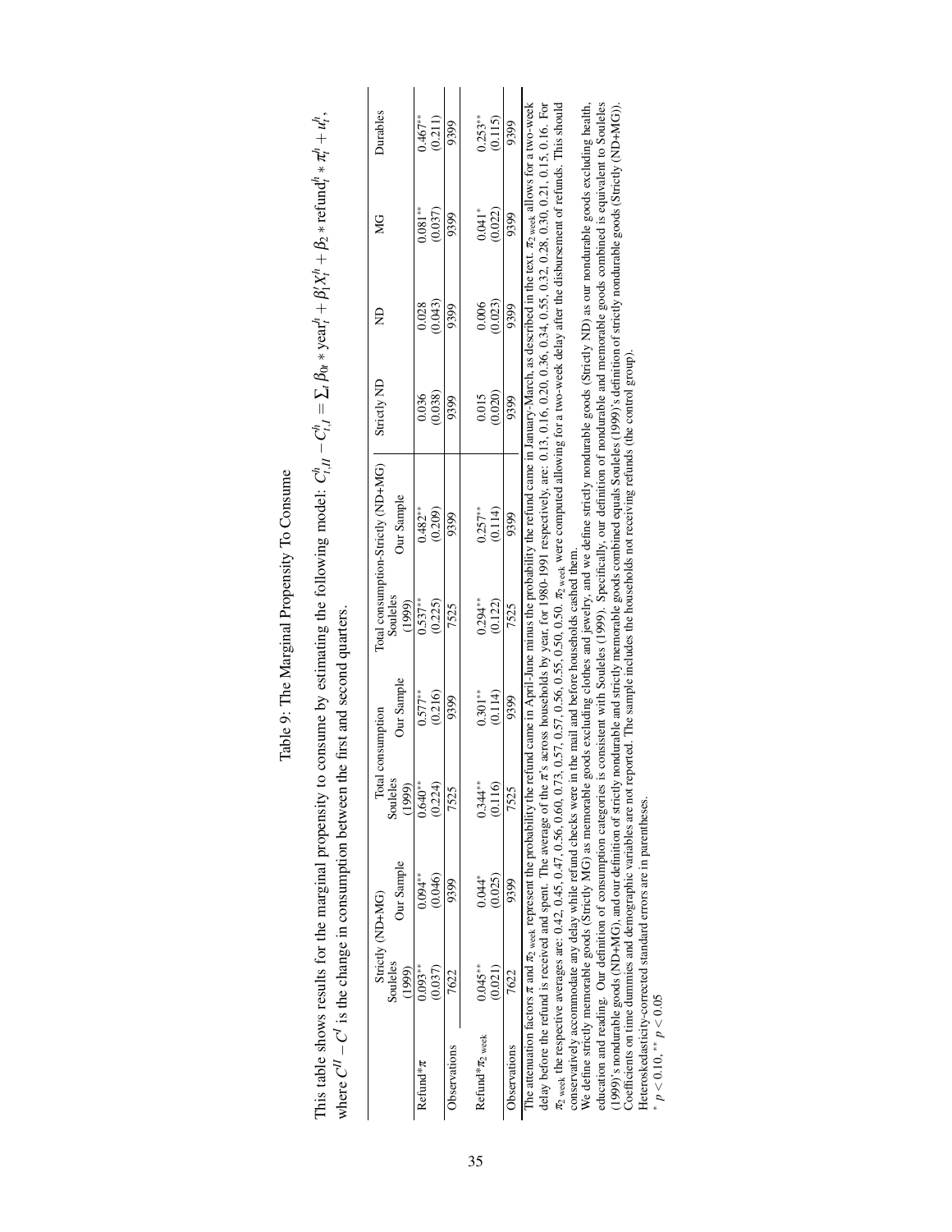# Table 9: The Marginal Propensity To Consume

This table shows results for the marginal propensity to consume by estimating the following model: $C^h_{t,II} - C^h_{t,I} = \sum_t \beta_{0t} * \text{year}^h_t + \beta'_1 X^h_t + \beta_2 * \text{refund}^h_t * \pi^h_t + u^h_t$, where $C^{II} - C^{I}$ is the change in consumption between the first and second quarters.

| | Strictly (ND+MG) | | Total consumption | | Total consumption-Strictly (ND+MG) | | Strictly ND | ND | MG | Durables |
|---|---|---|---|---|---|---|---|---|---|---|
| | Souleles (1999) | Our Sample | Souleles (1999) | Our Sample | Souleles (1999) | Our Sample | | | | |
| Refund*$\pi$ | 0.093** | 0.094** | 0.640** | 0.577** | 0.537** | 0.482** | 0.036 | 0.028 | 0.081** | 0.467** |
| | (0.037) | (0.046) | (0.224) | (0.216) | (0.225) | (0.209) | (0.038) | (0.043) | (0.037) | (0.211) |
| Observations | 7622 | 9399 | 7525 | 9399 | 7525 | 9399 | 9399 | 9399 | 9399 | 9399 |
| Refund*$\pi_{2\text{ week}}$ | 0.045** | 0.044* | 0.344** | 0.301** | 0.294** | 0.257** | 0.015 | 0.006 | 0.041* | 0.253** |
| | (0.021) | (0.025) | (0.116) | (0.114) | (0.122) | (0.114) | (0.020) | (0.023) | (0.022) | (0.115) |
| Observations | 7622 | 9399 | 7525 | 9399 | 7525 | 9399 | 9399 | 9399 | 9399 | 9399 |

The attenuation factors $\pi$ and $\pi_{2\text{ week}}$ represent the probability the refund came in April-June minus the probability the refund came in January-March, as described in the text. $\pi_{2\text{ week}}$ allows for a two-week delay before the refund is received and spent. The average of the $\pi$'s across households by year, for 1980-1991 respectively, are: 0.13, 0.16, 0.20, 0.36, 0.34, 0.55, 0.32, 0.28, 0.30, 0.21, 0.15, 0.16. For $\pi_{2\text{ week}}$ the respective averages are: 0.42, 0.45, 0.47, 0.56, 0.60, 0.73, 0.57, 0.57, 0.56, 0.55, 0.50, 0.50. $\pi_{2\text{ week}}$ were computed allowing for a two-week delay after the disbursement of refunds. This should conservatively accommodate any delay while refund checks were in the mail and before households cashed them.

We define strictly memorable goods (Strictly MG) as memorable goods excluding clothes and jewelry, and we define strictly nondurable goods (Strictly ND) as our nondurable goods excluding health, education and reading. Our definition of consumption categories is consistent with Souleles (1999). Specifically, our definition of nondurable and memorable goods combined is equivalent to Souleles (1999)'s nondurable goods (ND+MG), and our definition of strictly nondurable and strictly memorable goods combined equals Souleles (1999)'s definition of strictly nondurable goods (Strictly (ND+MG)). Coefficients on time dummies and demographic variables are not reported. The sample includes the households not receiving refunds (the control group).

Heteroskedasticity-corrected standard errors are in parentheses.

* $p < 0.10$, ** $p < 0.05$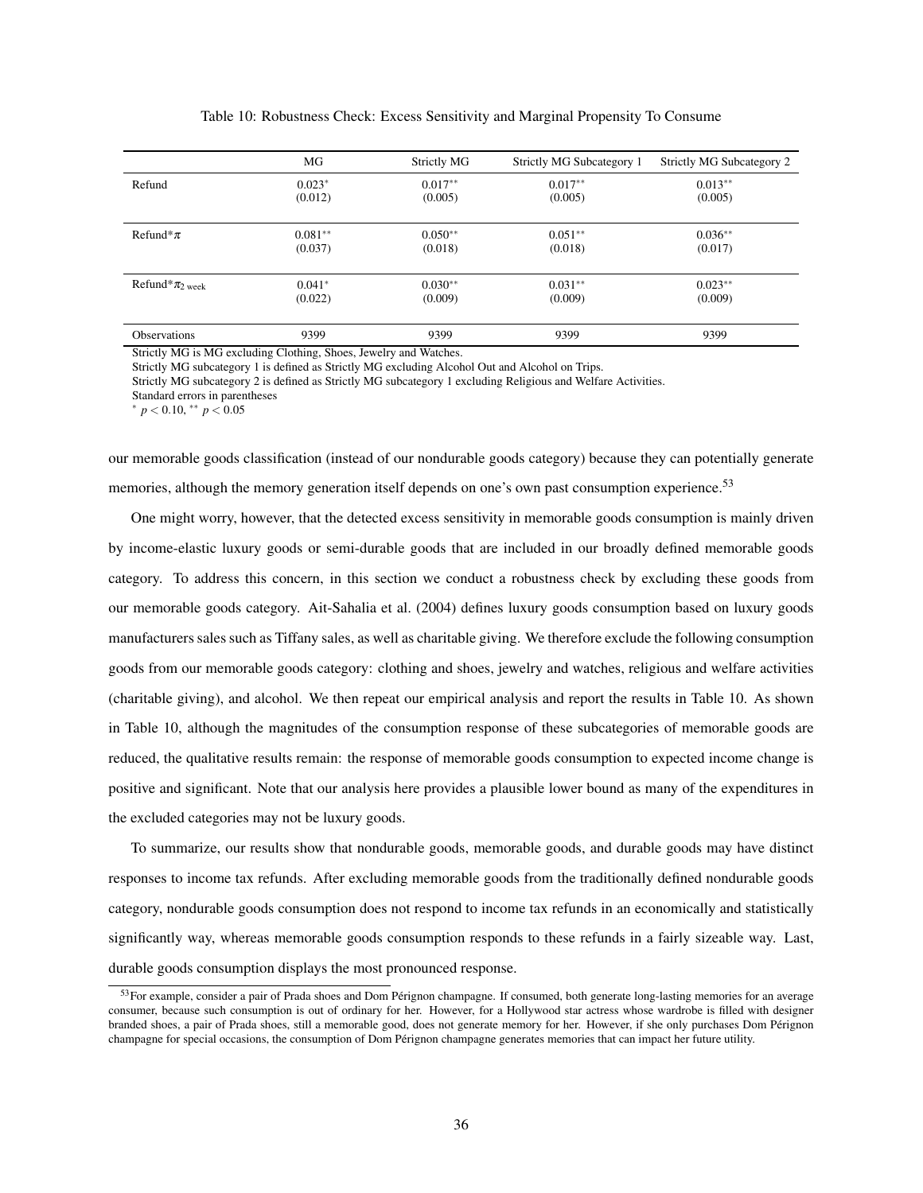Table 10: Robustness Check: Excess Sensitivity and Marginal Propensity To Consume

| | MG | Strictly MG | Strictly MG Subcategory 1 | Strictly MG Subcategory 2 |
|---|---|---|---|---|
| Refund | $0.023^{*}$ | $0.017^{**}$ | $0.017^{**}$ | $0.013^{**}$ |
| | (0.012) | (0.005) | (0.005) | (0.005) |
| Refund*$\pi$ | $0.081^{**}$ | $0.050^{**}$ | $0.051^{**}$ | $0.036^{**}$ |
| | (0.037) | (0.018) | (0.018) | (0.017) |
| Refund*$\pi_{2\text{ week}}$ | $0.041^{*}$ | $0.030^{**}$ | $0.031^{**}$ | $0.023^{**}$ |
| | (0.022) | (0.009) | (0.009) | (0.009) |
| Observations | 9399 | 9399 | 9399 | 9399 |

Strictly MG is MG excluding Clothing, Shoes, Jewelry and Watches.
Strictly MG subcategory 1 is defined as Strictly MG excluding Alcohol Out and Alcohol on Trips.
Strictly MG subcategory 2 is defined as Strictly MG subcategory 1 excluding Religious and Welfare Activities.
Standard errors in parentheses
$^{*}$ $p < 0.10$, $^{**}$ $p < 0.05$

our memorable goods classification (instead of our nondurable goods category) because they can potentially generate memories, although the memory generation itself depends on one's own past consumption experience.[53]

One might worry, however, that the detected excess sensitivity in memorable goods consumption is mainly driven by income-elastic luxury goods or semi-durable goods that are included in our broadly defined memorable goods category. To address this concern, in this section we conduct a robustness check by excluding these goods from our memorable goods category. Ait-Sahalia et al. (2004) defines luxury goods consumption based on luxury goods manufacturers sales such as Tiffany sales, as well as charitable giving. We therefore exclude the following consumption goods from our memorable goods category: clothing and shoes, jewelry and watches, religious and welfare activities (charitable giving), and alcohol. We then repeat our empirical analysis and report the results in Table 10. As shown in Table 10, although the magnitudes of the consumption response of these subcategories of memorable goods are reduced, the qualitative results remain: the response of memorable goods consumption to expected income change is positive and significant. Note that our analysis here provides a plausible lower bound as many of the expenditures in the excluded categories may not be luxury goods.

To summarize, our results show that nondurable goods, memorable goods, and durable goods may have distinct responses to income tax refunds. After excluding memorable goods from the traditionally defined nondurable goods category, nondurable goods consumption does not respond to income tax refunds in an economically and statistically significantly way, whereas memorable goods consumption responds to these refunds in a fairly sizeable way. Last, durable goods consumption displays the most pronounced response.

[53]For example, consider a pair of Prada shoes and Dom Pérignon champagne. If consumed, both generate long-lasting memories for an average consumer, because such consumption is out of ordinary for her. However, for a Hollywood star actress whose wardrobe is filled with designer branded shoes, a pair of Prada shoes, still a memorable good, does not generate memory for her. However, if she only purchases Dom Pérignon champagne for special occasions, the consumption of Dom Pérignon champagne generates memories that can impact her future utility.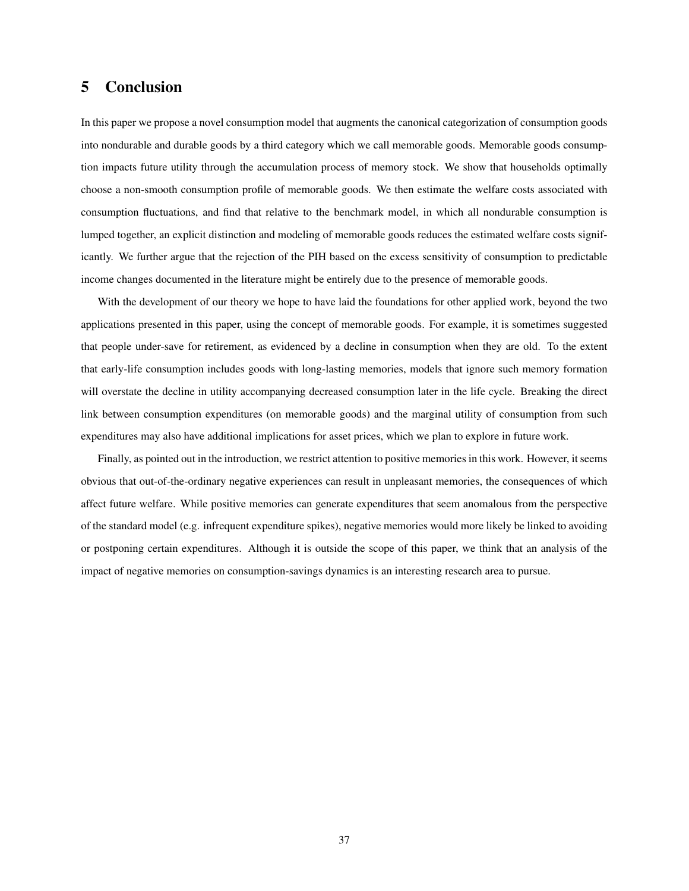## 5 Conclusion

In this paper we propose a novel consumption model that augments the canonical categorization of consumption goods into nondurable and durable goods by a third category which we call memorable goods. Memorable goods consumption impacts future utility through the accumulation process of memory stock. We show that households optimally choose a non-smooth consumption profile of memorable goods. We then estimate the welfare costs associated with consumption fluctuations, and find that relative to the benchmark model, in which all nondurable consumption is lumped together, an explicit distinction and modeling of memorable goods reduces the estimated welfare costs significantly. We further argue that the rejection of the PIH based on the excess sensitivity of consumption to predictable income changes documented in the literature might be entirely due to the presence of memorable goods.

With the development of our theory we hope to have laid the foundations for other applied work, beyond the two applications presented in this paper, using the concept of memorable goods. For example, it is sometimes suggested that people under-save for retirement, as evidenced by a decline in consumption when they are old. To the extent that early-life consumption includes goods with long-lasting memories, models that ignore such memory formation will overstate the decline in utility accompanying decreased consumption later in the life cycle. Breaking the direct link between consumption expenditures (on memorable goods) and the marginal utility of consumption from such expenditures may also have additional implications for asset prices, which we plan to explore in future work.

Finally, as pointed out in the introduction, we restrict attention to positive memories in this work. However, it seems obvious that out-of-the-ordinary negative experiences can result in unpleasant memories, the consequences of which affect future welfare. While positive memories can generate expenditures that seem anomalous from the perspective of the standard model (e.g. infrequent expenditure spikes), negative memories would more likely be linked to avoiding or postponing certain expenditures. Although it is outside the scope of this paper, we think that an analysis of the impact of negative memories on consumption-savings dynamics is an interesting research area to pursue.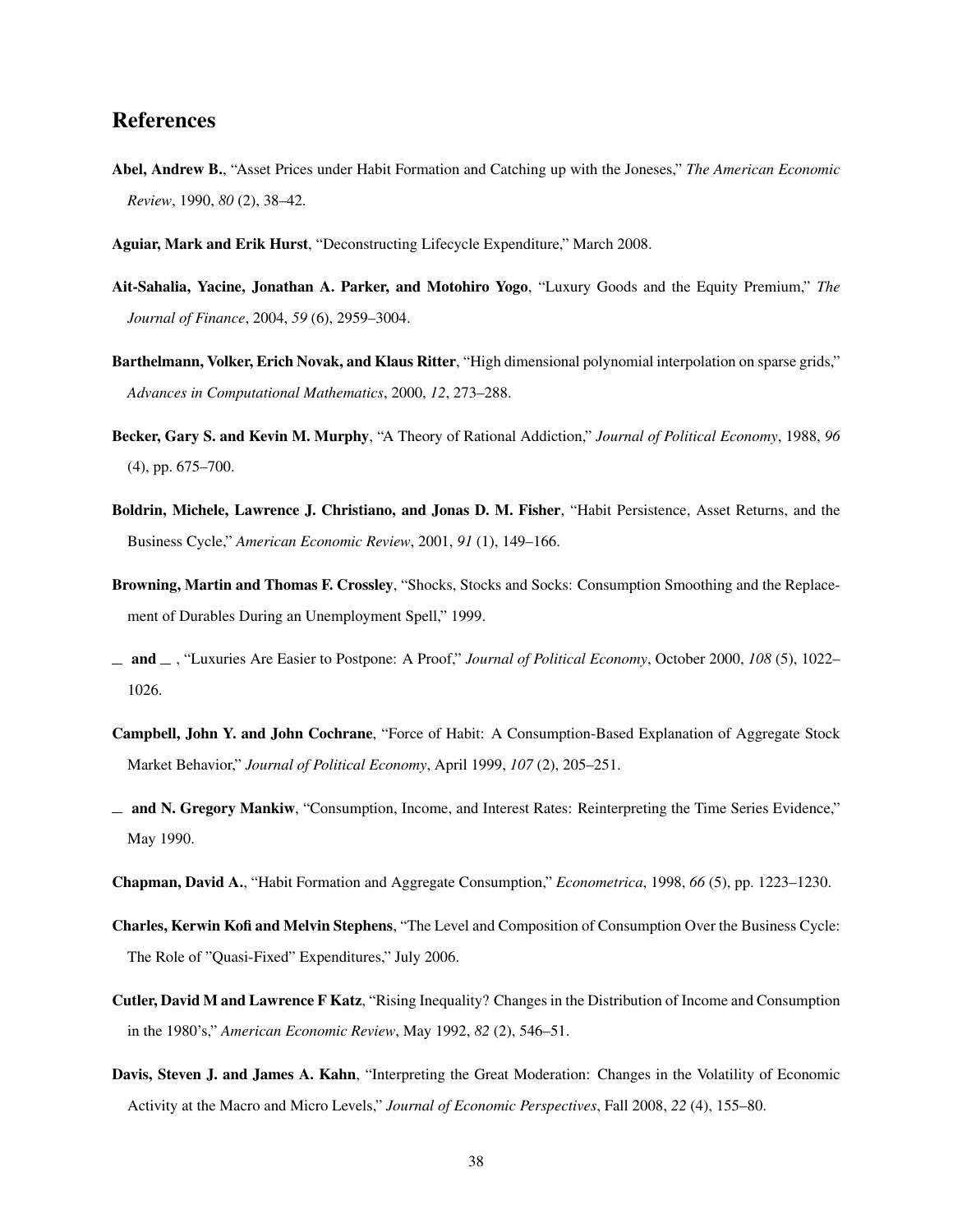## References

**Abel, Andrew B.**, "Asset Prices under Habit Formation and Catching up with the Joneses," *The American Economic Review*, 1990, *80* (2), 38–42.

**Aguiar, Mark and Erik Hurst**, "Deconstructing Lifecycle Expenditure," March 2008.

**Ait-Sahalia, Yacine, Jonathan A. Parker, and Motohiro Yogo**, "Luxury Goods and the Equity Premium," *The Journal of Finance*, 2004, *59* (6), 2959–3004.

**Barthelmann, Volker, Erich Novak, and Klaus Ritter**, "High dimensional polynomial interpolation on sparse grids," *Advances in Computational Mathematics*, 2000, *12*, 273–288.

**Becker, Gary S. and Kevin M. Murphy**, "A Theory of Rational Addiction," *Journal of Political Economy*, 1988, *96* (4), pp. 675–700.

**Boldrin, Michele, Lawrence J. Christiano, and Jonas D. M. Fisher**, "Habit Persistence, Asset Returns, and the Business Cycle," *American Economic Review*, 2001, *91* (1), 149–166.

**Browning, Martin and Thomas F. Crossley**, "Shocks, Stocks and Socks: Consumption Smoothing and the Replacement of Durables During an Unemployment Spell," 1999.

**\_ and \_** , "Luxuries Are Easier to Postpone: A Proof," *Journal of Political Economy*, October 2000, *108* (5), 1022–1026.

**Campbell, John Y. and John Cochrane**, "Force of Habit: A Consumption-Based Explanation of Aggregate Stock Market Behavior," *Journal of Political Economy*, April 1999, *107* (2), 205–251.

**\_ and N. Gregory Mankiw**, "Consumption, Income, and Interest Rates: Reinterpreting the Time Series Evidence," May 1990.

**Chapman, David A.**, "Habit Formation and Aggregate Consumption," *Econometrica*, 1998, *66* (5), pp. 1223–1230.

**Charles, Kerwin Kofi and Melvin Stephens**, "The Level and Composition of Consumption Over the Business Cycle: The Role of "Quasi-Fixed" Expenditures," July 2006.

**Cutler, David M and Lawrence F Katz**, "Rising Inequality? Changes in the Distribution of Income and Consumption in the 1980's," *American Economic Review*, May 1992, *82* (2), 546–51.

**Davis, Steven J. and James A. Kahn**, "Interpreting the Great Moderation: Changes in the Volatility of Economic Activity at the Macro and Micro Levels," *Journal of Economic Perspectives*, Fall 2008, *22* (4), 155–80.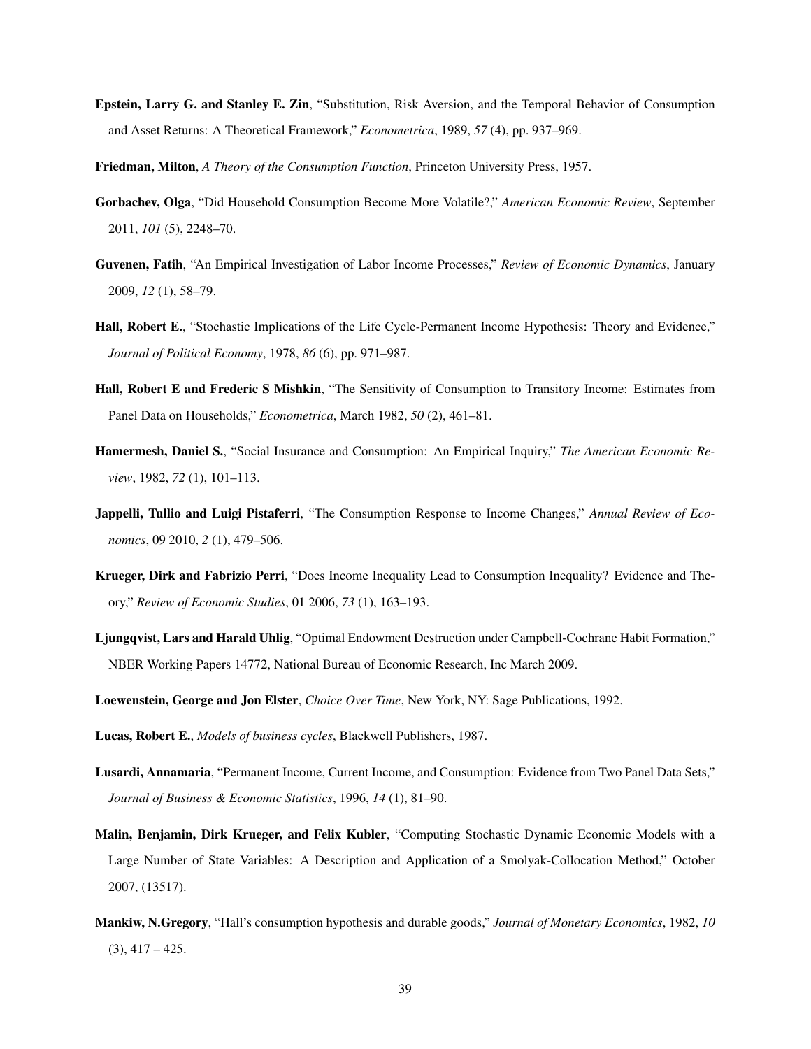**Epstein, Larry G. and Stanley E. Zin**, "Substitution, Risk Aversion, and the Temporal Behavior of Consumption and Asset Returns: A Theoretical Framework," *Econometrica*, 1989, *57* (4), pp. 937–969.

**Friedman, Milton**, *A Theory of the Consumption Function*, Princeton University Press, 1957.

**Gorbachev, Olga**, "Did Household Consumption Become More Volatile?," *American Economic Review*, September 2011, *101* (5), 2248–70.

**Guvenen, Fatih**, "An Empirical Investigation of Labor Income Processes," *Review of Economic Dynamics*, January 2009, *12* (1), 58–79.

**Hall, Robert E.**, "Stochastic Implications of the Life Cycle-Permanent Income Hypothesis: Theory and Evidence," *Journal of Political Economy*, 1978, *86* (6), pp. 971–987.

**Hall, Robert E and Frederic S Mishkin**, "The Sensitivity of Consumption to Transitory Income: Estimates from Panel Data on Households," *Econometrica*, March 1982, *50* (2), 461–81.

**Hamermesh, Daniel S.**, "Social Insurance and Consumption: An Empirical Inquiry," *The American Economic Review*, 1982, *72* (1), 101–113.

**Jappelli, Tullio and Luigi Pistaferri**, "The Consumption Response to Income Changes," *Annual Review of Economics*, 09 2010, *2* (1), 479–506.

**Krueger, Dirk and Fabrizio Perri**, "Does Income Inequality Lead to Consumption Inequality? Evidence and Theory," *Review of Economic Studies*, 01 2006, *73* (1), 163–193.

**Ljungqvist, Lars and Harald Uhlig**, "Optimal Endowment Destruction under Campbell-Cochrane Habit Formation," NBER Working Papers 14772, National Bureau of Economic Research, Inc March 2009.

**Loewenstein, George and Jon Elster**, *Choice Over Time*, New York, NY: Sage Publications, 1992.

**Lucas, Robert E.**, *Models of business cycles*, Blackwell Publishers, 1987.

**Lusardi, Annamaria**, "Permanent Income, Current Income, and Consumption: Evidence from Two Panel Data Sets," *Journal of Business & Economic Statistics*, 1996, *14* (1), 81–90.

**Malin, Benjamin, Dirk Krueger, and Felix Kubler**, "Computing Stochastic Dynamic Economic Models with a Large Number of State Variables: A Description and Application of a Smolyak-Collocation Method," October 2007, (13517).

**Mankiw, N.Gregory**, "Hall's consumption hypothesis and durable goods," *Journal of Monetary Economics*, 1982, *10* (3), 417 – 425.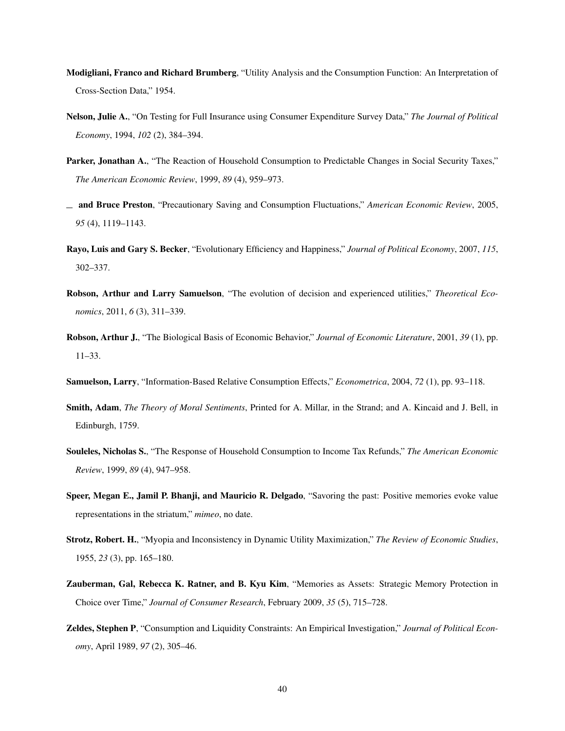**Modigliani, Franco and Richard Brumberg**, "Utility Analysis and the Consumption Function: An Interpretation of Cross-Section Data," 1954.

**Nelson, Julie A.**, "On Testing for Full Insurance using Consumer Expenditure Survey Data," *The Journal of Political Economy*, 1994, *102* (2), 384–394.

**Parker, Jonathan A.**, "The Reaction of Household Consumption to Predictable Changes in Social Security Taxes," *The American Economic Review*, 1999, *89* (4), 959–973.

— **and Bruce Preston**, "Precautionary Saving and Consumption Fluctuations," *American Economic Review*, 2005, *95* (4), 1119–1143.

**Rayo, Luis and Gary S. Becker**, "Evolutionary Efficiency and Happiness," *Journal of Political Economy*, 2007, *115*, 302–337.

**Robson, Arthur and Larry Samuelson**, "The evolution of decision and experienced utilities," *Theoretical Economics*, 2011, *6* (3), 311–339.

**Robson, Arthur J.**, "The Biological Basis of Economic Behavior," *Journal of Economic Literature*, 2001, *39* (1), pp. 11–33.

**Samuelson, Larry**, "Information-Based Relative Consumption Effects," *Econometrica*, 2004, *72* (1), pp. 93–118.

**Smith, Adam**, *The Theory of Moral Sentiments*, Printed for A. Millar, in the Strand; and A. Kincaid and J. Bell, in Edinburgh, 1759.

**Souleles, Nicholas S.**, "The Response of Household Consumption to Income Tax Refunds," *The American Economic Review*, 1999, *89* (4), 947–958.

**Speer, Megan E., Jamil P. Bhanji, and Mauricio R. Delgado**, "Savoring the past: Positive memories evoke value representations in the striatum," *mimeo*, no date.

**Strotz, Robert. H.**, "Myopia and Inconsistency in Dynamic Utility Maximization," *The Review of Economic Studies*, 1955, *23* (3), pp. 165–180.

**Zauberman, Gal, Rebecca K. Ratner, and B. Kyu Kim**, "Memories as Assets: Strategic Memory Protection in Choice over Time," *Journal of Consumer Research*, February 2009, *35* (5), 715–728.

**Zeldes, Stephen P**, "Consumption and Liquidity Constraints: An Empirical Investigation," *Journal of Political Economy*, April 1989, *97* (2), 305–46.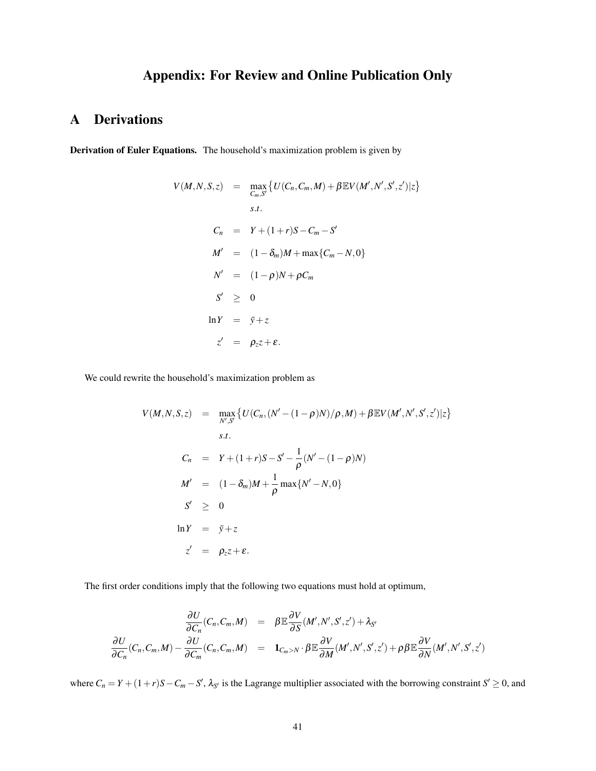# Appendix: For Review and Online Publication Only

## A Derivations

**Derivation of Euler Equations.** The household's maximization problem is given by

$$
\begin{aligned}
V(M,N,S,z) &= \max_{C_m,S'} \left\{ U(C_n,C_m,M) + \beta \mathbb{E} V(M',N',S',z')|z \right\} \\
& \quad s.t. \\
C_n &= Y + (1+r)S - C_m - S' \\
M' &= (1-\delta_m)M + \max\{C_m - N, 0\} \\
N' &= (1-\rho)N + \rho C_m \\
S' &\geq 0 \\
\ln Y &= \bar{y} + z \\
z' &= \rho_z z + \varepsilon.
\end{aligned}
$$

We could rewrite the household's maximization problem as

$$
\begin{aligned}
V(M,N,S,z) &= \max_{N',S'} \left\{ U(C_n,(N'-(1-\rho)N)/\rho, M) + \beta \mathbb{E} V(M',N',S',z')|z \right\} \\
& \quad s.t. \\
C_n &= Y + (1+r)S - S' - \frac{1}{\rho}(N' - (1-\rho)N) \\
M' &= (1-\delta_m)M + \frac{1}{\rho}\max\{N' - N, 0\} \\
S' &\geq 0 \\
\ln Y &= \bar{y} + z \\
z' &= \rho_z z + \varepsilon.
\end{aligned}
$$

The first order conditions imply that the following two equations must hold at optimum,

$$
\begin{aligned}
\frac{\partial U}{\partial C_n}(C_n,C_m,M) &= \beta \mathbb{E} \frac{\partial V}{\partial S}(M',N',S',z') + \lambda_{S'} \\
\frac{\partial U}{\partial C_n}(C_n,C_m,M) - \frac{\partial U}{\partial C_m}(C_n,C_m,M) &= \mathbf{1}_{C_m > N} \cdot \beta \mathbb{E} \frac{\partial V}{\partial M}(M',N',S',z') + \rho \beta \mathbb{E} \frac{\partial V}{\partial N}(M',N',S',z')
\end{aligned}
$$

where $C_n = Y + (1+r)S - C_m - S'$, $\lambda_{S'}$ is the Lagrange multiplier associated with the borrowing constraint $S' \geq 0$, and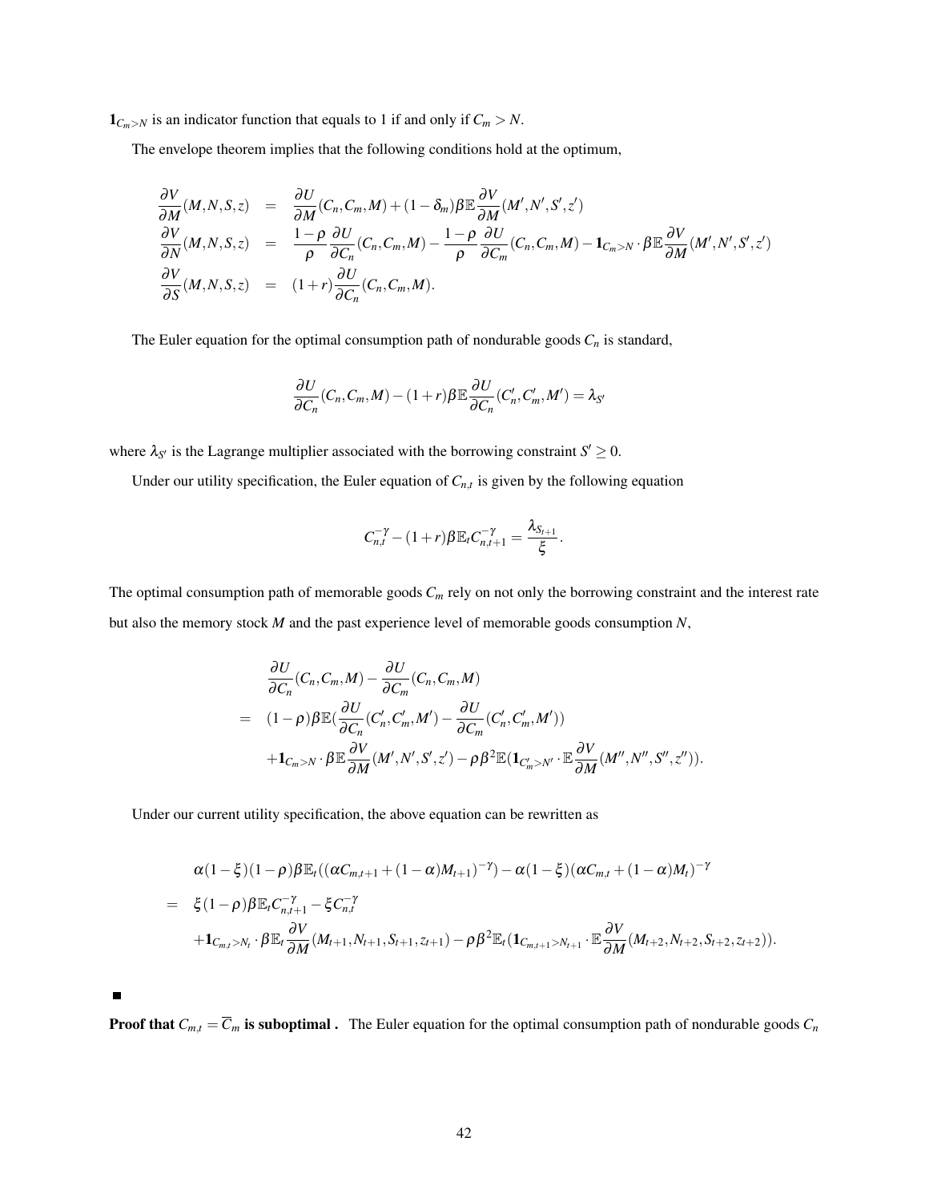$\mathbf{1}_{C_m > N}$ is an indicator function that equals to 1 if and only if $C_m > N$.

The envelope theorem implies that the following conditions hold at the optimum,

$$
\begin{aligned}
\frac{\partial V}{\partial M}(M,N,S,z) &= \frac{\partial U}{\partial M}(C_n,C_m,M) + (1-\delta_m)\beta\mathbb{E}\frac{\partial V}{\partial M}(M',N',S',z') \\
\frac{\partial V}{\partial N}(M,N,S,z) &= \frac{1-\rho}{\rho}\frac{\partial U}{\partial C_n}(C_n,C_m,M) - \frac{1-\rho}{\rho}\frac{\partial U}{\partial C_m}(C_n,C_m,M) - \mathbf{1}_{C_m>N}\cdot\beta\mathbb{E}\frac{\partial V}{\partial M}(M',N',S',z') \\
\frac{\partial V}{\partial S}(M,N,S,z) &= (1+r)\frac{\partial U}{\partial C_n}(C_n,C_m,M).
\end{aligned}
$$

The Euler equation for the optimal consumption path of nondurable goods $C_n$ is standard,

$$
\frac{\partial U}{\partial C_n}(C_n,C_m,M) - (1+r)\beta\mathbb{E}\frac{\partial U}{\partial C_n}(C_n',C_m',M') = \lambda_{S'}
$$

where $\lambda_{S'}$ is the Lagrange multiplier associated with the borrowing constraint $S' \geq 0$.

Under our utility specification, the Euler equation of $C_{n,t}$ is given by the following equation

$$
C_{n,t}^{-\gamma} - (1+r)\beta\mathbb{E}_t C_{n,t+1}^{-\gamma} = \frac{\lambda_{S_{t+1}}}{\xi}.
$$

The optimal consumption path of memorable goods $C_m$ rely on not only the borrowing constraint and the interest rate but also the memory stock $M$ and the past experience level of memorable goods consumption $N$,

$$
\begin{aligned}
& \frac{\partial U}{\partial C_n}(C_n,C_m,M) - \frac{\partial U}{\partial C_m}(C_n,C_m,M) \\
= \;& (1-\rho)\beta\mathbb{E}\left(\frac{\partial U}{\partial C_n}(C_n',C_m',M') - \frac{\partial U}{\partial C_m}(C_n',C_m',M')\right) \\
& + \mathbf{1}_{C_m>N}\cdot\beta\mathbb{E}\frac{\partial V}{\partial M}(M',N',S',z') - \rho\beta^2\mathbb{E}\left(\mathbf{1}_{C_m'>N'}\cdot\mathbb{E}\frac{\partial V}{\partial M}(M'',N'',S'',z'')\right).
\end{aligned}
$$

Under our current utility specification, the above equation can be rewritten as

$$
\begin{aligned}
& \alpha(1-\xi)(1-\rho)\beta\mathbb{E}_t\left((\alpha C_{m,t+1} + (1-\alpha)M_{t+1})^{-\gamma}\right) - \alpha(1-\xi)(\alpha C_{m,t} + (1-\alpha)M_t)^{-\gamma} \\
= \;& \xi(1-\rho)\beta\mathbb{E}_t C_{n,t+1}^{-\gamma} - \xi C_{n,t}^{-\gamma} \\
& + \mathbf{1}_{C_{m,t}>N_t}\cdot\beta\mathbb{E}_t\frac{\partial V}{\partial M}(M_{t+1},N_{t+1},S_{t+1},z_{t+1}) - \rho\beta^2\mathbb{E}_t\left(\mathbf{1}_{C_{m,t+1}>N_{t+1}}\cdot\mathbb{E}\frac{\partial V}{\partial M}(M_{t+2},N_{t+2},S_{t+2},z_{t+2})\right).
\end{aligned}
$$

■

**Proof that $C_{m,t} = \overline{C}_m$ is suboptimal .** The Euler equation for the optimal consumption path of nondurable goods $C_n$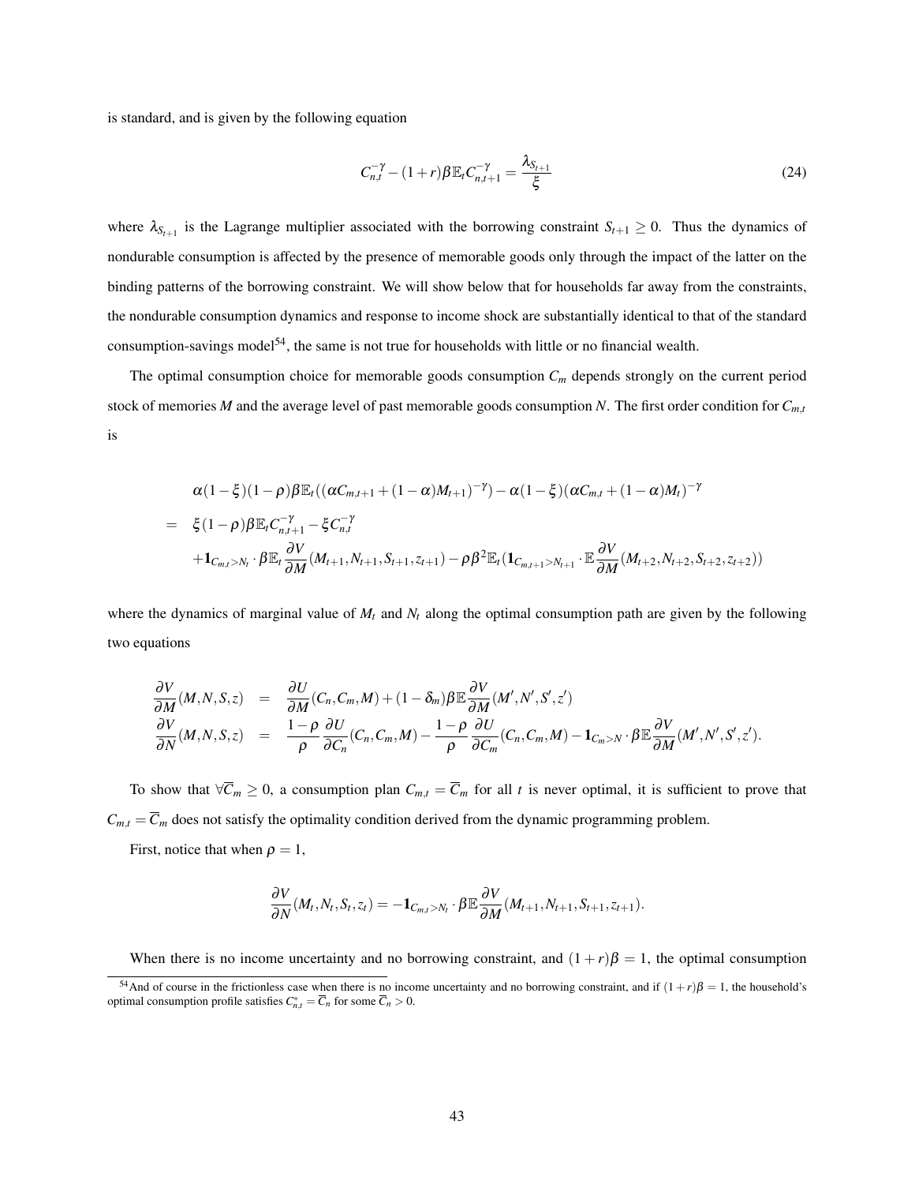is standard, and is given by the following equation

$$C_{n,t}^{-\gamma} - (1+r)\beta \mathbb{E}_t C_{n,t+1}^{-\gamma} = \frac{\lambda_{S_{t+1}}}{\xi} \tag{24}$$

where $\lambda_{S_{t+1}}$ is the Lagrange multiplier associated with the borrowing constraint $S_{t+1} \geq 0$. Thus the dynamics of nondurable consumption is affected by the presence of memorable goods only through the impact of the latter on the binding patterns of the borrowing constraint. We will show below that for households far away from the constraints, the nondurable consumption dynamics and response to income shock are substantially identical to that of the standard consumption-savings model[54], the same is not true for households with little or no financial wealth.

The optimal consumption choice for memorable goods consumption $C_m$ depends strongly on the current period stock of memories $M$ and the average level of past memorable goods consumption $N$. The first order condition for $C_{m,t}$ is

$$\begin{aligned}
& \alpha(1-\xi)(1-\rho)\beta\mathbb{E}_t((\alpha C_{m,t+1} + (1-\alpha)M_{t+1})^{-\gamma}) - \alpha(1-\xi)(\alpha C_{m,t} + (1-\alpha)M_t)^{-\gamma} \\
= \;& \xi(1-\rho)\beta\mathbb{E}_t C_{n,t+1}^{-\gamma} - \xi C_{n,t}^{-\gamma} \\
& + \mathbf{1}_{C_{m,t}>N_t} \cdot \beta\mathbb{E}_t \frac{\partial V}{\partial M}(M_{t+1}, N_{t+1}, S_{t+1}, z_{t+1}) - \rho\beta^2\mathbb{E}_t(\mathbf{1}_{C_{m,t+1}>N_{t+1}} \cdot \mathbb{E}\frac{\partial V}{\partial M}(M_{t+2}, N_{t+2}, S_{t+2}, z_{t+2}))
\end{aligned}$$

where the dynamics of marginal value of $M_t$ and $N_t$ along the optimal consumption path are given by the following two equations

$$\begin{aligned}
\frac{\partial V}{\partial M}(M,N,S,z) &= \frac{\partial U}{\partial M}(C_n, C_m, M) + (1-\delta_m)\beta\mathbb{E}\frac{\partial V}{\partial M}(M', N', S', z') \\
\frac{\partial V}{\partial N}(M,N,S,z) &= \frac{1-\rho}{\rho}\frac{\partial U}{\partial C_n}(C_n, C_m, M) - \frac{1-\rho}{\rho}\frac{\partial U}{\partial C_m}(C_n, C_m, M) - \mathbf{1}_{C_m>N} \cdot \beta\mathbb{E}\frac{\partial V}{\partial M}(M', N', S', z').
\end{aligned}$$

To show that $\forall \overline{C}_m \geq 0$, a consumption plan $C_{m,t} = \overline{C}_m$ for all $t$ is never optimal, it is sufficient to prove that $C_{m,t} = \overline{C}_m$ does not satisfy the optimality condition derived from the dynamic programming problem.

First, notice that when $\rho = 1$,

$$\frac{\partial V}{\partial N}(M_t, N_t, S_t, z_t) = -\mathbf{1}_{C_{m,t}>N_t} \cdot \beta\mathbb{E}\frac{\partial V}{\partial M}(M_{t+1}, N_{t+1}, S_{t+1}, z_{t+1}).$$

When there is no income uncertainty and no borrowing constraint, and $(1+r)\beta = 1$, the optimal consumption

[54] And of course in the frictionless case when there is no income uncertainty and no borrowing constraint, and if $(1+r)\beta = 1$, the household's optimal consumption profile satisfies $C_{n,t}^* = \overline{C}_n$ for some $\overline{C}_n > 0$.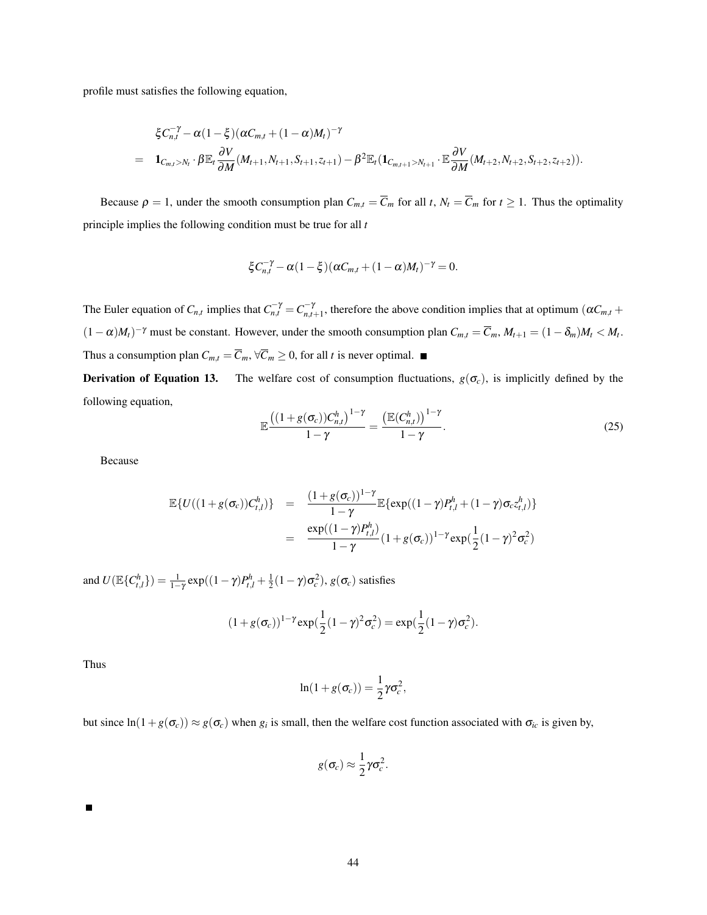profile must satisfies the following equation,

$$
\begin{aligned}
& \xi C_{n,t}^{-\gamma} - \alpha(1-\xi)(\alpha C_{m,t} + (1-\alpha)M_t)^{-\gamma} \\
= \quad & \mathbf{1}_{C_{m,t} > N_t} \cdot \beta \mathbb{E}_t \frac{\partial V}{\partial M}(M_{t+1}, N_{t+1}, S_{t+1}, z_{t+1}) - \beta^2 \mathbb{E}_t (\mathbf{1}_{C_{m,t+1} > N_{t+1}} \cdot \mathbb{E} \frac{\partial V}{\partial M}(M_{t+2}, N_{t+2}, S_{t+2}, z_{t+2})).
\end{aligned}
$$

Because $\rho = 1$, under the smooth consumption plan $C_{m,t} = \overline{C}_m$ for all $t$, $N_t = \overline{C}_m$ for $t \geq 1$. Thus the optimality principle implies the following condition must be true for all $t$

$$
\xi C_{n,t}^{-\gamma} - \alpha(1-\xi)(\alpha C_{m,t} + (1-\alpha)M_t)^{-\gamma} = 0.
$$

The Euler equation of $C_{n,t}$ implies that $C_{n,t}^{-\gamma} = C_{n,t+1}^{-\gamma}$, therefore the above condition implies that at optimum $(\alpha C_{m,t} + (1-\alpha)M_t)^{-\gamma}$ must be constant. However, under the smooth consumption plan $C_{m,t} = \overline{C}_m$, $M_{t+1} = (1-\delta_m)M_t < M_t$. Thus a consumption plan $C_{m,t} = \overline{C}_m$, $\forall \overline{C}_m \geq 0$, for all $t$ is never optimal. ■

**Derivation of Equation 13.** The welfare cost of consumption fluctuations, $g(\sigma_c)$, is implicitly defined by the following equation,

$$
\mathbb{E} \frac{\left((1+g(\sigma_c))C_{n,t}^h\right)^{1-\gamma}}{1-\gamma} = \frac{\left(\mathbb{E}(C_{n,t}^h)\right)^{1-\gamma}}{1-\gamma}. \tag{25}
$$

Because

$$
\begin{aligned}
\mathbb{E}\{U((1+g(\sigma_c))C_{t,l}^h\} &= \frac{(1+g(\sigma_c))^{1-\gamma}}{1-\gamma} \mathbb{E}\{\exp((1-\gamma)P_{t,l}^h + (1-\gamma)\sigma_c z_{t,l}^h)\} \\
&= \frac{\exp((1-\gamma)P_{t,l}^h)}{1-\gamma}(1+g(\sigma_c))^{1-\gamma} \exp(\frac{1}{2}(1-\gamma)^2\sigma_c^2)
\end{aligned}
$$

and $U(\mathbb{E}\{C_{t,l}^h\}) = \frac{1}{1-\gamma}\exp((1-\gamma)P_{t,l}^h + \frac{1}{2}(1-\gamma)\sigma_c^2)$, $g(\sigma_c)$ satisfies

$$
(1+g(\sigma_c))^{1-\gamma} \exp(\frac{1}{2}(1-\gamma)^2\sigma_c^2) = \exp(\frac{1}{2}(1-\gamma)\sigma_c^2).
$$

Thus

$$
\ln(1+g(\sigma_c)) = \frac{1}{2}\gamma\sigma_c^2,
$$

but since $\ln(1+g(\sigma_c)) \approx g(\sigma_c)$ when $g_i$ is small, then the welfare cost function associated with $\sigma_{ic}$ is given by,

$$
g(\sigma_c) \approx \frac{1}{2}\gamma\sigma_c^2.
$$

■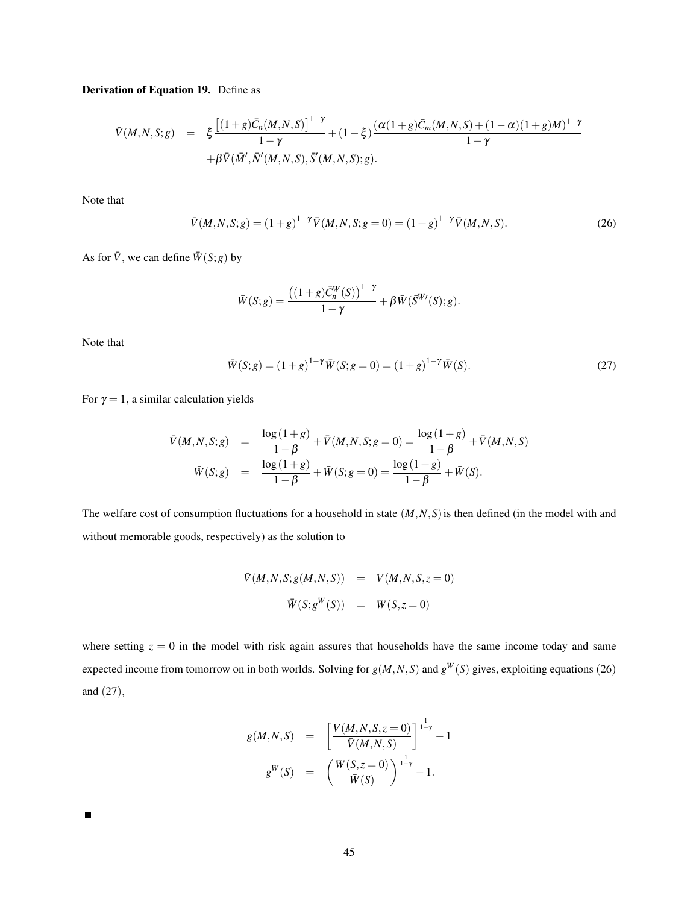**Derivation of Equation 19.** Define as

$$
\begin{aligned}
\bar{V}(M,N,S;g) &= \xi \frac{\left[(1+g)\bar{C}_n(M,N,S)\right]^{1-\gamma}}{1-\gamma} + (1-\xi)\frac{(\alpha(1+g)\bar{C}_m(M,N,S)+(1-\alpha)(1+g)M)^{1-\gamma}}{1-\gamma} \\
&\quad + \beta \bar{V}(\bar{M}', \bar{N}'(M,N,S), \bar{S}'(M,N,S); g).
\end{aligned}
$$

Note that

$$
\bar{V}(M,N,S;g) = (1+g)^{1-\gamma}\bar{V}(M,N,S;g=0) = (1+g)^{1-\gamma}\bar{V}(M,N,S). \tag{26}
$$

As for $\bar{V}$, we can define $\bar{W}(S;g)$ by

$$
\bar{W}(S;g) = \frac{\left((1+g)\bar{C}_n^W(S)\right)^{1-\gamma}}{1-\gamma} + \beta \bar{W}(\bar{S}^{W\prime}(S);g).
$$

Note that

$$
\bar{W}(S;g) = (1+g)^{1-\gamma}\bar{W}(S;g=0) = (1+g)^{1-\gamma}\bar{W}(S). \tag{27}
$$

For $\gamma = 1$, a similar calculation yields

$$
\begin{aligned}
\bar{V}(M,N,S;g) &= \frac{\log(1+g)}{1-\beta} + \bar{V}(M,N,S;g=0) = \frac{\log(1+g)}{1-\beta} + \bar{V}(M,N,S) \\
\bar{W}(S;g) &= \frac{\log(1+g)}{1-\beta} + \bar{W}(S;g=0) = \frac{\log(1+g)}{1-\beta} + \bar{W}(S).
\end{aligned}
$$

The welfare cost of consumption fluctuations for a household in state $(M,N,S)$ is then defined (in the model with and without memorable goods, respectively) as the solution to

$$
\begin{aligned}
\bar{V}(M,N,S;g(M,N,S)) &= V(M,N,S,z=0) \\
\bar{W}(S;g^W(S)) &= W(S,z=0)
\end{aligned}
$$

where setting $z = 0$ in the model with risk again assures that households have the same income today and same expected income from tomorrow on in both worlds. Solving for $g(M,N,S)$ and $g^W(S)$ gives, exploiting equations (26) and (27),

$$
\begin{aligned}
g(M,N,S) &= \left[\frac{V(M,N,S,z=0)}{\bar{V}(M,N,S)}\right]^{\frac{1}{1-\gamma}} - 1 \\
g^W(S) &= \left(\frac{W(S,z=0)}{\bar{W}(S)}\right)^{\frac{1}{1-\gamma}} - 1.
\end{aligned}
$$

■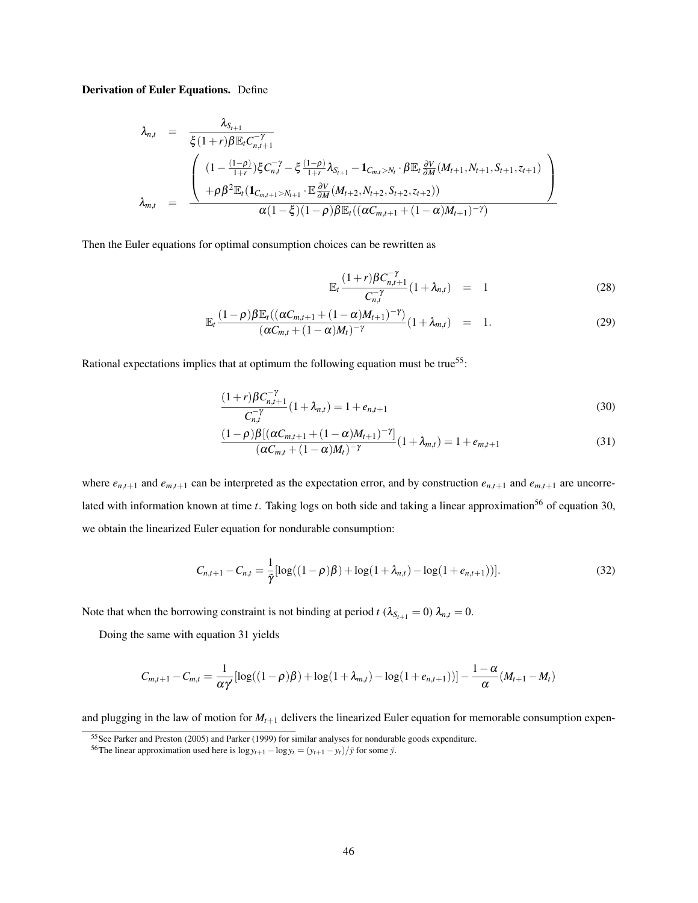**Derivation of Euler Equations.** Define

$$
\begin{aligned}
\lambda_{n,t} &= \frac{\lambda_{S_{t+1}}}{\xi(1+r)\beta\mathbb{E}_t C_{n,t+1}^{-\gamma}} \\
\lambda_{m,t} &= \frac{\left(\begin{array}{l} (1-\frac{(1-\rho)}{1+r})\xi C_{n,t}^{-\gamma} - \xi\frac{(1-\rho)}{1+r}\lambda_{S_{t+1}} - \mathbf{1}_{C_{m,t}>N_t}\cdot\beta\mathbb{E}_t\frac{\partial V}{\partial M}(M_{t+1},N_{t+1},S_{t+1},z_{t+1}) \\ +\rho\beta^2\mathbb{E}_t(\mathbf{1}_{C_{m,t+1}>N_{t+1}}\cdot\mathbb{E}\frac{\partial V}{\partial M}(M_{t+2},N_{t+2},S_{t+2},z_{t+2})) \end{array}\right)}{\alpha(1-\xi)(1-\rho)\beta\mathbb{E}_t((\alpha C_{m,t+1}+(1-\alpha)M_{t+1})^{-\gamma})}
\end{aligned}
$$

Then the Euler equations for optimal consumption choices can be rewritten as

$$
\mathbb{E}_t\frac{(1+r)\beta C_{n,t+1}^{-\gamma}}{C_{n,t}^{-\gamma}}(1+\lambda_{n,t}) = 1 \tag{28}
$$

$$
\mathbb{E}_t\frac{(1-\rho)\beta\mathbb{E}_t((\alpha C_{m,t+1}+(1-\alpha)M_{t+1})^{-\gamma})}{(\alpha C_{m,t}+(1-\alpha)M_t)^{-\gamma}}(1+\lambda_{m,t}) = 1. \tag{29}
$$

Rational expectations implies that at optimum the following equation must be true[55]:

$$
\frac{(1+r)\beta C_{n,t+1}^{-\gamma}}{C_{n,t}^{-\gamma}}(1+\lambda_{n,t}) = 1+e_{n,t+1} \tag{30}
$$

$$
\frac{(1-\rho)\beta[(\alpha C_{m,t+1}+(1-\alpha)M_{t+1})^{-\gamma}]}{(\alpha C_{m,t}+(1-\alpha)M_t)^{-\gamma}}(1+\lambda_{m,t}) = 1+e_{m,t+1} \tag{31}
$$

where $e_{n,t+1}$ and $e_{m,t+1}$ can be interpreted as the expectation error, and by construction $e_{n,t+1}$ and $e_{m,t+1}$ are uncorrelated with information known at time $t$. Taking logs on both side and taking a linear approximation[56] of equation 30, we obtain the linearized Euler equation for nondurable consumption:

$$
C_{n,t+1} - C_{n,t} = \frac{1}{\tilde{\gamma}}[\log((1-\rho)\beta) + \log(1+\lambda_{n,t}) - \log(1+e_{n,t+1}))]. \tag{32}
$$

Note that when the borrowing constraint is not binding at period $t$ ($\lambda_{S_{t+1}} = 0$) $\lambda_{n,t} = 0$.

Doing the same with equation 31 yields

$$
C_{m,t+1} - C_{m,t} = \frac{1}{\alpha\gamma'}[\log((1-\rho)\beta) + \log(1+\lambda_{m,t}) - \log(1+e_{n,t+1}))] - \frac{1-\alpha}{\alpha}(M_{t+1} - M_t)
$$

and plugging in the law of motion for $M_{t+1}$ delivers the linearized Euler equation for memorable consumption expen-

---

[55] See Parker and Preston (2005) and Parker (1999) for similar analyses for nondurable goods expenditure.

[56] The linear approximation used here is $\log y_{t+1} - \log y_t = (y_{t+1} - y_t)/\bar{y}$ for some $\bar{y}$.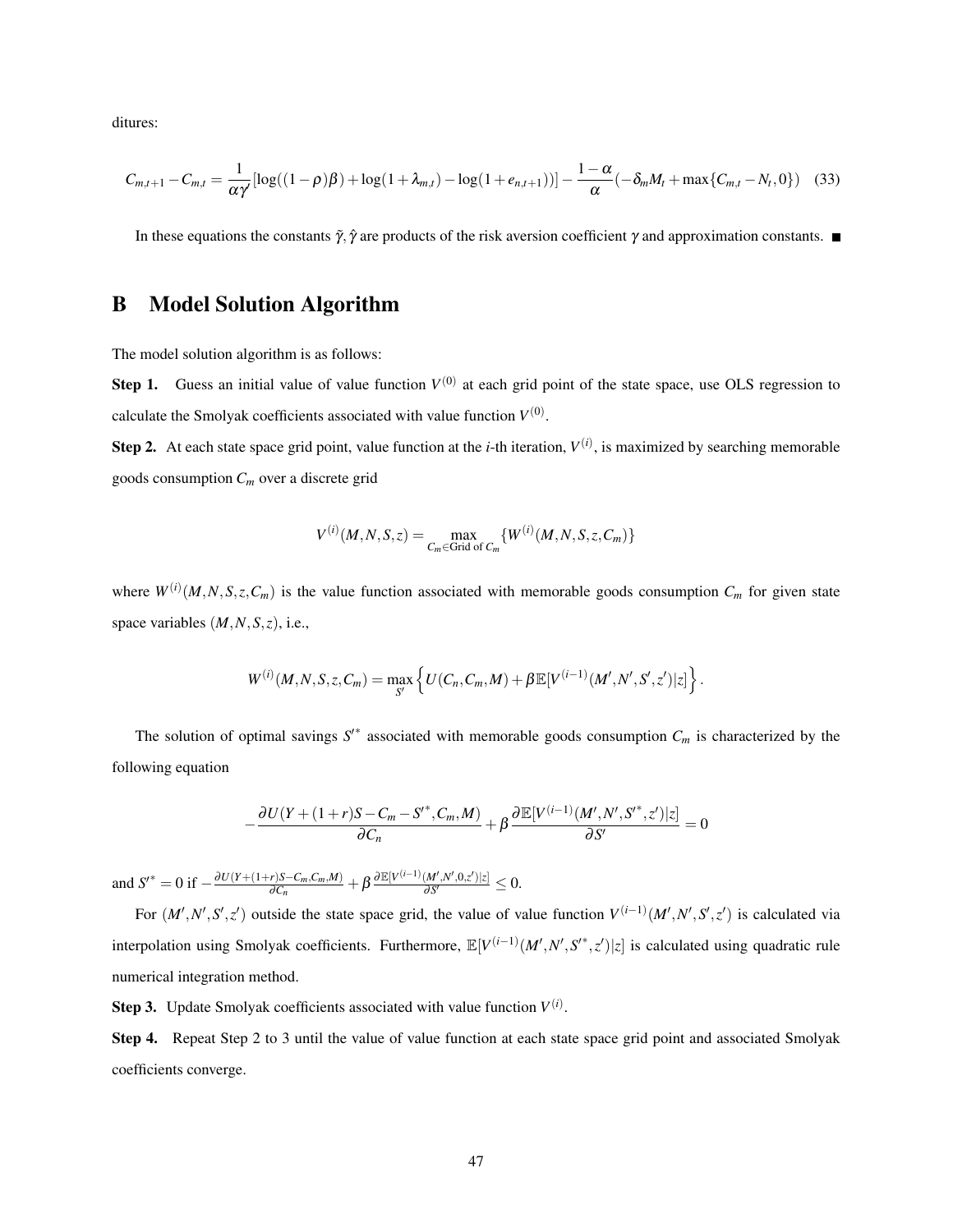ditures:

$$C_{m,t+1} - C_{m,t} = \frac{1}{\alpha\gamma'}[\log((1-\rho)\beta) + \log(1+\lambda_{m,t}) - \log(1+e_{n,t+1}))] - \frac{1-\alpha}{\alpha}(-\delta_m M_t + \max\{C_{m,t} - N_t, 0\}) \quad (33)$$

In these equations the constants $\tilde{\gamma}, \hat{\gamma}$ are products of the risk aversion coefficient $\gamma$ and approximation constants. ■

# B Model Solution Algorithm

The model solution algorithm is as follows:

**Step 1.** Guess an initial value of value function $V^{(0)}$ at each grid point of the state space, use OLS regression to calculate the Smolyak coefficients associated with value function $V^{(0)}$.

**Step 2.** At each state space grid point, value function at the *i*-th iteration, $V^{(i)}$, is maximized by searching memorable goods consumption $C_m$ over a discrete grid

$$V^{(i)}(M,N,S,z) = \max_{C_m \in \text{Grid of } C_m} \{W^{(i)}(M,N,S,z,C_m)\}$$

where $W^{(i)}(M,N,S,z,C_m)$ is the value function associated with memorable goods consumption $C_m$ for given state space variables $(M,N,S,z)$, i.e.,

$$W^{(i)}(M,N,S,z,C_m) = \max_{S'} \left\{ U(C_n, C_m, M) + \beta \mathbb{E}[V^{(i-1)}(M',N',S',z')|z] \right\}.$$

The solution of optimal savings $S'^*$ associated with memorable goods consumption $C_m$ is characterized by the following equation

$$-\frac{\partial U(Y + (1+r)S - C_m - S'^*, C_m, M)}{\partial C_n} + \beta \frac{\partial \mathbb{E}[V^{(i-1)}(M',N',S'^*,z')|z]}{\partial S'} = 0$$

and $S'^* = 0$ if $-\frac{\partial U(Y+(1+r)S-C_m,C_m,M)}{\partial C_n} + \beta \frac{\partial \mathbb{E}[V^{(i-1)}(M',N',0,z')|z]}{\partial S'} \leq 0$.

For $(M',N',S',z')$ outside the state space grid, the value of value function $V^{(i-1)}(M',N',S',z')$ is calculated via interpolation using Smolyak coefficients. Furthermore, $\mathbb{E}[V^{(i-1)}(M',N',S'^*,z')|z]$ is calculated using quadratic rule numerical integration method.

**Step 3.** Update Smolyak coefficients associated with value function $V^{(i)}$.

**Step 4.** Repeat Step 2 to 3 until the value of value function at each state space grid point and associated Smolyak coefficients converge.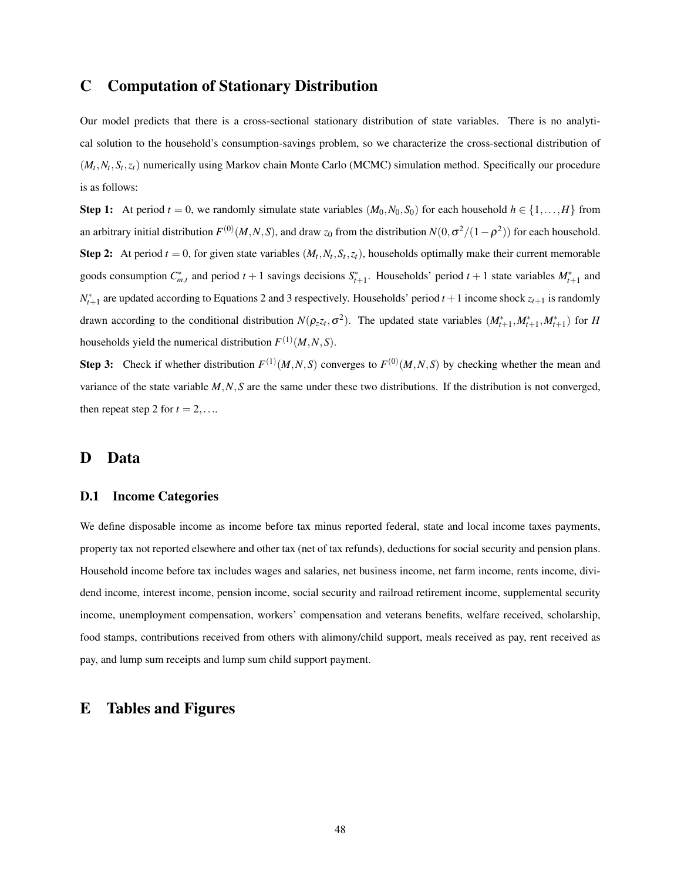# C Computation of Stationary Distribution

Our model predicts that there is a cross-sectional stationary distribution of state variables. There is no analytical solution to the household's consumption-savings problem, so we characterize the cross-sectional distribution of $(M_t, N_t, S_t, z_t)$ numerically using Markov chain Monte Carlo (MCMC) simulation method. Specifically our procedure is as follows:

**Step 1:** At period $t = 0$, we randomly simulate state variables $(M_0, N_0, S_0)$ for each household $h \in \{1, \ldots, H\}$ from an arbitrary initial distribution $F^{(0)}(M, N, S)$, and draw $z_0$ from the distribution $N(0, \sigma^2/(1-\rho^2))$ for each household.

**Step 2:** At period $t = 0$, for given state variables $(M_t, N_t, S_t, z_t)$, households optimally make their current memorable goods consumption $C^*_{m,t}$ and period $t+1$ savings decisions $S^*_{t+1}$. Households' period $t+1$ state variables $M^*_{t+1}$ and $N^*_{t+1}$ are updated according to Equations 2 and 3 respectively. Households' period $t+1$ income shock $z_{t+1}$ is randomly drawn according to the conditional distribution $N(\rho_z z_t, \sigma^2)$. The updated state variables $(M^*_{t+1}, M^*_{t+1}, M^*_{t+1})$ for $H$ households yield the numerical distribution $F^{(1)}(M, N, S)$.

**Step 3:** Check if whether distribution $F^{(1)}(M, N, S)$ converges to $F^{(0)}(M, N, S)$ by checking whether the mean and variance of the state variable $M, N, S$ are the same under these two distributions. If the distribution is not converged, then repeat step 2 for $t = 2, \ldots$.

# D Data

## D.1 Income Categories

We define disposable income as income before tax minus reported federal, state and local income taxes payments, property tax not reported elsewhere and other tax (net of tax refunds), deductions for social security and pension plans. Household income before tax includes wages and salaries, net business income, net farm income, rents income, dividend income, interest income, pension income, social security and railroad retirement income, supplemental security income, unemployment compensation, workers' compensation and veterans benefits, welfare received, scholarship, food stamps, contributions received from others with alimony/child support, meals received as pay, rent received as pay, and lump sum receipts and lump sum child support payment.

# E Tables and Figures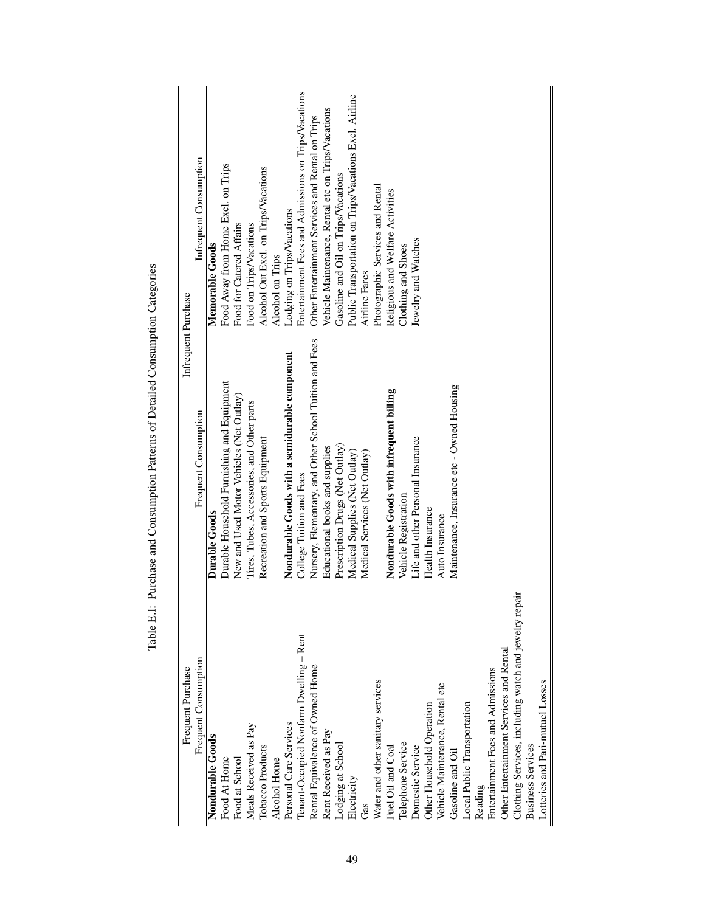Table E.I: Purchase and Consumption Patterns of Detailed Consumption Categories

| Frequent Purchase | Infrequent Purchase | |
|---|---|---|
| Frequent Consumption | Frequent Consumption | Infrequent Consumption |
| **Nondurable Goods** | **Durable Goods** | **Memorable Goods** |
| Food At Home | Durable Household Furnishing and Equipment | Food Away from Home Excl. on Trips |
| Food at School | New and Used Motor Vehicles (Net Outlay) | Food for Catered Affairs |
| Meals Received as Pay | Tires, Tubes, Accessories, and Other parts | Food on Trips/Vacations |
| Tobacco Products | Recreation and Sports Equipment | Alcohol Out Excl. on Trips/Vacations |
| Alcohol Home | | Alcohol on Trips |
| Personal Care Services | **Nondurable Goods with a semidurable component** | Lodging on Trips/Vacations |
| Tenant-Occupied Nonfarm Dwelling – Rent | College Tuition and Fees | Entertainment Fees and Admissions on Trips/Vacations |
| Rental Equivalence of Owned Home | Nursery, Elementary, and Other School Tuition and Fees | Other Entertainment Services and Rental on Trips |
| Rent Received as Pay | Educational books and supplies | Vehicle Maintenance, Rental etc on Trips/Vacations |
| Lodging at School | Prescription Drugs (Net Outlay) | Gasoline and Oil on Trips/Vacations |
| Electricity | Medical Supplies (Net Outlay) | Public Transportation on Trips/Vacations Excl. Airline |
| Gas | Medical Services (Net Outlay) | Airline Fares |
| Water and other sanitary services | | Photographic Services and Rental |
| Fuel Oil and Coal | **Nondurable Goods with infrequent billing** | Religious and Welfare Activities |
| Telephone Service | Vehicle Registration | Clothing and Shoes |
| Domestic Service | Life and other Personal Insurance | Jewelry and Watches |
| Other Household Operation | Health Insurance | |
| Vehicle Maintenance, Rental etc | Auto Insurance | |
| Gasoline and Oil | Maintenance, Insurance etc - Owned Housing | |
| Local Public Transportation | | |
| Reading | | |
| Entertainment Fees and Admissions | | |
| Other Entertainment Services and Rental | | |
| Clothing Services, including watch and jewelry repair | | |
| Business Services | | |
| Lotteries and Pari-mutuel Losses | | |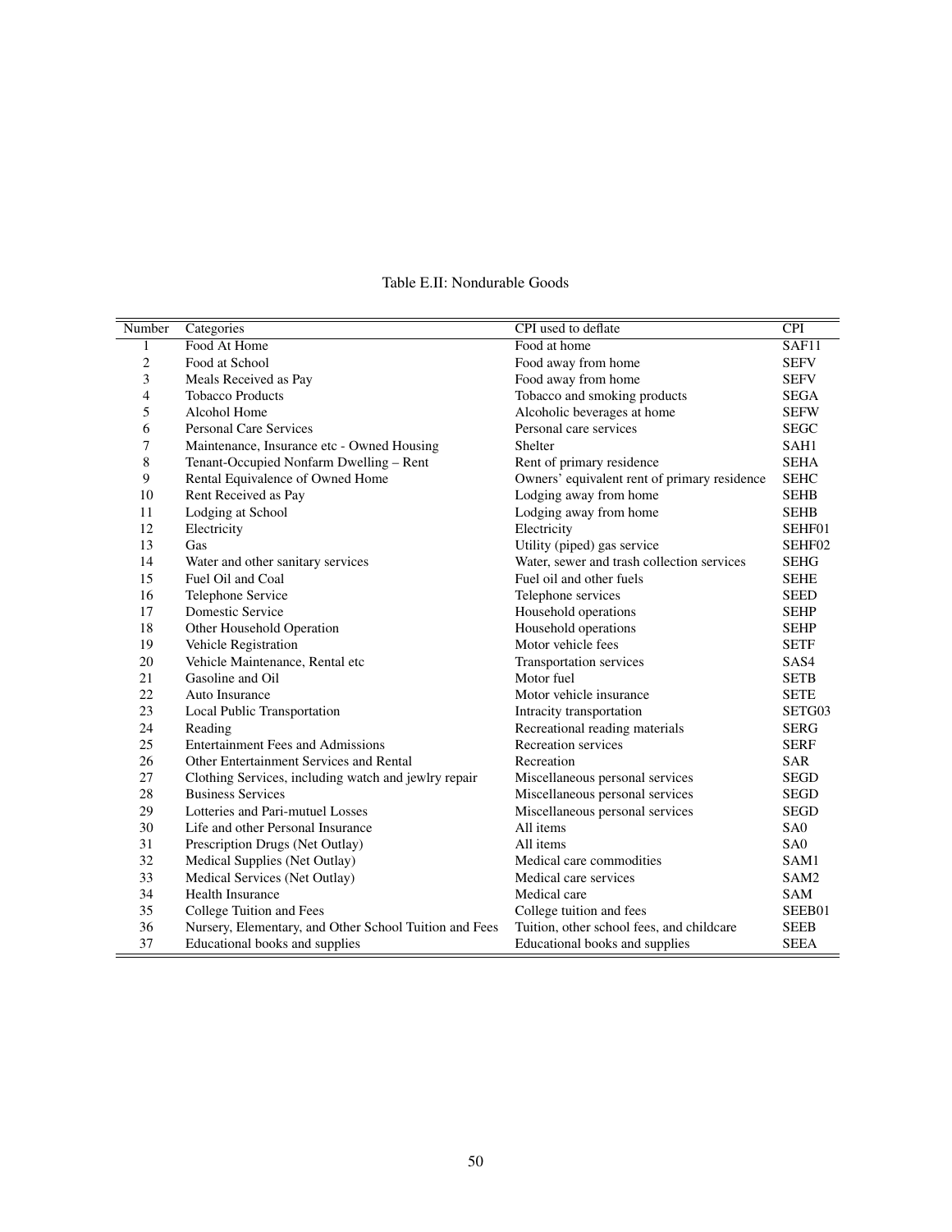Table E.II: Nondurable Goods

| Number | Categories | CPI used to deflate | CPI |
|---|---|---|---|
| 1 | Food At Home | Food at home | SAF11 |
| 2 | Food at School | Food away from home | SEFV |
| 3 | Meals Received as Pay | Food away from home | SEFV |
| 4 | Tobacco Products | Tobacco and smoking products | SEGA |
| 5 | Alcohol Home | Alcoholic beverages at home | SEFW |
| 6 | Personal Care Services | Personal care services | SEGC |
| 7 | Maintenance, Insurance etc - Owned Housing | Shelter | SAH1 |
| 8 | Tenant-Occupied Nonfarm Dwelling – Rent | Rent of primary residence | SEHA |
| 9 | Rental Equivalence of Owned Home | Owners' equivalent rent of primary residence | SEHC |
| 10 | Rent Received as Pay | Lodging away from home | SEHB |
| 11 | Lodging at School | Lodging away from home | SEHB |
| 12 | Electricity | Electricity | SEHF01 |
| 13 | Gas | Utility (piped) gas service | SEHF02 |
| 14 | Water and other sanitary services | Water, sewer and trash collection services | SEHG |
| 15 | Fuel Oil and Coal | Fuel oil and other fuels | SEHE |
| 16 | Telephone Service | Telephone services | SEED |
| 17 | Domestic Service | Household operations | SEHP |
| 18 | Other Household Operation | Household operations | SEHP |
| 19 | Vehicle Registration | Motor vehicle fees | SETF |
| 20 | Vehicle Maintenance, Rental etc | Transportation services | SAS4 |
| 21 | Gasoline and Oil | Motor fuel | SETB |
| 22 | Auto Insurance | Motor vehicle insurance | SETE |
| 23 | Local Public Transportation | Intracity transportation | SETG03 |
| 24 | Reading | Recreational reading materials | SERG |
| 25 | Entertainment Fees and Admissions | Recreation services | SERF |
| 26 | Other Entertainment Services and Rental | Recreation | SAR |
| 27 | Clothing Services, including watch and jewlry repair | Miscellaneous personal services | SEGD |
| 28 | Business Services | Miscellaneous personal services | SEGD |
| 29 | Lotteries and Pari-mutuel Losses | Miscellaneous personal services | SEGD |
| 30 | Life and other Personal Insurance | All items | SA0 |
| 31 | Prescription Drugs (Net Outlay) | All items | SA0 |
| 32 | Medical Supplies (Net Outlay) | Medical care commodities | SAM1 |
| 33 | Medical Services (Net Outlay) | Medical care services | SAM2 |
| 34 | Health Insurance | Medical care | SAM |
| 35 | College Tuition and Fees | College tuition and fees | SEEB01 |
| 36 | Nursery, Elementary, and Other School Tuition and Fees | Tuition, other school fees, and childcare | SEEB |
| 37 | Educational books and supplies | Educational books and supplies | SEEA |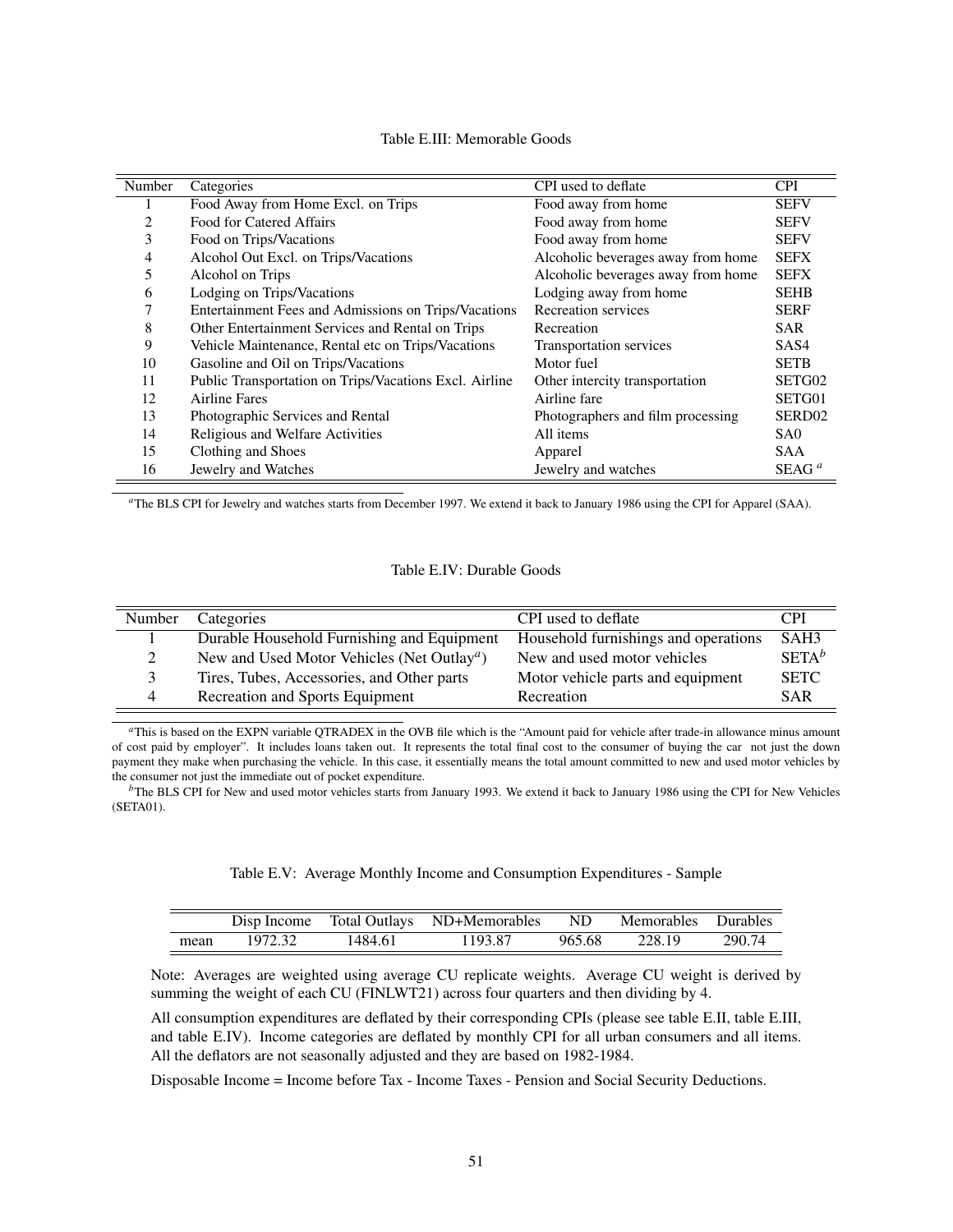Table E.III: Memorable Goods

| Number | Categories | CPI used to deflate | CPI |
|---|---|---|---|
| 1 | Food Away from Home Excl. on Trips | Food away from home | SEFV |
| 2 | Food for Catered Affairs | Food away from home | SEFV |
| 3 | Food on Trips/Vacations | Food away from home | SEFV |
| 4 | Alcohol Out Excl. on Trips/Vacations | Alcoholic beverages away from home | SEFX |
| 5 | Alcohol on Trips | Alcoholic beverages away from home | SEFX |
| 6 | Lodging on Trips/Vacations | Lodging away from home | SEHB |
| 7 | Entertainment Fees and Admissions on Trips/Vacations | Recreation services | SERF |
| 8 | Other Entertainment Services and Rental on Trips | Recreation | SAR |
| 9 | Vehicle Maintenance, Rental etc on Trips/Vacations | Transportation services | SAS4 |
| 10 | Gasoline and Oil on Trips/Vacations | Motor fuel | SETB |
| 11 | Public Transportation on Trips/Vacations Excl. Airline | Other intercity transportation | SETG02 |
| 12 | Airline Fares | Airline fare | SETG01 |
| 13 | Photographic Services and Rental | Photographers and film processing | SERD02 |
| 14 | Religious and Welfare Activities | All items | SA0 |
| 15 | Clothing and Shoes | Apparel | SAA |
| 16 | Jewelry and Watches | Jewelry and watches | SEAG [a] |

[a]The BLS CPI for Jewelry and watches starts from December 1997. We extend it back to January 1986 using the CPI for Apparel (SAA).

Table E.IV: Durable Goods

| Number | Categories | CPI used to deflate | CPI |
|---|---|---|---|
| 1 | Durable Household Furnishing and Equipment | Household furnishings and operations | SAH3 |
| 2 | New and Used Motor Vehicles (Net Outlay[a]) | New and used motor vehicles | SETA[b] |
| 3 | Tires, Tubes, Accessories, and Other parts | Motor vehicle parts and equipment | SETC |
| 4 | Recreation and Sports Equipment | Recreation | SAR |

[a]This is based on the EXPN variable QTRADEX in the OVB file which is the "Amount paid for vehicle after trade-in allowance minus amount of cost paid by employer". It includes loans taken out. It represents the total final cost to the consumer of buying the car not just the down payment they make when purchasing the vehicle. In this case, it essentially means the total amount committed to new and used motor vehicles by the consumer not just the immediate out of pocket expenditure.

[b]The BLS CPI for New and used motor vehicles starts from January 1993. We extend it back to January 1986 using the CPI for New Vehicles (SETA01).

Table E.V: Average Monthly Income and Consumption Expenditures - Sample

| | Disp Income | Total Outlays | ND+Memorables | ND | Memorables | Durables |
|---|---|---|---|---|---|---|
| mean | 1972.32 | 1484.61 | 1193.87 | 965.68 | 228.19 | 290.74 |

Note: Averages are weighted using average CU replicate weights. Average CU weight is derived by summing the weight of each CU (FINLWT21) across four quarters and then dividing by 4.

All consumption expenditures are deflated by their corresponding CPIs (please see table E.II, table E.III, and table E.IV). Income categories are deflated by monthly CPI for all urban consumers and all items. All the deflators are not seasonally adjusted and they are based on 1982-1984.

Disposable Income = Income before Tax - Income Taxes - Pension and Social Security Deductions.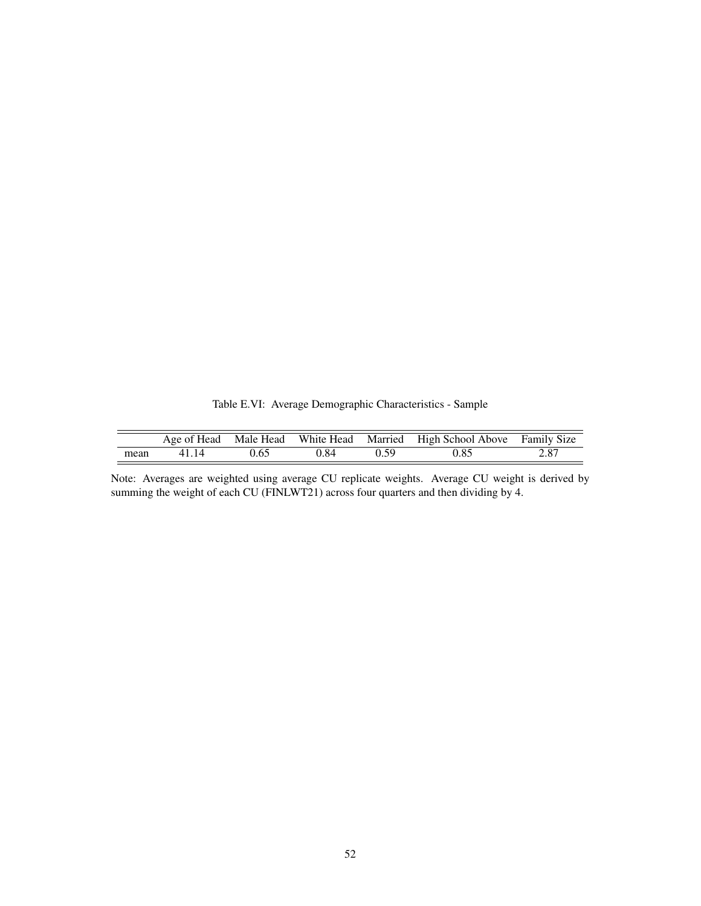Table E.VI: Average Demographic Characteristics - Sample

| | Age of Head | Male Head | White Head | Married | High School Above | Family Size |
|---|---|---|---|---|---|---|
| mean | 41.14 | 0.65 | 0.84 | 0.59 | 0.85 | 2.87 |

Note: Averages are weighted using average CU replicate weights. Average CU weight is derived by summing the weight of each CU (FINLWT21) across four quarters and then dividing by 4.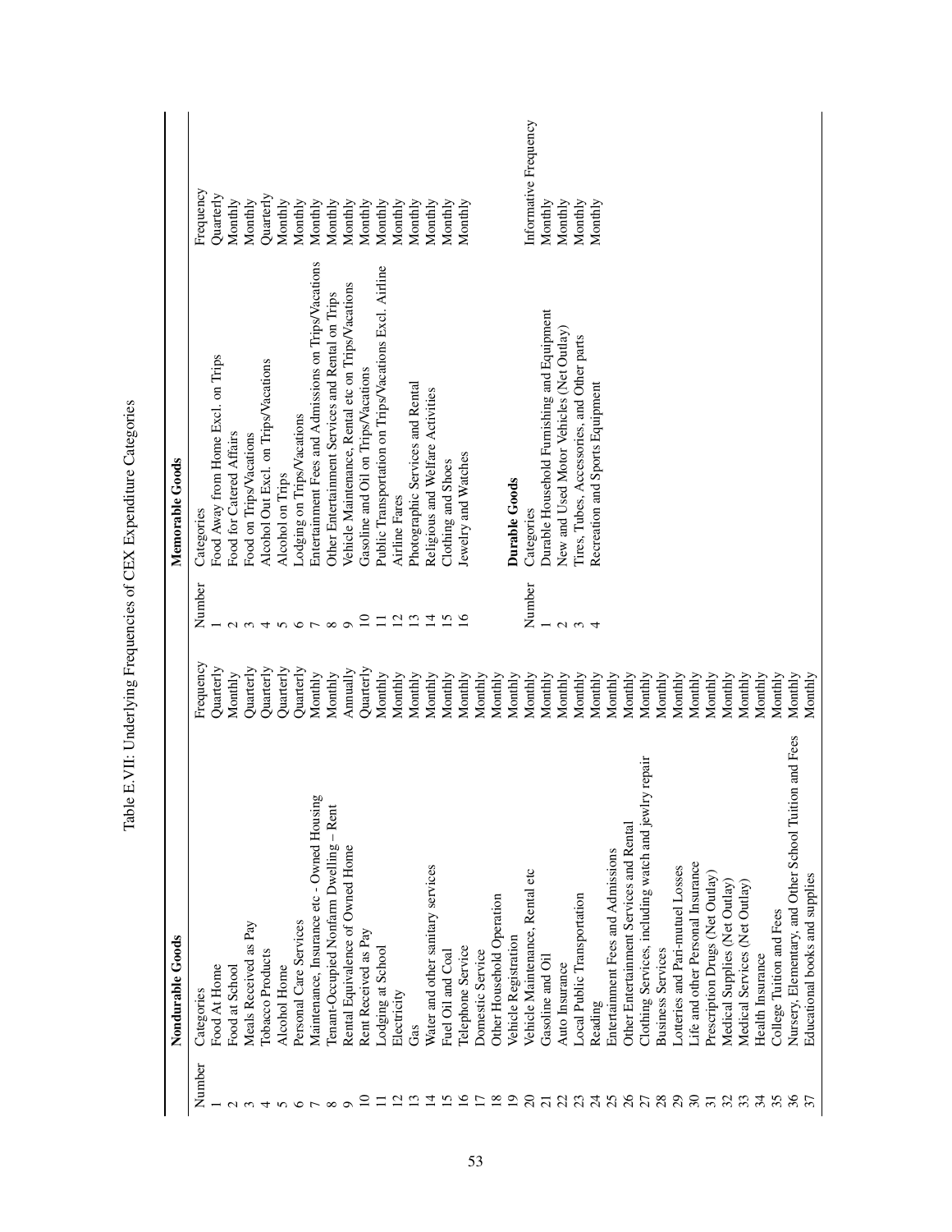Table E.VII: Underlying Frequencies of CEX Expenditure Categories

| **Nondurable Goods** | | |
|---|---|---|
| Number | Categories | Frequency |
| 1 | Food At Home | Quarterly |
| 2 | Food at School | Monthly |
| 3 | Meals Received as Pay | Quarterly |
| 4 | Tobacco Products | Quarterly |
| 5 | Alcohol Home | Quarterly |
| 6 | Personal Care Services | Quarterly |
| 7 | Maintenance, Insurance etc - Owned Housing | Monthly |
| 8 | Tenant-Occupied Nonfarm Dwelling – Rent | Monthly |
| 9 | Rental Equivalence of Owned Home | Annually |
| 10 | Rent Received as Pay | Quarterly |
| 11 | Lodging at School | Monthly |
| 12 | Electricity | Monthly |
| 13 | Gas | Monthly |
| 14 | Water and other sanitary services | Monthly |
| 15 | Fuel Oil and Coal | Monthly |
| 16 | Telephone Service | Monthly |
| 17 | Domestic Service | Monthly |
| 18 | Other Household Operation | Monthly |
| 19 | Vehicle Registration | Monthly |
| 20 | Vehicle Maintenance, Rental etc | Monthly |
| 21 | Gasoline and Oil | Monthly |
| 22 | Auto Insurance | Monthly |
| 23 | Local Public Transportation | Monthly |
| 24 | Reading | Monthly |
| 25 | Entertainment Fees and Admissions | Monthly |
| 26 | Other Entertainment Services and Rental | Monthly |
| 27 | Clothing Services, including watch and jewlry repair | Monthly |
| 28 | Business Services | Monthly |
| 29 | Lotteries and Pari-mutuel Losses | Monthly |
| 30 | Life and other Personal Insurance | Monthly |
| 31 | Prescription Drugs (Net Outlay) | Monthly |
| 32 | Medical Supplies (Net Outlay) | Monthly |
| 33 | Medical Services (Net Outlay) | Monthly |
| 34 | Health Insurance | Monthly |
| 35 | College Tuition and Fees | Monthly |
| 36 | Nursery, Elementary, and Other School Tuition and Fees | Monthly |
| 37 | Educational books and supplies | Monthly |

| **Memorable Goods** | | |
|---|---|---|
| Number | Categories | Frequency |
| 1 | Food Away from Home Excl. on Trips | Quarterly |
| 2 | Food for Catered Affairs | Monthly |
| 3 | Food on Trips/Vacations | Monthly |
| 4 | Alcohol Out Excl. on Trips/Vacations | Quarterly |
| 5 | Alcohol on Trips | Monthly |
| 6 | Lodging on Trips/Vacations | Monthly |
| 7 | Entertainment Fees and Admissions on Trips/Vacations | Monthly |
| 8 | Other Entertainment Services and Rental on Trips | Monthly |
| 9 | Vehicle Maintenance, Rental etc on Trips/Vacations | Monthly |
| 10 | Gasoline and Oil on Trips/Vacations | Monthly |
| 11 | Public Transportation on Trips/Vacations Excl. Airline | Monthly |
| 12 | Airline Fares | Monthly |
| 13 | Photographic Services and Rental | Monthly |
| 14 | Religious and Welfare Activities | Monthly |
| 15 | Clothing and Shoes | Monthly |
| 16 | Jewelry and Watches | Monthly |

| **Durable Goods** | | |
|---|---|---|
| Number | Categories | Informative Frequency |
| 1 | Durable Household Furnishing and Equipment | Monthly |
| 2 | New and Used Motor Vehicles (Net Outlay) | Monthly |
| 3 | Tires, Tubes, Accessories, and Other parts | Monthly |
| 4 | Recreation and Sports Equipment | Monthly |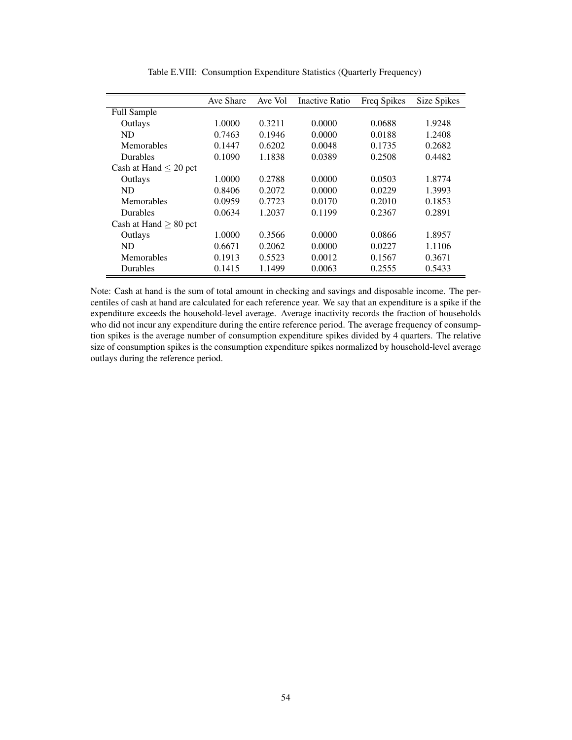Table E.VIII: Consumption Expenditure Statistics (Quarterly Frequency)

| | Ave Share | Ave Vol | Inactive Ratio | Freq Spikes | Size Spikes |
|---|---|---|---|---|---|
| Full Sample | | | | | |
| Outlays | 1.0000 | 0.3211 | 0.0000 | 0.0688 | 1.9248 |
| ND | 0.7463 | 0.1946 | 0.0000 | 0.0188 | 1.2408 |
| Memorables | 0.1447 | 0.6202 | 0.0048 | 0.1735 | 0.2682 |
| Durables | 0.1090 | 1.1838 | 0.0389 | 0.2508 | 0.4482 |
| Cash at Hand $\leq$ 20 pct | | | | | |
| Outlays | 1.0000 | 0.2788 | 0.0000 | 0.0503 | 1.8774 |
| ND | 0.8406 | 0.2072 | 0.0000 | 0.0229 | 1.3993 |
| Memorables | 0.0959 | 0.7723 | 0.0170 | 0.2010 | 0.1853 |
| Durables | 0.0634 | 1.2037 | 0.1199 | 0.2367 | 0.2891 |
| Cash at Hand $\geq$ 80 pct | | | | | |
| Outlays | 1.0000 | 0.3566 | 0.0000 | 0.0866 | 1.8957 |
| ND | 0.6671 | 0.2062 | 0.0000 | 0.0227 | 1.1106 |
| Memorables | 0.1913 | 0.5523 | 0.0012 | 0.1567 | 0.3671 |
| Durables | 0.1415 | 1.1499 | 0.0063 | 0.2555 | 0.5433 |

Note: Cash at hand is the sum of total amount in checking and savings and disposable income. The percentiles of cash at hand are calculated for each reference year. We say that an expenditure is a spike if the expenditure exceeds the household-level average. Average inactivity records the fraction of households who did not incur any expenditure during the entire reference period. The average frequency of consumption spikes is the average number of consumption expenditure spikes divided by 4 quarters. The relative size of consumption spikes is the consumption expenditure spikes normalized by household-level average outlays during the reference period.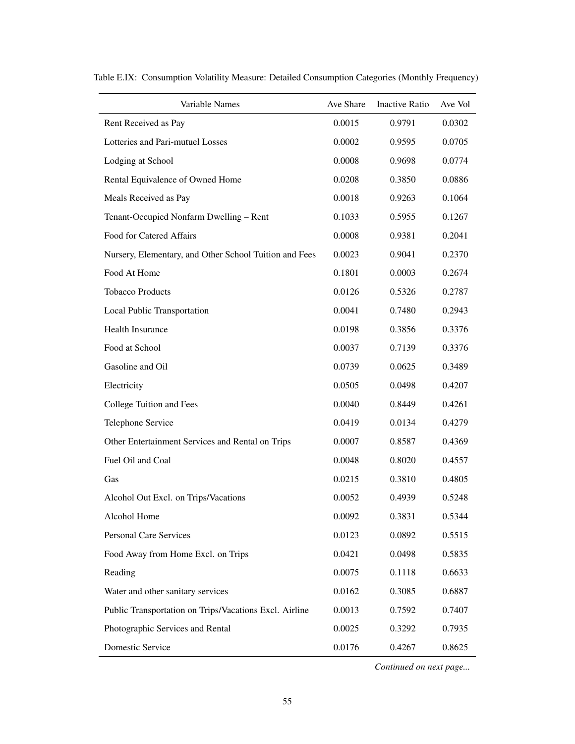Table E.IX: Consumption Volatility Measure: Detailed Consumption Categories (Monthly Frequency)

| Variable Names | Ave Share | Inactive Ratio | Ave Vol |
|---|---|---|---|
| Rent Received as Pay | 0.0015 | 0.9791 | 0.0302 |
| Lotteries and Pari-mutuel Losses | 0.0002 | 0.9595 | 0.0705 |
| Lodging at School | 0.0008 | 0.9698 | 0.0774 |
| Rental Equivalence of Owned Home | 0.0208 | 0.3850 | 0.0886 |
| Meals Received as Pay | 0.0018 | 0.9263 | 0.1064 |
| Tenant-Occupied Nonfarm Dwelling – Rent | 0.1033 | 0.5955 | 0.1267 |
| Food for Catered Affairs | 0.0008 | 0.9381 | 0.2041 |
| Nursery, Elementary, and Other School Tuition and Fees | 0.0023 | 0.9041 | 0.2370 |
| Food At Home | 0.1801 | 0.0003 | 0.2674 |
| Tobacco Products | 0.0126 | 0.5326 | 0.2787 |
| Local Public Transportation | 0.0041 | 0.7480 | 0.2943 |
| Health Insurance | 0.0198 | 0.3856 | 0.3376 |
| Food at School | 0.0037 | 0.7139 | 0.3376 |
| Gasoline and Oil | 0.0739 | 0.0625 | 0.3489 |
| Electricity | 0.0505 | 0.0498 | 0.4207 |
| College Tuition and Fees | 0.0040 | 0.8449 | 0.4261 |
| Telephone Service | 0.0419 | 0.0134 | 0.4279 |
| Other Entertainment Services and Rental on Trips | 0.0007 | 0.8587 | 0.4369 |
| Fuel Oil and Coal | 0.0048 | 0.8020 | 0.4557 |
| Gas | 0.0215 | 0.3810 | 0.4805 |
| Alcohol Out Excl. on Trips/Vacations | 0.0052 | 0.4939 | 0.5248 |
| Alcohol Home | 0.0092 | 0.3831 | 0.5344 |
| Personal Care Services | 0.0123 | 0.0892 | 0.5515 |
| Food Away from Home Excl. on Trips | 0.0421 | 0.0498 | 0.5835 |
| Reading | 0.0075 | 0.1118 | 0.6633 |
| Water and other sanitary services | 0.0162 | 0.3085 | 0.6887 |
| Public Transportation on Trips/Vacations Excl. Airline | 0.0013 | 0.7592 | 0.7407 |
| Photographic Services and Rental | 0.0025 | 0.3292 | 0.7935 |
| Domestic Service | 0.0176 | 0.4267 | 0.8625 |

*Continued on next page...*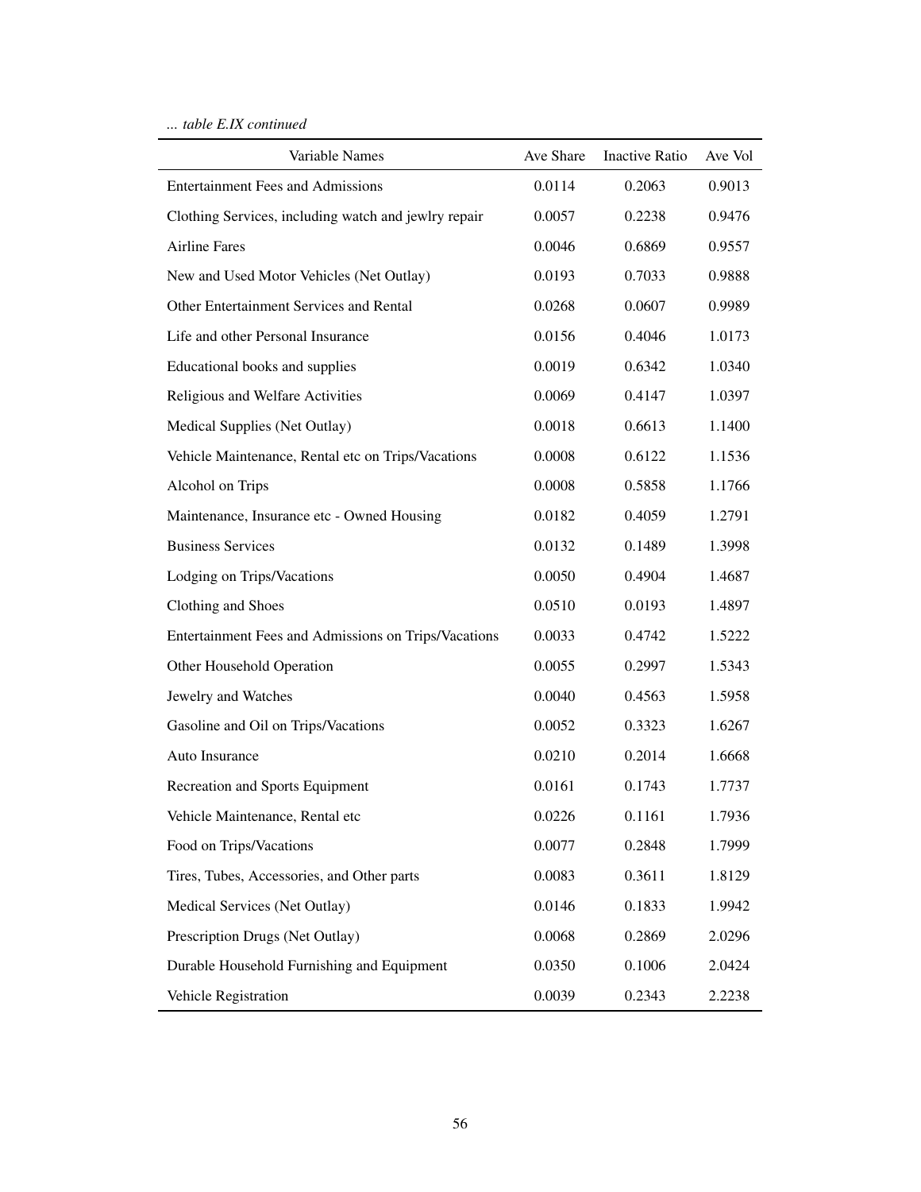*... table E.IX continued*

| Variable Names | Ave Share | Inactive Ratio | Ave Vol |
|---|---|---|---|
| Entertainment Fees and Admissions | 0.0114 | 0.2063 | 0.9013 |
| Clothing Services, including watch and jewlry repair | 0.0057 | 0.2238 | 0.9476 |
| Airline Fares | 0.0046 | 0.6869 | 0.9557 |
| New and Used Motor Vehicles (Net Outlay) | 0.0193 | 0.7033 | 0.9888 |
| Other Entertainment Services and Rental | 0.0268 | 0.0607 | 0.9989 |
| Life and other Personal Insurance | 0.0156 | 0.4046 | 1.0173 |
| Educational books and supplies | 0.0019 | 0.6342 | 1.0340 |
| Religious and Welfare Activities | 0.0069 | 0.4147 | 1.0397 |
| Medical Supplies (Net Outlay) | 0.0018 | 0.6613 | 1.1400 |
| Vehicle Maintenance, Rental etc on Trips/Vacations | 0.0008 | 0.6122 | 1.1536 |
| Alcohol on Trips | 0.0008 | 0.5858 | 1.1766 |
| Maintenance, Insurance etc - Owned Housing | 0.0182 | 0.4059 | 1.2791 |
| Business Services | 0.0132 | 0.1489 | 1.3998 |
| Lodging on Trips/Vacations | 0.0050 | 0.4904 | 1.4687 |
| Clothing and Shoes | 0.0510 | 0.0193 | 1.4897 |
| Entertainment Fees and Admissions on Trips/Vacations | 0.0033 | 0.4742 | 1.5222 |
| Other Household Operation | 0.0055 | 0.2997 | 1.5343 |
| Jewelry and Watches | 0.0040 | 0.4563 | 1.5958 |
| Gasoline and Oil on Trips/Vacations | 0.0052 | 0.3323 | 1.6267 |
| Auto Insurance | 0.0210 | 0.2014 | 1.6668 |
| Recreation and Sports Equipment | 0.0161 | 0.1743 | 1.7737 |
| Vehicle Maintenance, Rental etc | 0.0226 | 0.1161 | 1.7936 |
| Food on Trips/Vacations | 0.0077 | 0.2848 | 1.7999 |
| Tires, Tubes, Accessories, and Other parts | 0.0083 | 0.3611 | 1.8129 |
| Medical Services (Net Outlay) | 0.0146 | 0.1833 | 1.9942 |
| Prescription Drugs (Net Outlay) | 0.0068 | 0.2869 | 2.0296 |
| Durable Household Furnishing and Equipment | 0.0350 | 0.1006 | 2.0424 |
| Vehicle Registration | 0.0039 | 0.2343 | 2.2238 |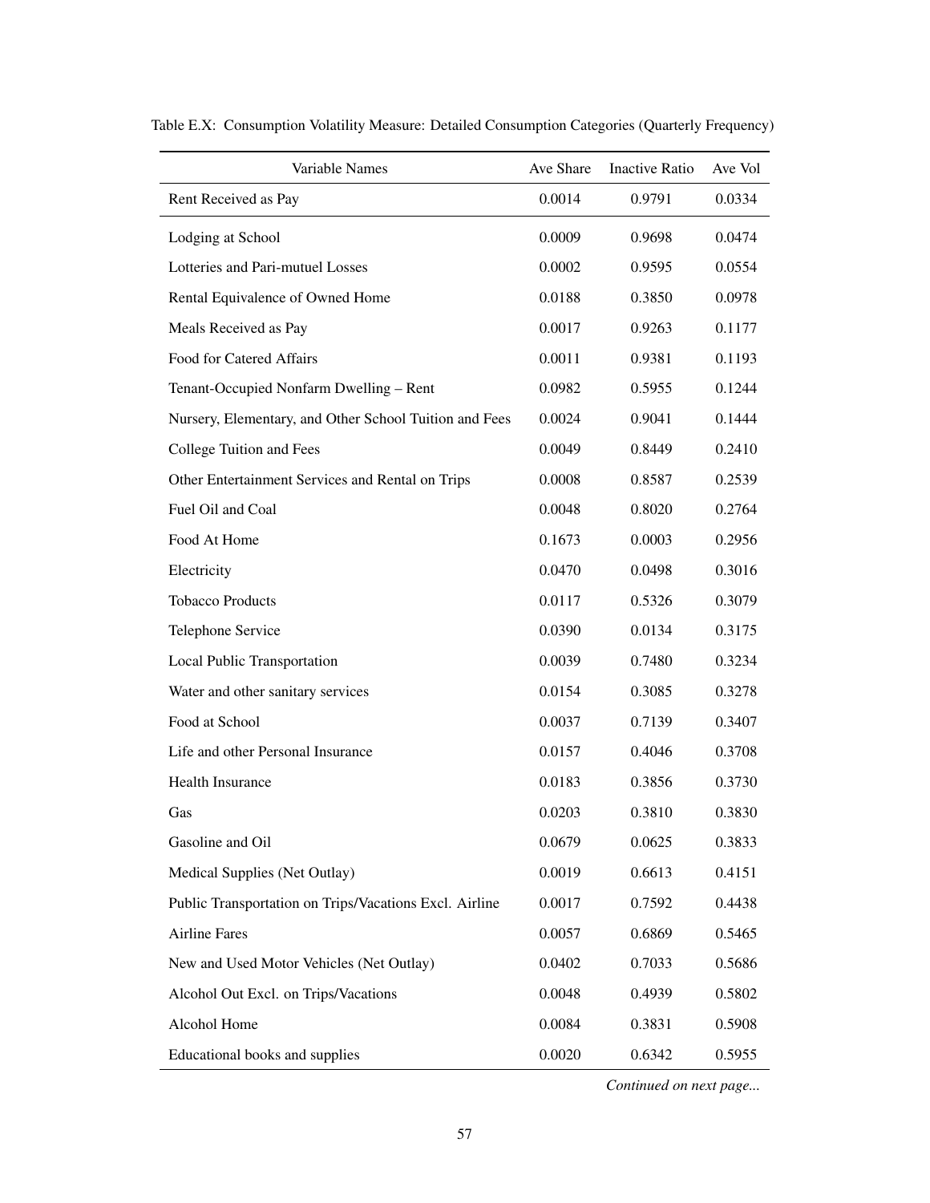Table E.X: Consumption Volatility Measure: Detailed Consumption Categories (Quarterly Frequency)

| Variable Names | Ave Share | Inactive Ratio | Ave Vol |
|---|---|---|---|
| Rent Received as Pay | 0.0014 | 0.9791 | 0.0334 |
| Lodging at School | 0.0009 | 0.9698 | 0.0474 |
| Lotteries and Pari-mutuel Losses | 0.0002 | 0.9595 | 0.0554 |
| Rental Equivalence of Owned Home | 0.0188 | 0.3850 | 0.0978 |
| Meals Received as Pay | 0.0017 | 0.9263 | 0.1177 |
| Food for Catered Affairs | 0.0011 | 0.9381 | 0.1193 |
| Tenant-Occupied Nonfarm Dwelling – Rent | 0.0982 | 0.5955 | 0.1244 |
| Nursery, Elementary, and Other School Tuition and Fees | 0.0024 | 0.9041 | 0.1444 |
| College Tuition and Fees | 0.0049 | 0.8449 | 0.2410 |
| Other Entertainment Services and Rental on Trips | 0.0008 | 0.8587 | 0.2539 |
| Fuel Oil and Coal | 0.0048 | 0.8020 | 0.2764 |
| Food At Home | 0.1673 | 0.0003 | 0.2956 |
| Electricity | 0.0470 | 0.0498 | 0.3016 |
| Tobacco Products | 0.0117 | 0.5326 | 0.3079 |
| Telephone Service | 0.0390 | 0.0134 | 0.3175 |
| Local Public Transportation | 0.0039 | 0.7480 | 0.3234 |
| Water and other sanitary services | 0.0154 | 0.3085 | 0.3278 |
| Food at School | 0.0037 | 0.7139 | 0.3407 |
| Life and other Personal Insurance | 0.0157 | 0.4046 | 0.3708 |
| Health Insurance | 0.0183 | 0.3856 | 0.3730 |
| Gas | 0.0203 | 0.3810 | 0.3830 |
| Gasoline and Oil | 0.0679 | 0.0625 | 0.3833 |
| Medical Supplies (Net Outlay) | 0.0019 | 0.6613 | 0.4151 |
| Public Transportation on Trips/Vacations Excl. Airline | 0.0017 | 0.7592 | 0.4438 |
| Airline Fares | 0.0057 | 0.6869 | 0.5465 |
| New and Used Motor Vehicles (Net Outlay) | 0.0402 | 0.7033 | 0.5686 |
| Alcohol Out Excl. on Trips/Vacations | 0.0048 | 0.4939 | 0.5802 |
| Alcohol Home | 0.0084 | 0.3831 | 0.5908 |
| Educational books and supplies | 0.0020 | 0.6342 | 0.5955 |

*Continued on next page...*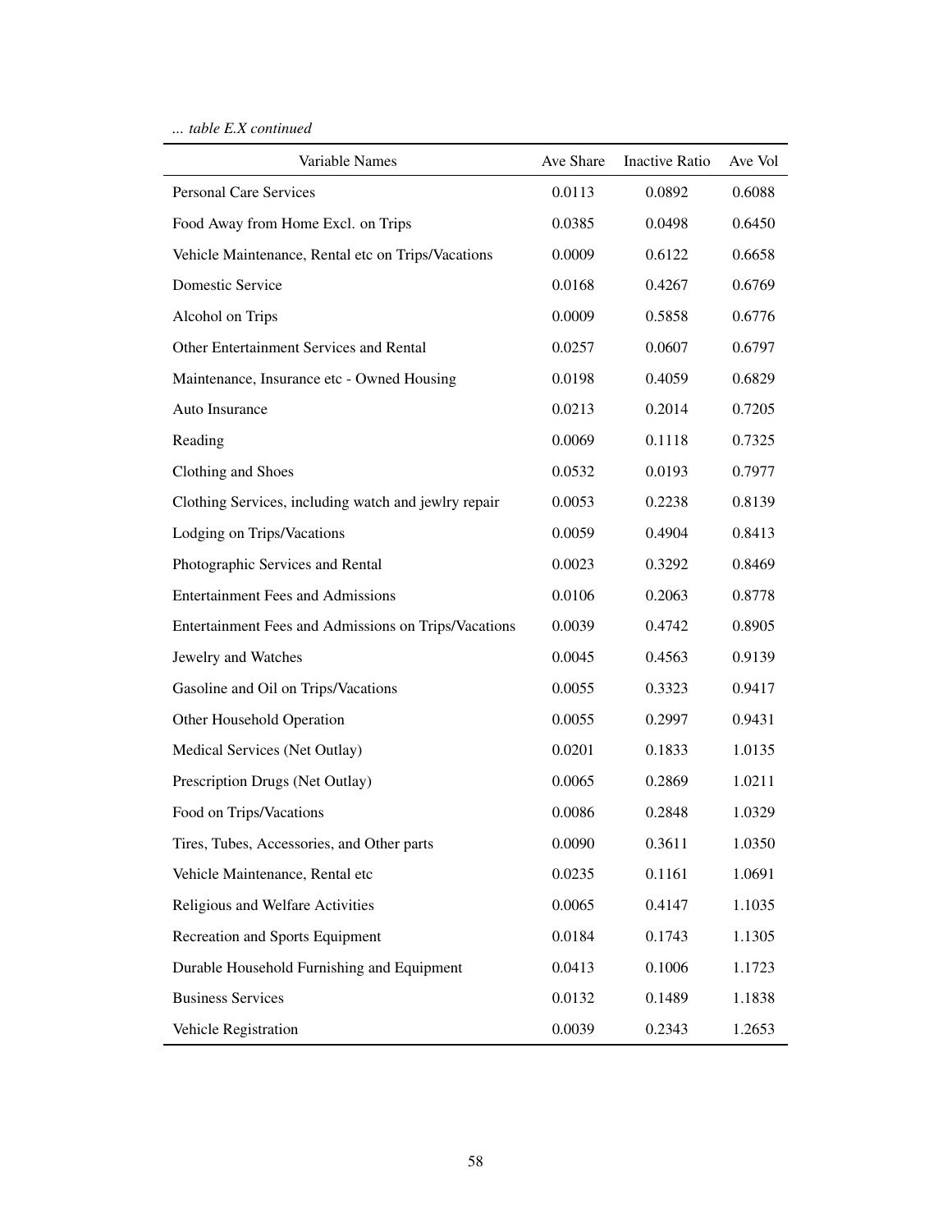*... table E.X continued*

| Variable Names | Ave Share | Inactive Ratio | Ave Vol |
|---|---|---|---|
| Personal Care Services | 0.0113 | 0.0892 | 0.6088 |
| Food Away from Home Excl. on Trips | 0.0385 | 0.0498 | 0.6450 |
| Vehicle Maintenance, Rental etc on Trips/Vacations | 0.0009 | 0.6122 | 0.6658 |
| Domestic Service | 0.0168 | 0.4267 | 0.6769 |
| Alcohol on Trips | 0.0009 | 0.5858 | 0.6776 |
| Other Entertainment Services and Rental | 0.0257 | 0.0607 | 0.6797 |
| Maintenance, Insurance etc - Owned Housing | 0.0198 | 0.4059 | 0.6829 |
| Auto Insurance | 0.0213 | 0.2014 | 0.7205 |
| Reading | 0.0069 | 0.1118 | 0.7325 |
| Clothing and Shoes | 0.0532 | 0.0193 | 0.7977 |
| Clothing Services, including watch and jewlry repair | 0.0053 | 0.2238 | 0.8139 |
| Lodging on Trips/Vacations | 0.0059 | 0.4904 | 0.8413 |
| Photographic Services and Rental | 0.0023 | 0.3292 | 0.8469 |
| Entertainment Fees and Admissions | 0.0106 | 0.2063 | 0.8778 |
| Entertainment Fees and Admissions on Trips/Vacations | 0.0039 | 0.4742 | 0.8905 |
| Jewelry and Watches | 0.0045 | 0.4563 | 0.9139 |
| Gasoline and Oil on Trips/Vacations | 0.0055 | 0.3323 | 0.9417 |
| Other Household Operation | 0.0055 | 0.2997 | 0.9431 |
| Medical Services (Net Outlay) | 0.0201 | 0.1833 | 1.0135 |
| Prescription Drugs (Net Outlay) | 0.0065 | 0.2869 | 1.0211 |
| Food on Trips/Vacations | 0.0086 | 0.2848 | 1.0329 |
| Tires, Tubes, Accessories, and Other parts | 0.0090 | 0.3611 | 1.0350 |
| Vehicle Maintenance, Rental etc | 0.0235 | 0.1161 | 1.0691 |
| Religious and Welfare Activities | 0.0065 | 0.4147 | 1.1035 |
| Recreation and Sports Equipment | 0.0184 | 0.1743 | 1.1305 |
| Durable Household Furnishing and Equipment | 0.0413 | 0.1006 | 1.1723 |
| Business Services | 0.0132 | 0.1489 | 1.1838 |
| Vehicle Registration | 0.0039 | 0.2343 | 1.2653 |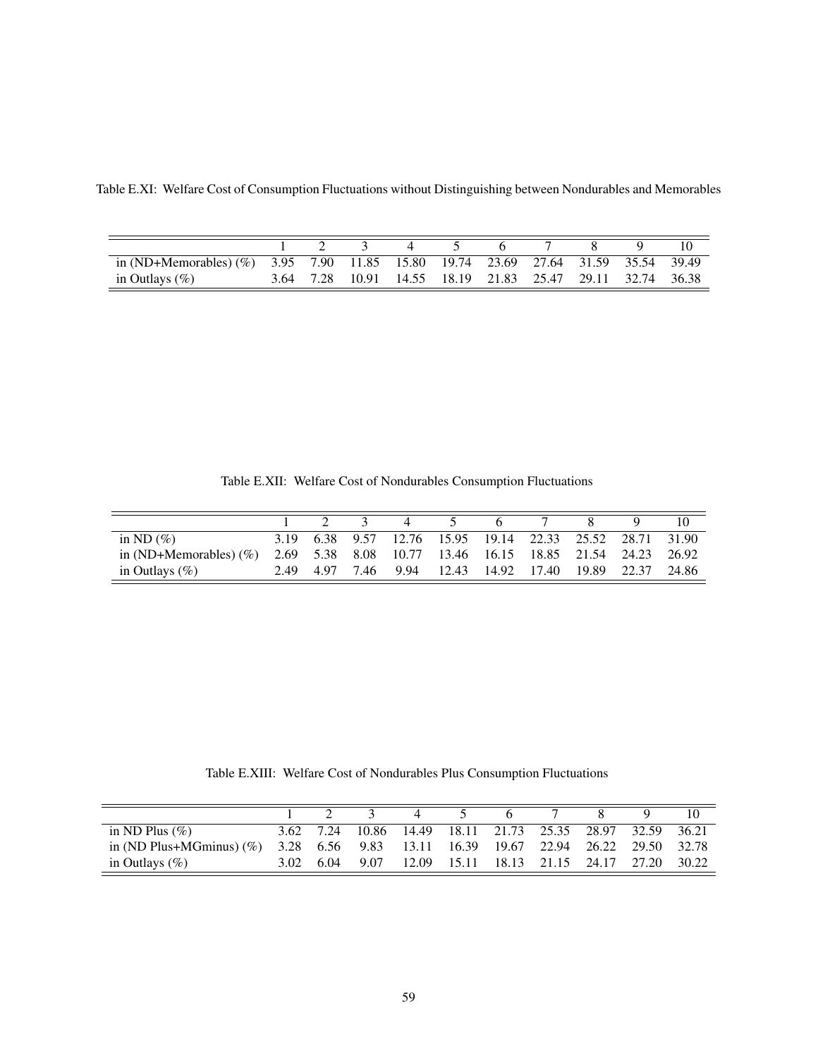Table E.XI: Welfare Cost of Consumption Fluctuations without Distinguishing between Nondurables and Memorables

| | 1 | 2 | 3 | 4 | 5 | 6 | 7 | 8 | 9 | 10 |
|---|---|---|---|---|---|---|---|---|---|---|
| in (ND+Memorables) (%) | 3.95 | 7.90 | 11.85 | 15.80 | 19.74 | 23.69 | 27.64 | 31.59 | 35.54 | 39.49 |
| in Outlays (%) | 3.64 | 7.28 | 10.91 | 14.55 | 18.19 | 21.83 | 25.47 | 29.11 | 32.74 | 36.38 |

Table E.XII: Welfare Cost of Nondurables Consumption Fluctuations

| | 1 | 2 | 3 | 4 | 5 | 6 | 7 | 8 | 9 | 10 |
|---|---|---|---|---|---|---|---|---|---|---|
| in ND (%) | 3.19 | 6.38 | 9.57 | 12.76 | 15.95 | 19.14 | 22.33 | 25.52 | 28.71 | 31.90 |
| in (ND+Memorables) (%) | 2.69 | 5.38 | 8.08 | 10.77 | 13.46 | 16.15 | 18.85 | 21.54 | 24.23 | 26.92 |
| in Outlays (%) | 2.49 | 4.97 | 7.46 | 9.94 | 12.43 | 14.92 | 17.40 | 19.89 | 22.37 | 24.86 |

Table E.XIII: Welfare Cost of Nondurables Plus Consumption Fluctuations

| | 1 | 2 | 3 | 4 | 5 | 6 | 7 | 8 | 9 | 10 |
|---|---|---|---|---|---|---|---|---|---|---|
| in ND Plus (%) | 3.62 | 7.24 | 10.86 | 14.49 | 18.11 | 21.73 | 25.35 | 28.97 | 32.59 | 36.21 |
| in (ND Plus+MGminus) (%) | 3.28 | 6.56 | 9.83 | 13.11 | 16.39 | 19.67 | 22.94 | 26.22 | 29.50 | 32.78 |
| in Outlays (%) | 3.02 | 6.04 | 9.07 | 12.09 | 15.11 | 18.13 | 21.15 | 24.17 | 27.20 | 30.22 |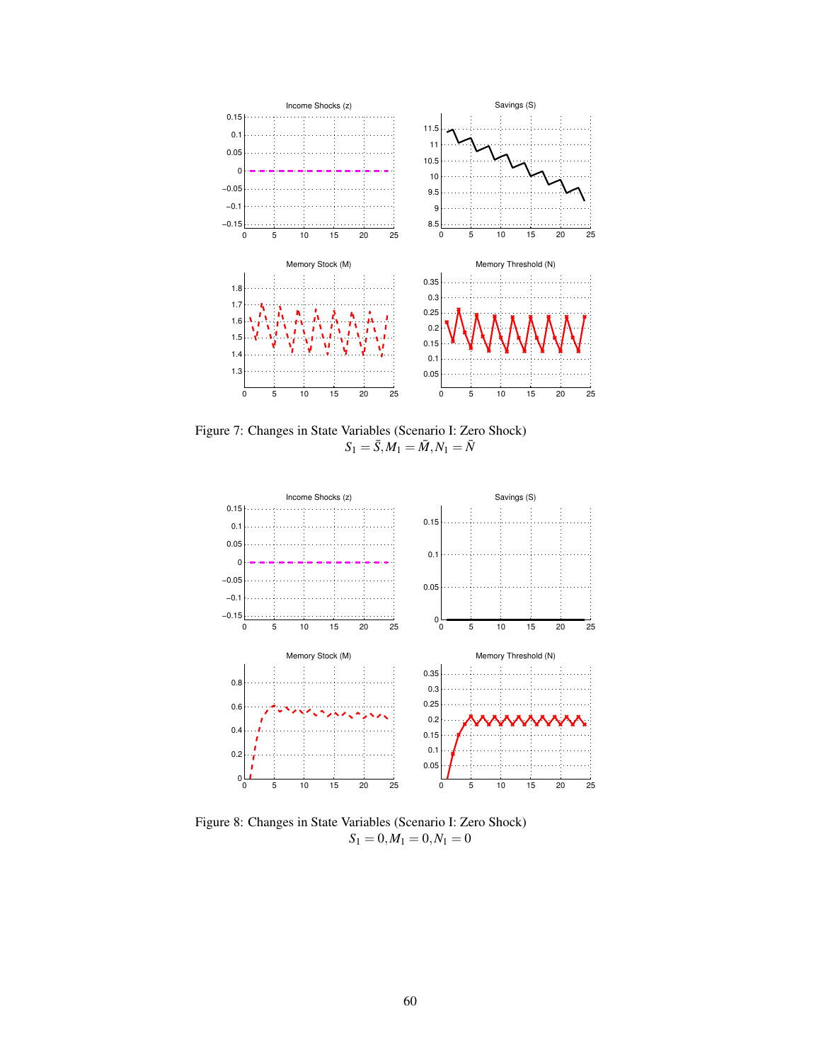Figure 7: Changes in State Variables (Scenario I: Zero Shock)
$S_1 = \bar{S}, M_1 = \bar{M}, N_1 = \bar{N}$

Figure 8: Changes in State Variables (Scenario I: Zero Shock)
$S_1 = 0, M_1 = 0, N_1 = 0$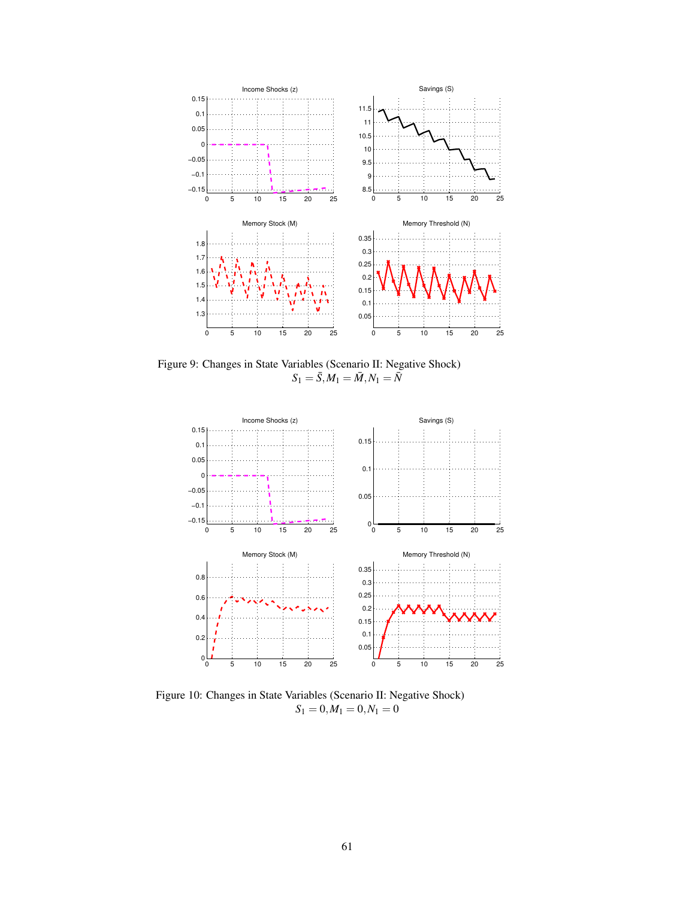Figure 9: Changes in State Variables (Scenario II: Negative Shock)
$S_1 = \bar{S}, M_1 = \bar{M}, N_1 = \bar{N}$

Figure 10: Changes in State Variables (Scenario II: Negative Shock)
$S_1 = 0, M_1 = 0, N_1 = 0$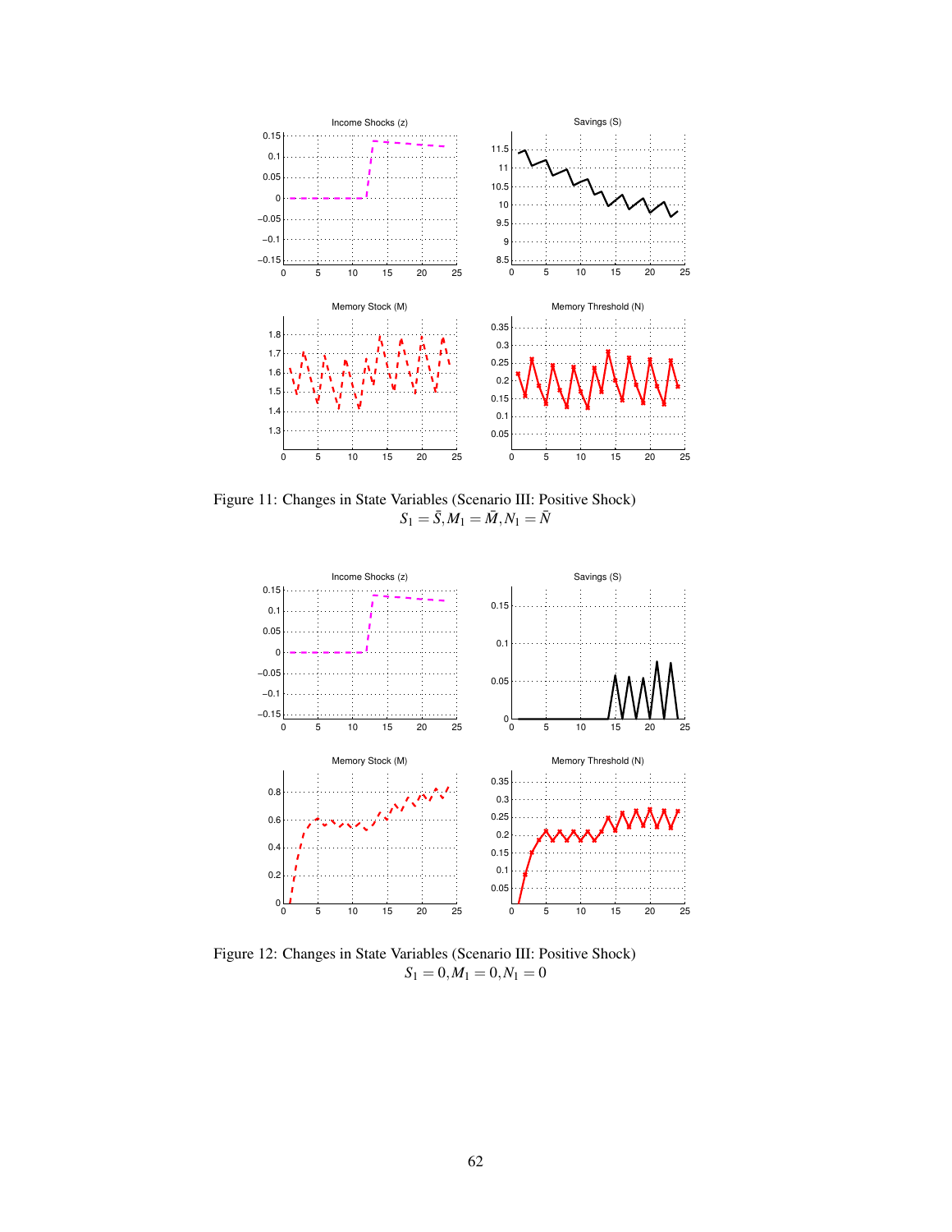Figure 11: Changes in State Variables (Scenario III: Positive Shock)
$S_1 = \bar{S}, M_1 = \bar{M}, N_1 = \bar{N}$

Figure 12: Changes in State Variables (Scenario III: Positive Shock)
$S_1 = 0, M_1 = 0, N_1 = 0$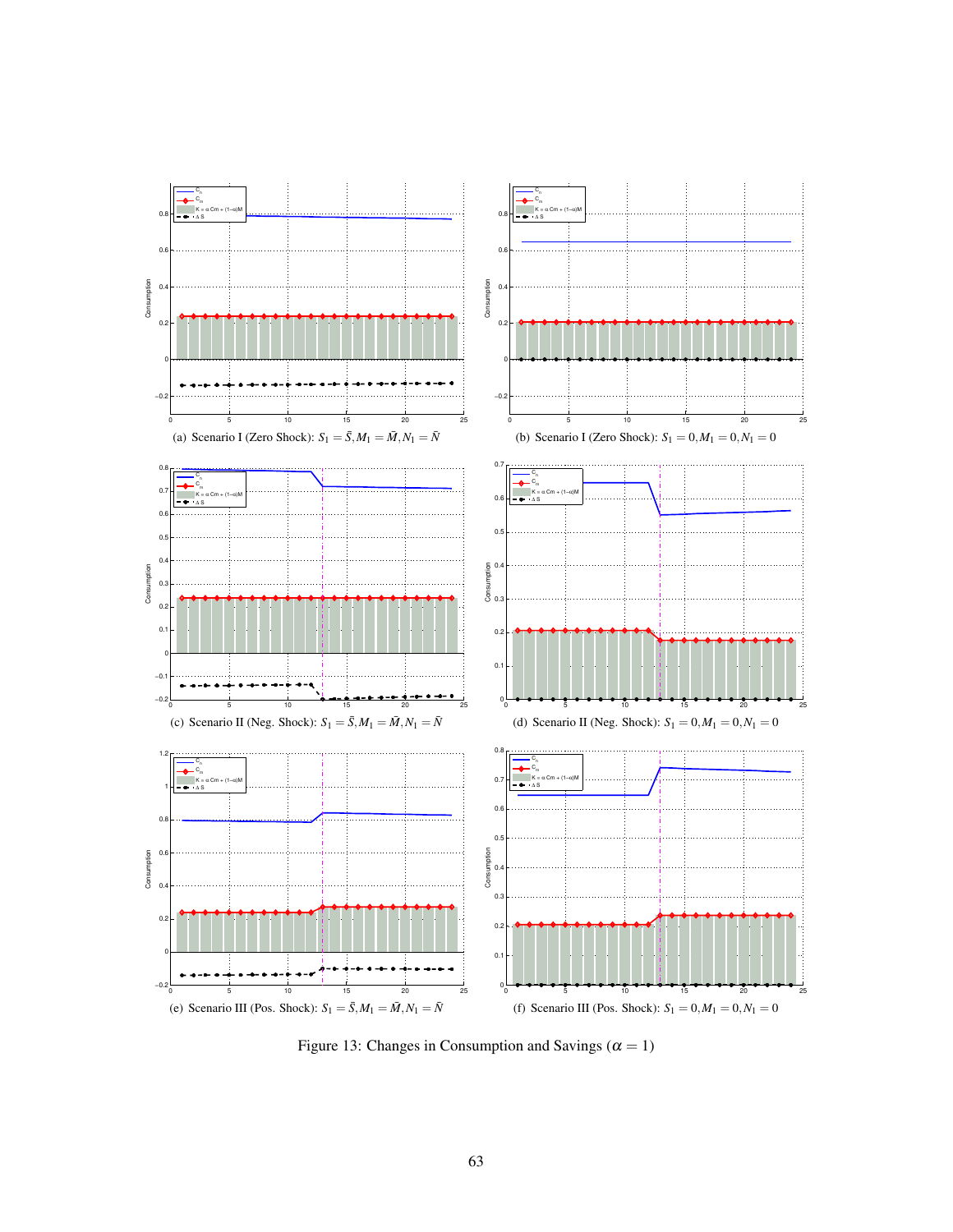(a) Scenario I (Zero Shock): $S_1 = \bar{S}, M_1 = \bar{M}, N_1 = \bar{N}$

(b) Scenario I (Zero Shock): $S_1 = 0, M_1 = 0, N_1 = 0$

(c) Scenario II (Neg. Shock): $S_1 = \bar{S}, M_1 = \bar{M}, N_1 = \bar{N}$

(d) Scenario II (Neg. Shock): $S_1 = 0, M_1 = 0, N_1 = 0$

(e) Scenario III (Pos. Shock): $S_1 = \bar{S}, M_1 = \bar{M}, N_1 = \bar{N}$

(f) Scenario III (Pos. Shock): $S_1 = 0, M_1 = 0, N_1 = 0$

Figure 13: Changes in Consumption and Savings ($\alpha = 1$)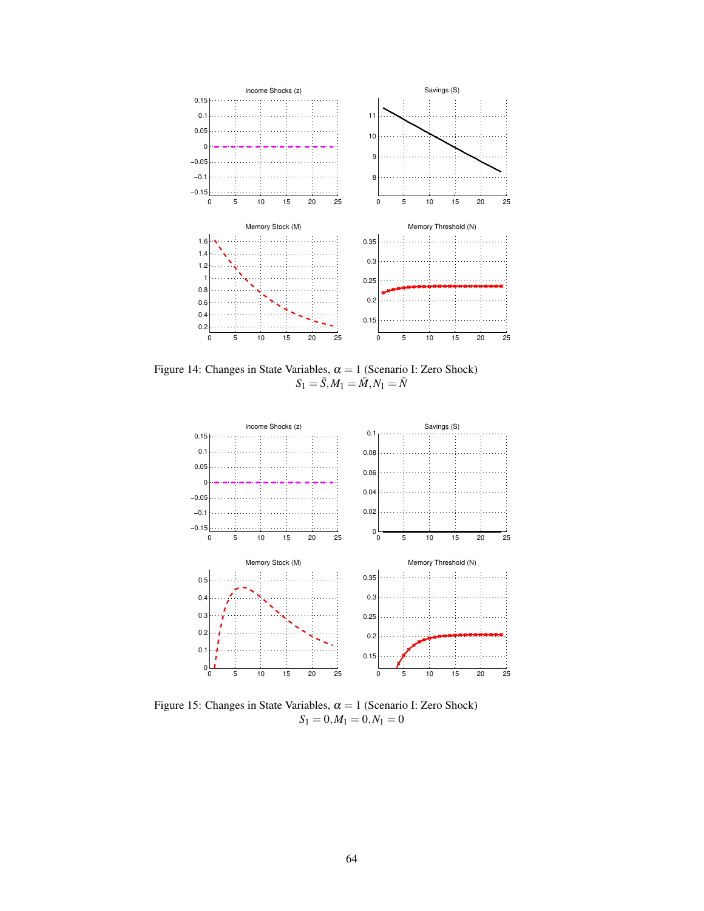Figure 14: Changes in State Variables, $\alpha = 1$ (Scenario I: Zero Shock)
$S_1 = \bar{S}, M_1 = \bar{M}, N_1 = \bar{N}$

Figure 15: Changes in State Variables, $\alpha = 1$ (Scenario I: Zero Shock)
$S_1 = 0, M_1 = 0, N_1 = 0$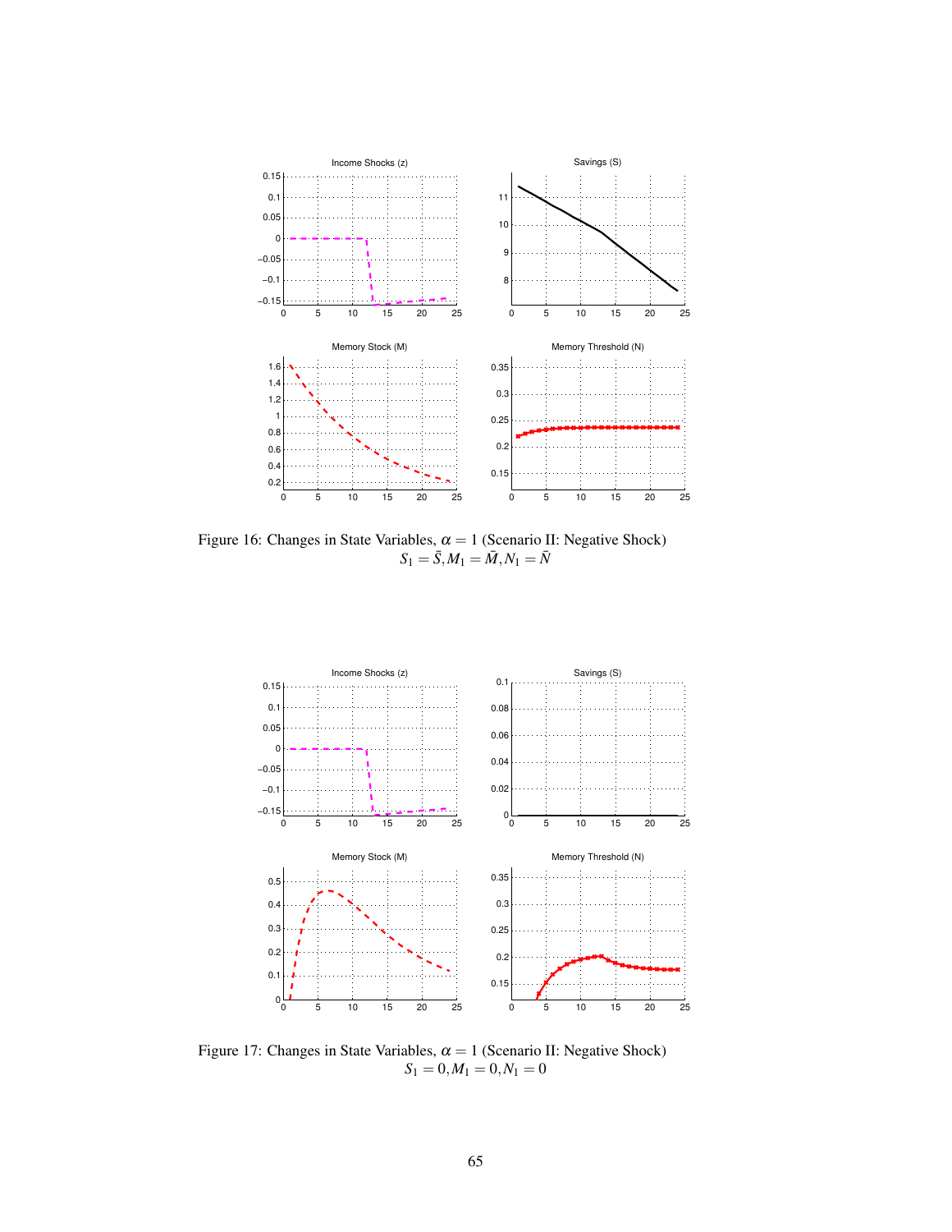Figure 16: Changes in State Variables, $\alpha = 1$ (Scenario II: Negative Shock)
$S_1 = \bar{S}, M_1 = \bar{M}, N_1 = \bar{N}$

Figure 17: Changes in State Variables, $\alpha = 1$ (Scenario II: Negative Shock)
$S_1 = 0, M_1 = 0, N_1 = 0$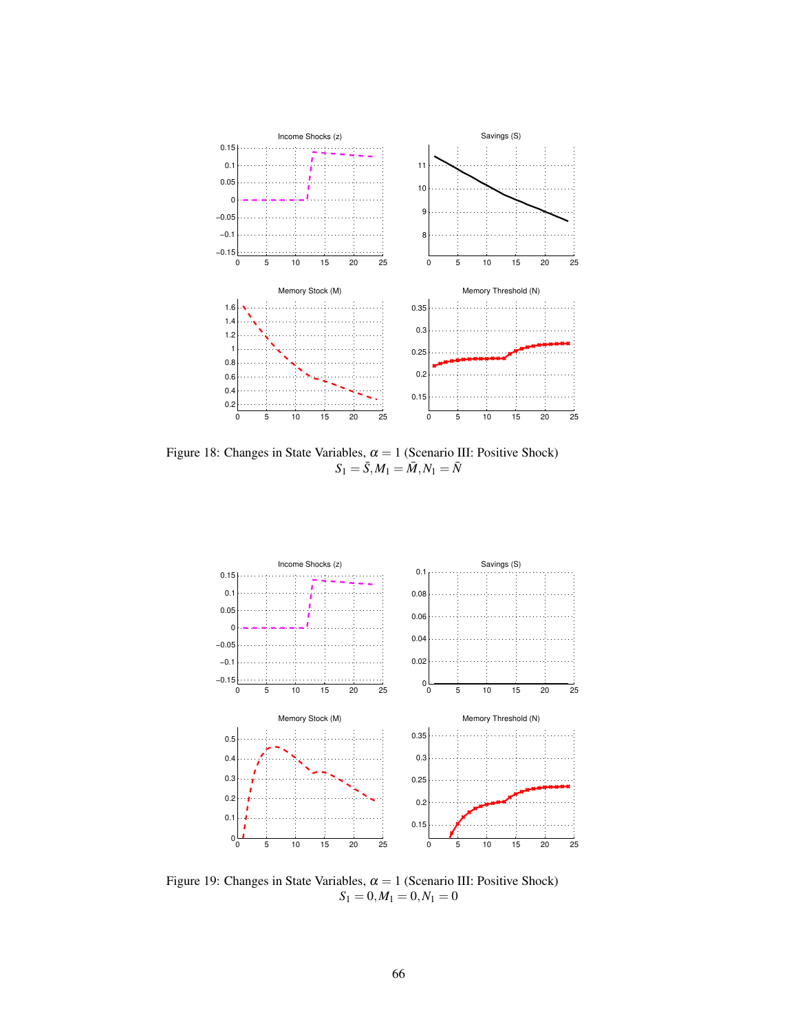Figure 18: Changes in State Variables, $\alpha = 1$ (Scenario III: Positive Shock) $S_1 = \bar{S}, M_1 = \bar{M}, N_1 = \bar{N}$

Figure 19: Changes in State Variables, $\alpha = 1$ (Scenario III: Positive Shock) $S_1 = 0, M_1 = 0, N_1 = 0$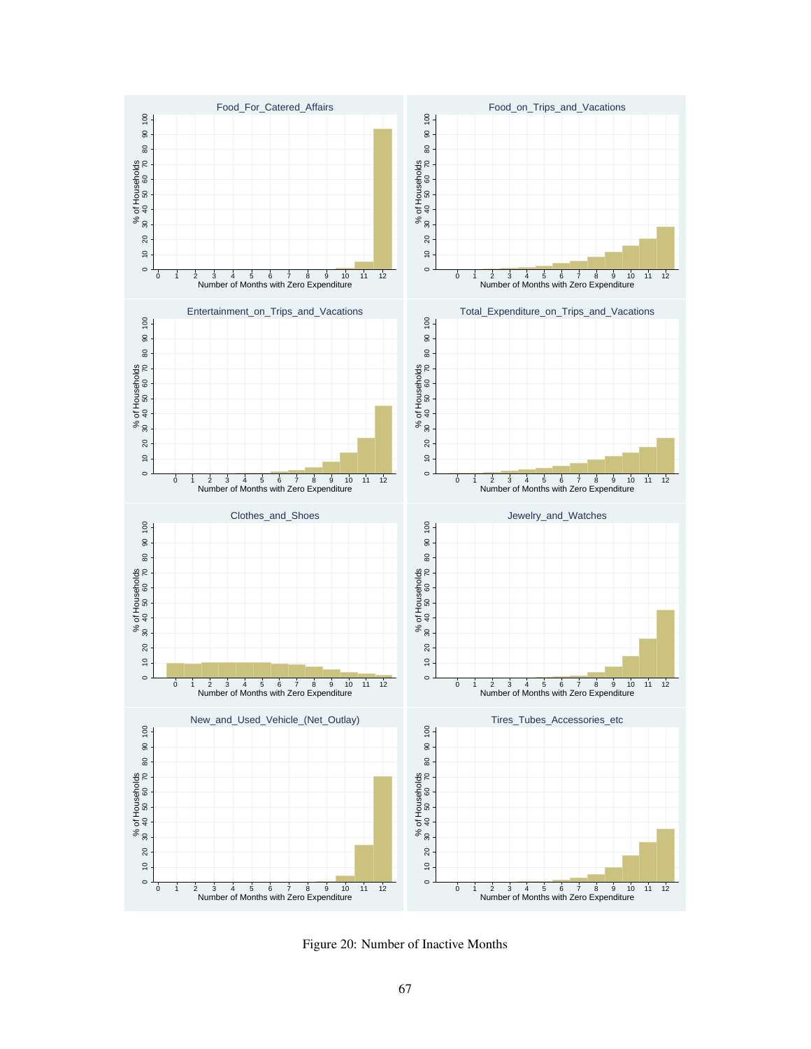Figure 20: Number of Inactive Months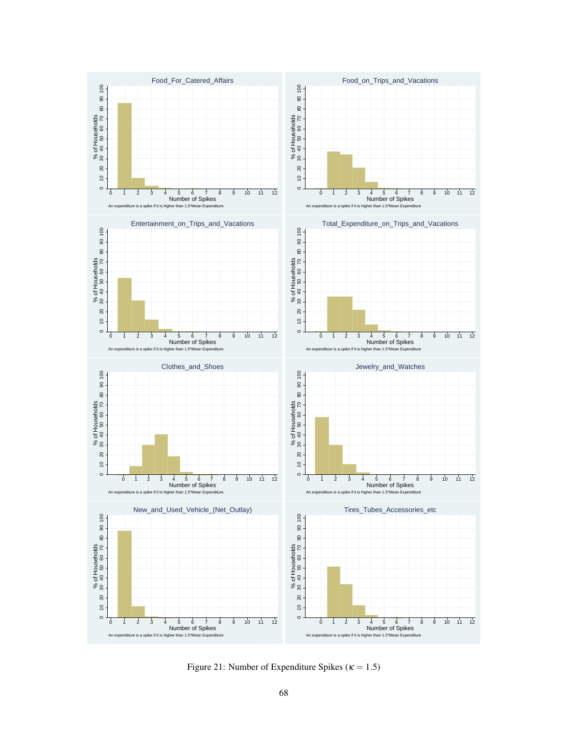Food_For_Catered_Affairs

Food_on_Trips_and_Vacations

Entertainment_on_Trips_and_Vacations

Total_Expenditure_on_Trips_and_Vacations

Clothes_and_Shoes

Jewelry_and_Watches

New_and_Used_Vehicle_(Net_Outlay)

Tires_Tubes_Accessories_etc

An expenditure is a spike if it is higher than 1.5*Mean Expenditure

Figure 21: Number of Expenditure Spikes ($\kappa = 1.5$)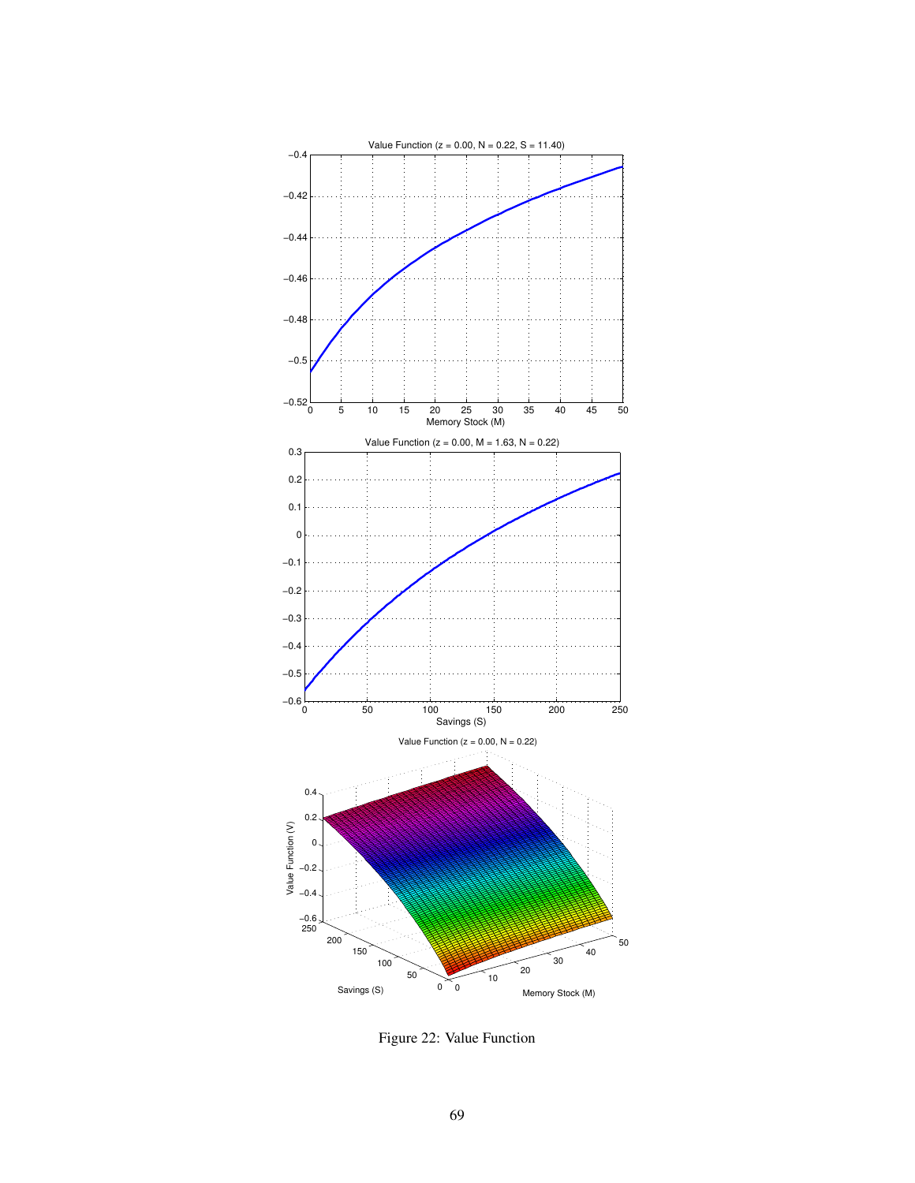Value Function (z = 0.00, N = 0.22, S = 11.40)

−0.4
−0.42
−0.44
−0.46
−0.48
−0.5
−0.52

0 5 10 15 20 25 30 35 40 45 50

Memory Stock (M)

Value Function (z = 0.00, M = 1.63, N = 0.22)

0.3
0.2
0.1
0
−0.1
−0.2
−0.3
−0.4
−0.5
−0.6

0 50 100 150 200 250

Savings (S)

Value Function (z = 0.00, N = 0.22)

Value Function (V)

0.4
0.2
0
−0.2
−0.4
−0.6

Savings (S)

250 200 150 100 50 0

Memory Stock (M)

0 10 20 30 40 50

Figure 22: Value Function